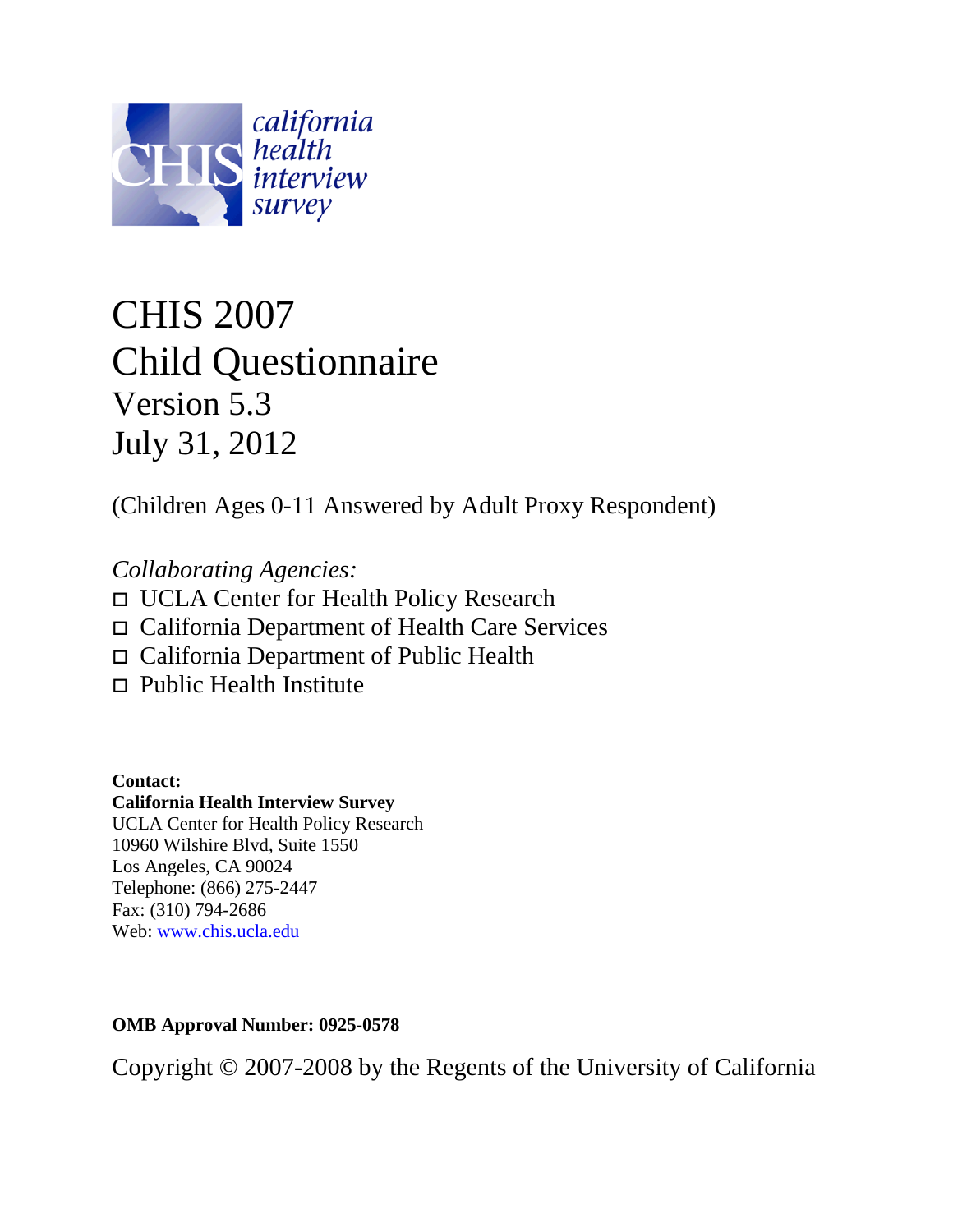california health interview survey

# CHIS 2007
# Child Questionnaire
## Version 5.3
## July 31, 2012

(Children Ages 0-11 Answered by Adult Proxy Respondent)

*Collaborating Agencies:*

- UCLA Center for Health Policy Research
- California Department of Health Care Services
- California Department of Public Health
- Public Health Institute

**Contact:**
**California Health Interview Survey**
UCLA Center for Health Policy Research
10960 Wilshire Blvd, Suite 1550
Los Angeles, CA 90024
Telephone: (866) 275-2447
Fax: (310) 794-2686
Web: www.chis.ucla.edu

**OMB Approval Number: 0925-0578**

Copyright © 2007-2008 by the Regents of the University of California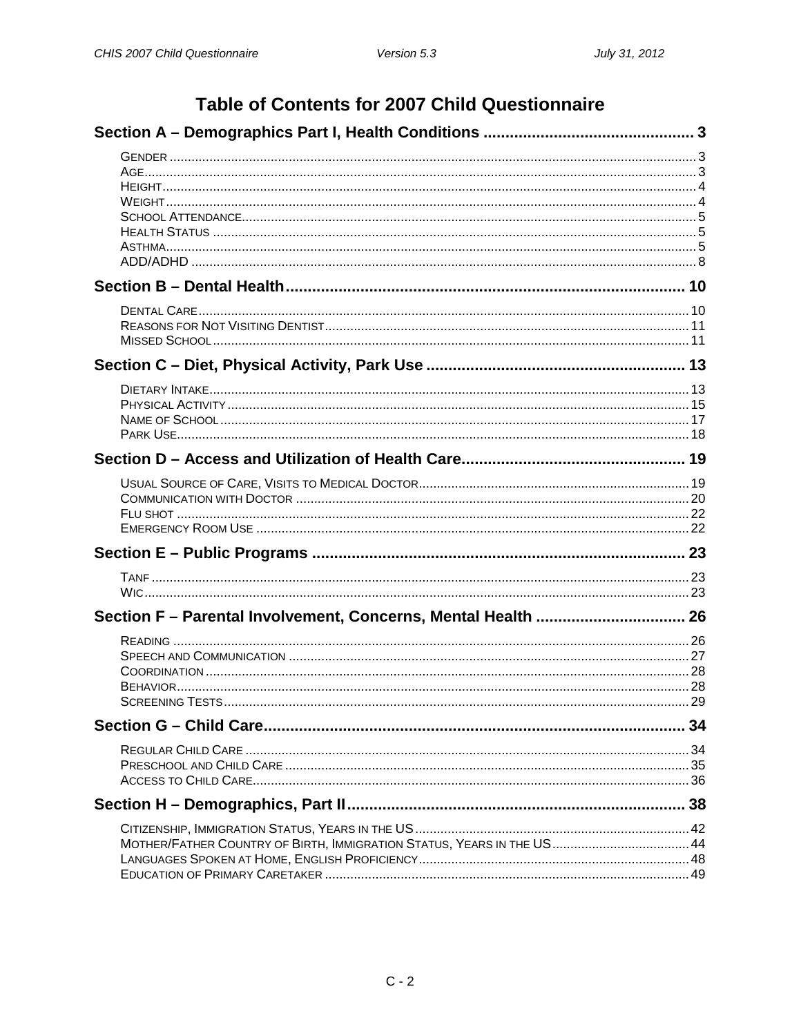# Table of Contents for 2007 Child Questionnaire

## Section A – Demographics Part I, Health Conditions ... 3

- Gender ... 3
- Age ... 3
- Height ... 4
- Weight ... 4
- School Attendance ... 5
- Health Status ... 5
- Asthma ... 5
- ADD/ADHD ... 8

## Section B – Dental Health ... 10

- Dental Care ... 10
- Reasons for Not Visiting Dentist ... 11
- Missed School ... 11

## Section C – Diet, Physical Activity, Park Use ... 13

- Dietary Intake ... 13
- Physical Activity ... 15
- Name of School ... 17
- Park Use ... 18

## Section D – Access and Utilization of Health Care ... 19

- Usual Source of Care, Visits to Medical Doctor ... 19
- Communication with Doctor ... 20
- Flu shot ... 22
- Emergency Room Use ... 22

## Section E – Public Programs ... 23

- TANF ... 23
- WIC ... 23

## Section F – Parental Involvement, Concerns, Mental Health ... 26

- Reading ... 26
- Speech and Communication ... 27
- Coordination ... 28
- Behavior ... 28
- Screening Tests ... 29

## Section G – Child Care ... 34

- Regular Child Care ... 34
- Preschool and Child Care ... 35
- Access to Child Care ... 36

## Section H – Demographics, Part II ... 38

- Citizenship, Immigration Status, Years in the US ... 42
- Mother/Father Country of Birth, Immigration Status, Years in the US ... 44
- Languages Spoken at Home, English Proficiency ... 48
- Education of Primary Caretaker ... 49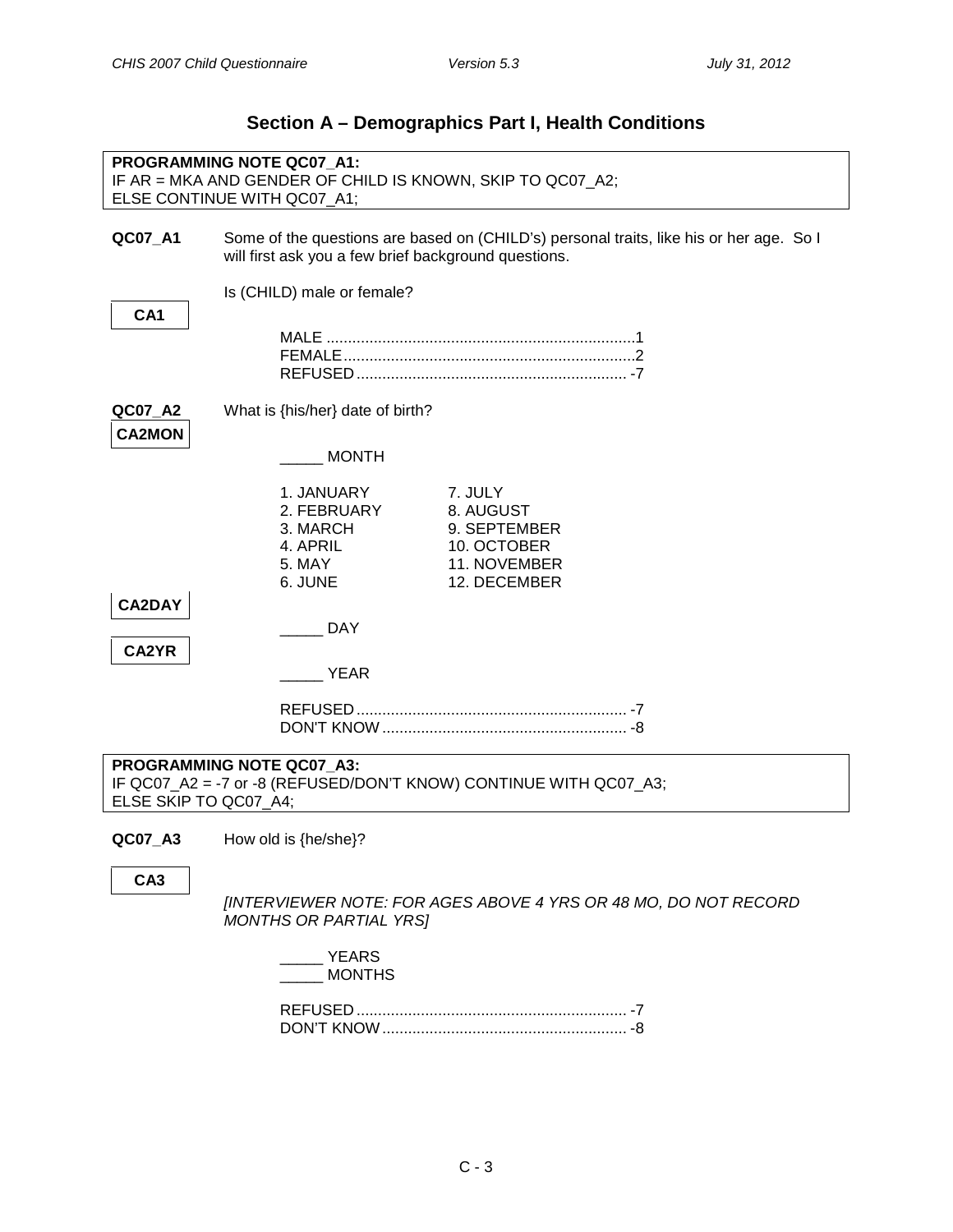## Section A – Demographics Part I, Health Conditions

**PROGRAMMING NOTE QC07_A1:**
IF AR = MKA AND GENDER OF CHILD IS KNOWN, SKIP TO QC07_A2;
ELSE CONTINUE WITH QC07_A1;

**QC07_A1** Some of the questions are based on (CHILD's) personal traits, like his or her age. So I will first ask you a few brief background questions.

**CA1**

Is (CHILD) male or female?

MALE .......................................................................1
FEMALE...................................................................2
REFUSED.............................................................. -7

**QC07_A2** What is {his/her} date of birth?

**CA2MON**

_____ MONTH

1. JANUARY 7. JULY
2. FEBRUARY 8. AUGUST
3. MARCH 9. SEPTEMBER
4. APRIL 10. OCTOBER
5. MAY 11. NOVEMBER
6. JUNE 12. DECEMBER

**CA2DAY**

_____ DAY

**CA2YR**

_____ YEAR

REFUSED.............................................................. -7
DON'T KNOW........................................................ -8

**PROGRAMMING NOTE QC07_A3:**
IF QC07_A2 = -7 or -8 (REFUSED/DON'T KNOW) CONTINUE WITH QC07_A3;
ELSE SKIP TO QC07_A4;

**QC07_A3** How old is {he/she}?

**CA3**

*[INTERVIEWER NOTE: FOR AGES ABOVE 4 YRS OR 48 MO, DO NOT RECORD MONTHS OR PARTIAL YRS]*

_____ YEARS
_____ MONTHS

REFUSED.............................................................. -7
DON'T KNOW........................................................ -8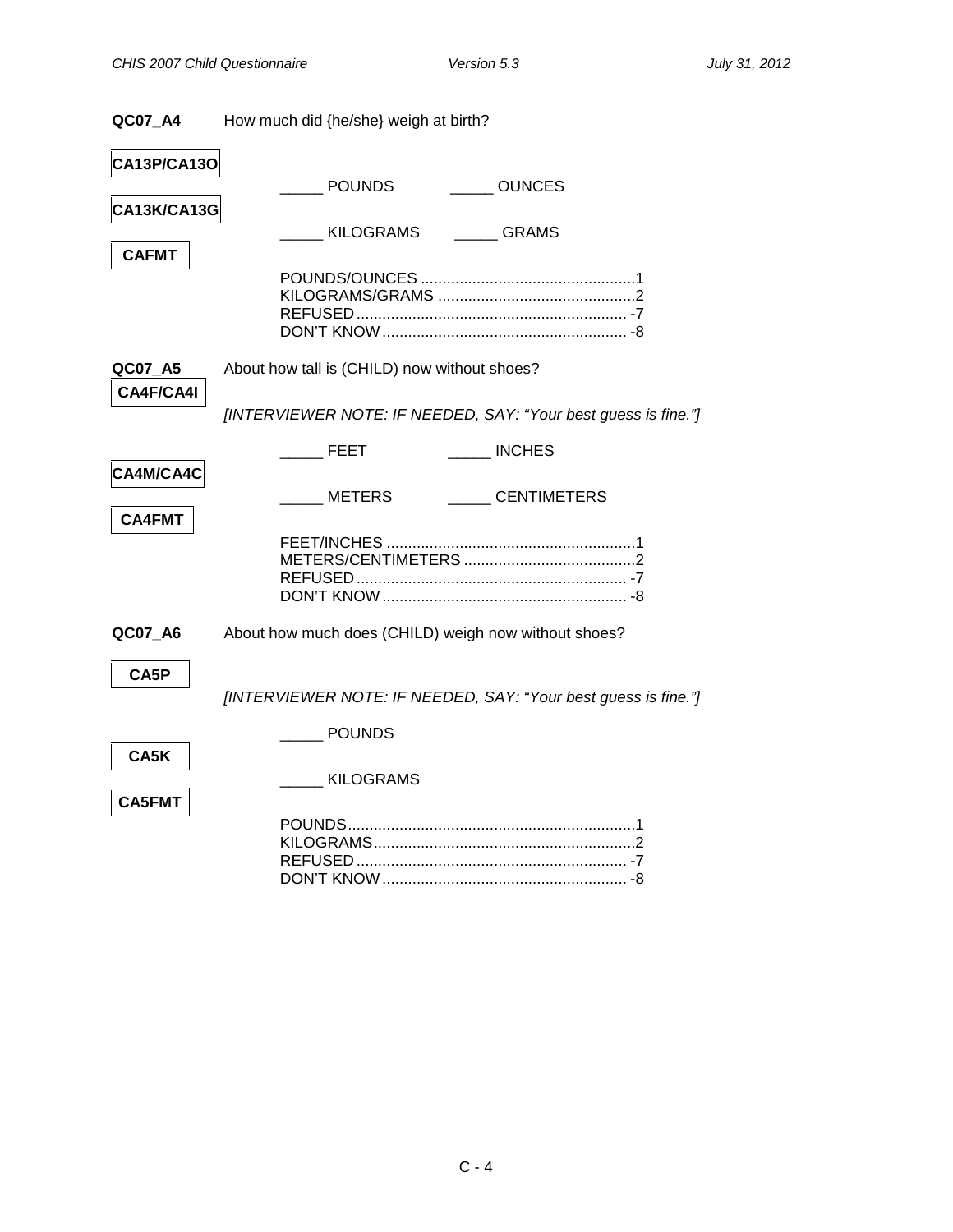**QC07_A4** How much did {he/she} weigh at birth?

**CA13P/CA13O**

_____ POUNDS _____ OUNCES

**CA13K/CA13G**

_____ KILOGRAMS _____ GRAMS

**CAFMT**

POUNDS/OUNCES .................................................. 1
KILOGRAMS/GRAMS .............................................. 2
REFUSED ............................................................... -7
DON'T KNOW ......................................................... -8

**QC07_A5** About how tall is (CHILD) now without shoes?

**CA4F/CA4I**

*[INTERVIEWER NOTE: IF NEEDED, SAY: "Your best guess is fine."]*

_____ FEET _____ INCHES

**CA4M/CA4C**

_____ METERS _____ CENTIMETERS

**CA4FMT**

FEET/INCHES .......................................................... 1
METERS/CENTIMETERS ........................................ 2
REFUSED ............................................................... -7
DON'T KNOW ......................................................... -8

**QC07_A6** About how much does (CHILD) weigh now without shoes?

**CA5P**

*[INTERVIEWER NOTE: IF NEEDED, SAY: "Your best guess is fine."]*

_____ POUNDS

**CA5K**

_____ KILOGRAMS

**CA5FMT**

POUNDS ................................................................... 1
KILOGRAMS ............................................................ 2
REFUSED ............................................................... -7
DON'T KNOW ......................................................... -8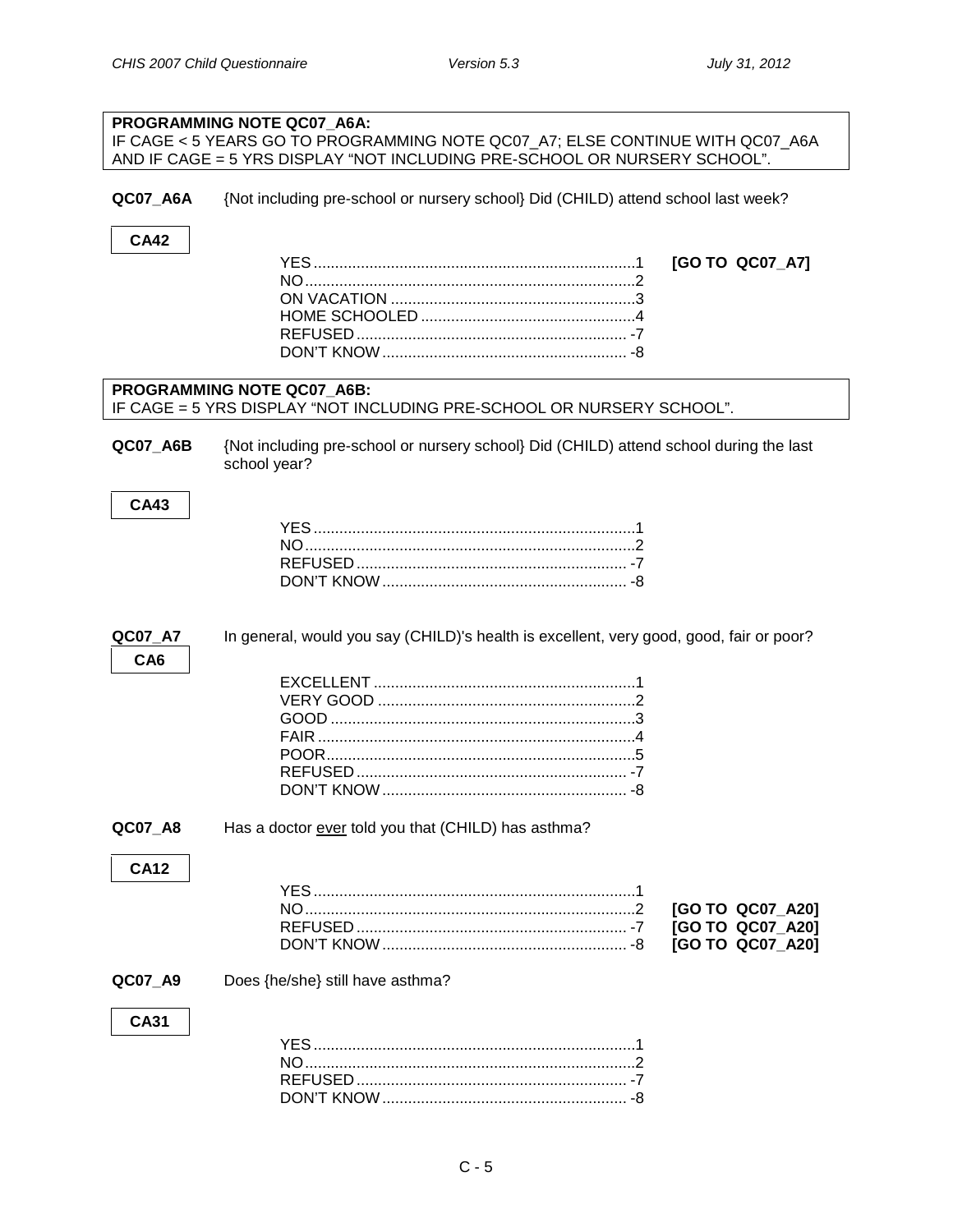**PROGRAMMING NOTE QC07_A6A:**
IF CAGE < 5 YEARS GO TO PROGRAMMING NOTE QC07_A7; ELSE CONTINUE WITH QC07_A6A AND IF CAGE = 5 YRS DISPLAY "NOT INCLUDING PRE-SCHOOL OR NURSERY SCHOOL".

**QC07_A6A** {Not including pre-school or nursery school} Did (CHILD) attend school last week?

**CA42**

| | | |
|---|---|---|
| YES | 1 | **[GO TO QC07_A7]** |
| NO | 2 | |
| ON VACATION | 3 | |
| HOME SCHOOLED | 4 | |
| REFUSED | -7 | |
| DON'T KNOW | -8 | |

**PROGRAMMING NOTE QC07_A6B:**
IF CAGE = 5 YRS DISPLAY "NOT INCLUDING PRE-SCHOOL OR NURSERY SCHOOL".

**QC07_A6B** {Not including pre-school or nursery school} Did (CHILD) attend school during the last school year?

**CA43**

| | |
|---|---|
| YES | 1 |
| NO | 2 |
| REFUSED | -7 |
| DON'T KNOW | -8 |

**QC07_A7** In general, would you say (CHILD)'s health is excellent, very good, good, fair or poor?

**CA6**

| | |
|---|---|
| EXCELLENT | 1 |
| VERY GOOD | 2 |
| GOOD | 3 |
| FAIR | 4 |
| POOR | 5 |
| REFUSED | -7 |
| DON'T KNOW | -8 |

**QC07_A8** Has a doctor <u>ever</u> told you that (CHILD) has asthma?

**CA12**

| | | |
|---|---|---|
| YES | 1 | |
| NO | 2 | **[GO TO QC07_A20]** |
| REFUSED | -7 | **[GO TO QC07_A20]** |
| DON'T KNOW | -8 | **[GO TO QC07_A20]** |

**QC07_A9** Does {he/she} still have asthma?

**CA31**

| | |
|---|---|
| YES | 1 |
| NO | 2 |
| REFUSED | -7 |
| DON'T KNOW | -8 |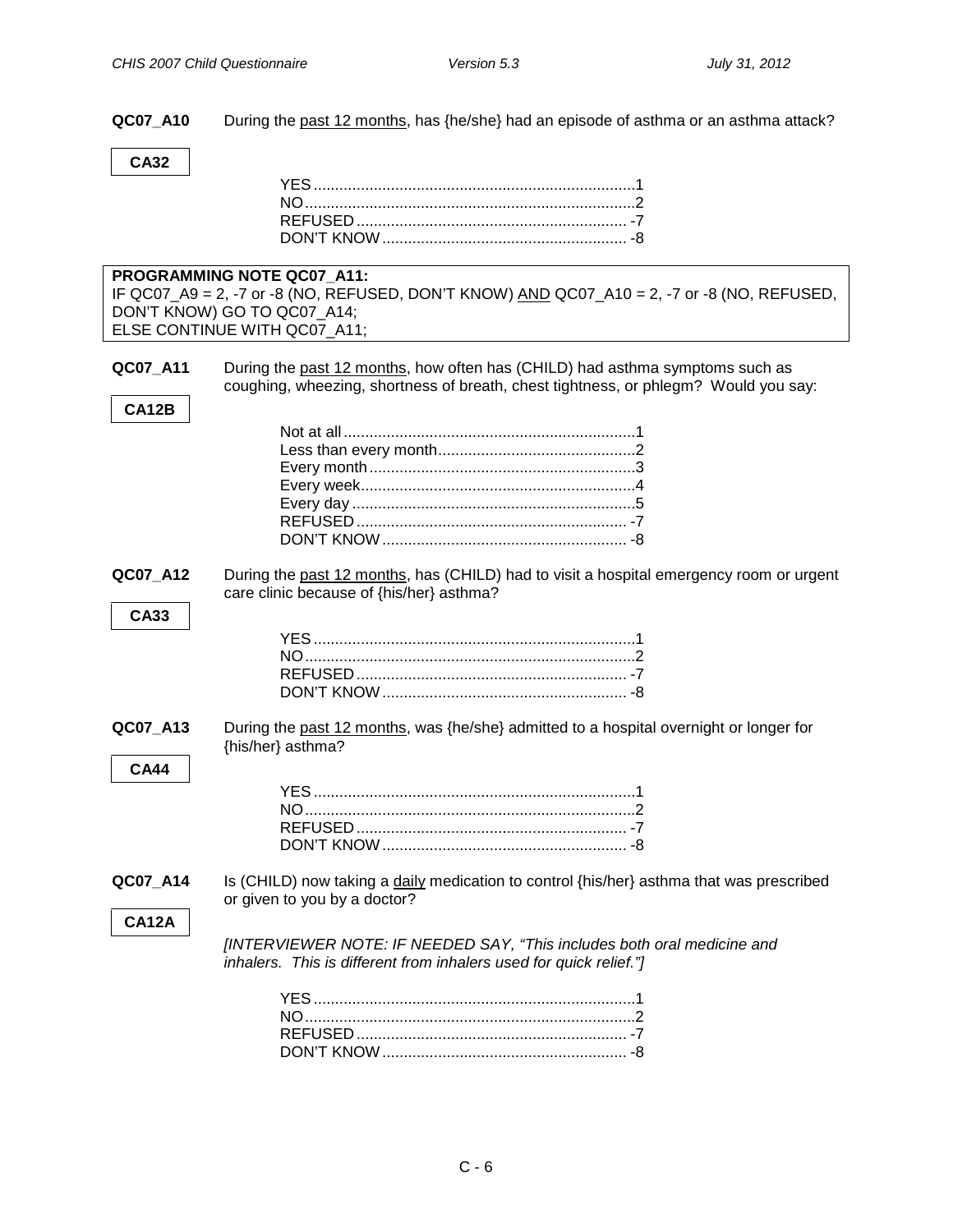**QC07_A10** During the past 12 months, has {he/she} had an episode of asthma or an asthma attack?

**CA32**

YES .......................................................................... 1
NO ............................................................................ 2
REFUSED ............................................................... -7
DON'T KNOW ......................................................... -8

**PROGRAMMING NOTE QC07_A11:**
IF QC07_A9 = 2, -7 or -8 (NO, REFUSED, DON'T KNOW) AND QC07_A10 = 2, -7 or -8 (NO, REFUSED, DON'T KNOW) GO TO QC07_A14;
ELSE CONTINUE WITH QC07_A11;

**QC07_A11** During the past 12 months, how often has (CHILD) had asthma symptoms such as coughing, wheezing, shortness of breath, chest tightness, or phlegm? Would you say:

**CA12B**

Not at all .................................................................... 1
Less than every month ............................................. 2
Every month .............................................................. 3
Every week ................................................................ 4
Every day ................................................................. 5
REFUSED ............................................................... -7
DON'T KNOW ......................................................... -8

**QC07_A12** During the past 12 months, has (CHILD) had to visit a hospital emergency room or urgent care clinic because of {his/her} asthma?

**CA33**

YES .......................................................................... 1
NO ............................................................................ 2
REFUSED ............................................................... -7
DON'T KNOW ......................................................... -8

**QC07_A13** During the past 12 months, was {he/she} admitted to a hospital overnight or longer for {his/her} asthma?

**CA44**

YES .......................................................................... 1
NO ............................................................................ 2
REFUSED ............................................................... -7
DON'T KNOW ......................................................... -8

**QC07_A14** Is (CHILD) now taking a daily medication to control {his/her} asthma that was prescribed or given to you by a doctor?

**CA12A**

*[INTERVIEWER NOTE: IF NEEDED SAY, "This includes both oral medicine and inhalers. This is different from inhalers used for quick relief."]*

YES .......................................................................... 1
NO ............................................................................ 2
REFUSED ............................................................... -7
DON'T KNOW ......................................................... -8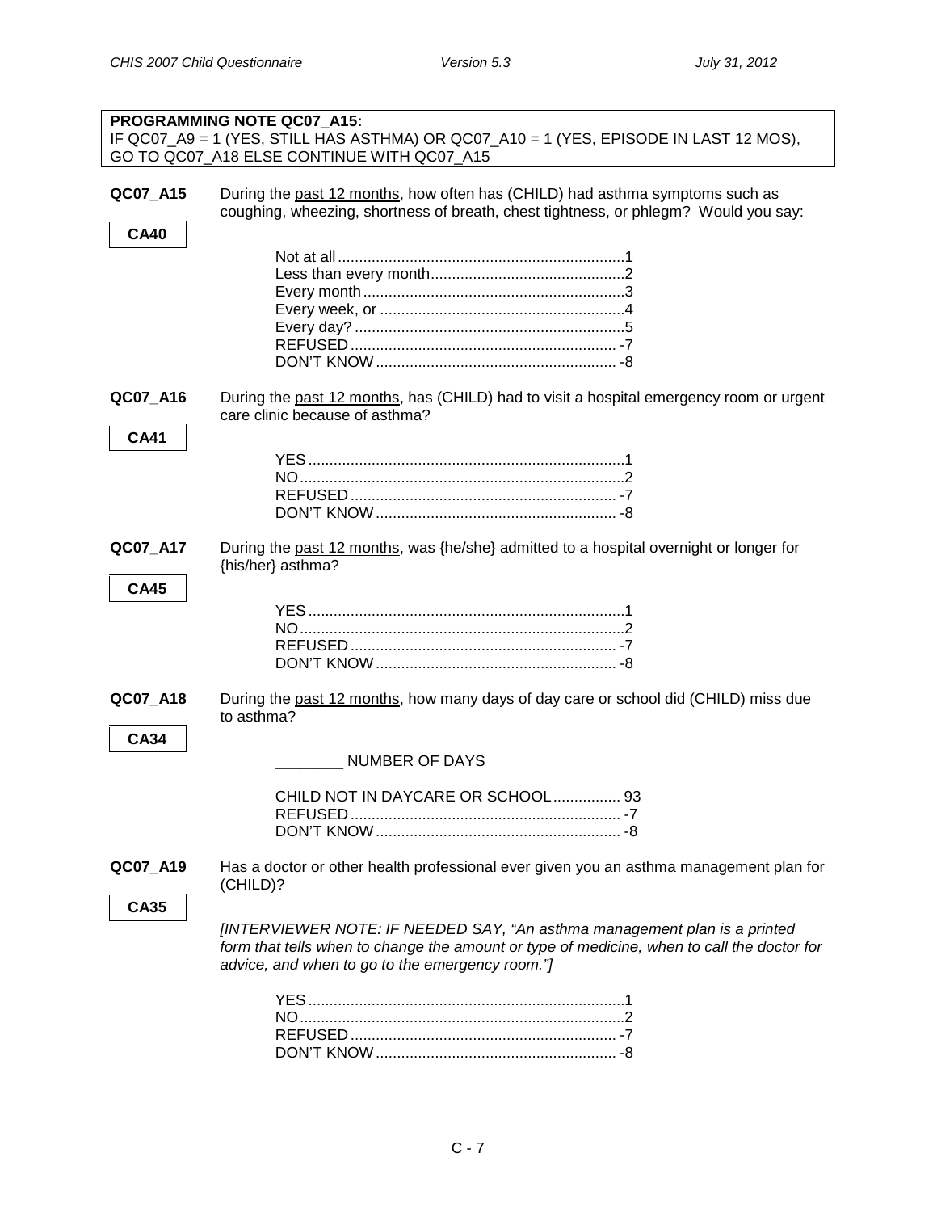**PROGRAMMING NOTE QC07_A15:**
IF QC07_A9 = 1 (YES, STILL HAS ASTHMA) OR QC07_A10 = 1 (YES, EPISODE IN LAST 12 MOS), GO TO QC07_A18 ELSE CONTINUE WITH QC07_A15

**QC07_A15**

**CA40**

During the past 12 months, how often has (CHILD) had asthma symptoms such as coughing, wheezing, shortness of breath, chest tightness, or phlegm? Would you say:

- Not at all ........ 1
- Less than every month ........ 2
- Every month ........ 3
- Every week, or ........ 4
- Every day? ........ 5
- REFUSED ........ -7
- DON'T KNOW ........ -8

**QC07_A16**

**CA41**

During the past 12 months, has (CHILD) had to visit a hospital emergency room or urgent care clinic because of asthma?

- YES ........ 1
- NO ........ 2
- REFUSED ........ -7
- DON'T KNOW ........ -8

**QC07_A17**

**CA45**

During the past 12 months, was {he/she} admitted to a hospital overnight or longer for {his/her} asthma?

- YES ........ 1
- NO ........ 2
- REFUSED ........ -7
- DON'T KNOW ........ -8

**QC07_A18**

**CA34**

During the past 12 months, how many days of day care or school did (CHILD) miss due to asthma?

________ NUMBER OF DAYS

- CHILD NOT IN DAYCARE OR SCHOOL ........ 93
- REFUSED ........ -7
- DON'T KNOW ........ -8

**QC07_A19**

**CA35**

Has a doctor or other health professional ever given you an asthma management plan for (CHILD)?

*[INTERVIEWER NOTE: IF NEEDED SAY, "An asthma management plan is a printed form that tells when to change the amount or type of medicine, when to call the doctor for advice, and when to go to the emergency room."]*

- YES ........ 1
- NO ........ 2
- REFUSED ........ -7
- DON'T KNOW ........ -8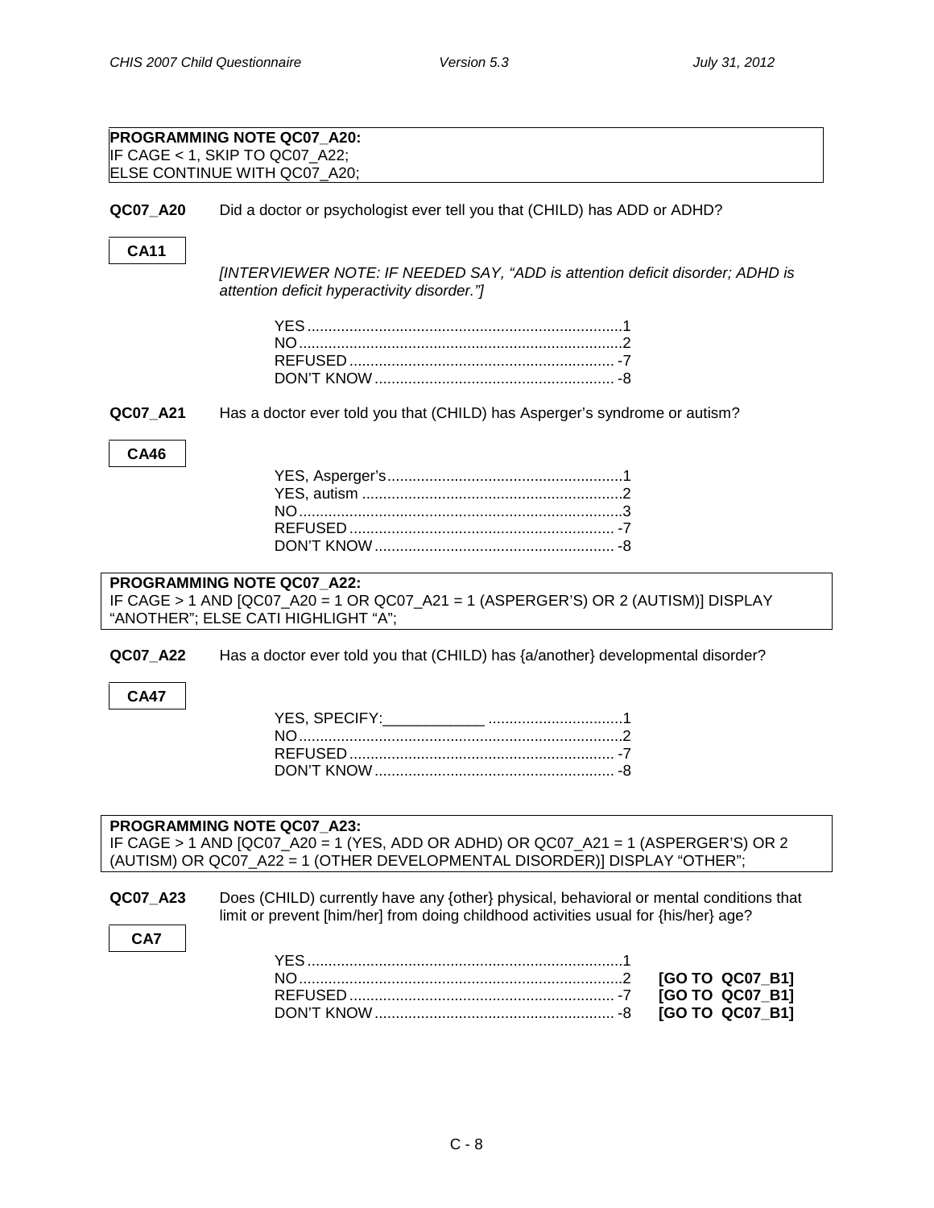**PROGRAMMING NOTE QC07_A20:**
IF CAGE < 1, SKIP TO QC07_A22;
ELSE CONTINUE WITH QC07_A20;

**QC07_A20** Did a doctor or psychologist ever tell you that (CHILD) has ADD or ADHD?

**CA11**

*[INTERVIEWER NOTE: IF NEEDED SAY, "ADD is attention deficit disorder; ADHD is attention deficit hyperactivity disorder."]*

YES ........................................................................1
NO..........................................................................2
REFUSED ............................................................. -7
DON'T KNOW ....................................................... -8

**QC07_A21** Has a doctor ever told you that (CHILD) has Asperger's syndrome or autism?

**CA46**

YES, Asperger's......................................................1
YES, autism ...........................................................2
NO..........................................................................3
REFUSED ............................................................. -7
DON'T KNOW ....................................................... -8

**PROGRAMMING NOTE QC07_A22:**
IF CAGE > 1 AND [QC07_A20 = 1 OR QC07_A21 = 1 (ASPERGER'S) OR 2 (AUTISM)] DISPLAY "ANOTHER"; ELSE CATI HIGHLIGHT "A";

**QC07_A22** Has a doctor ever told you that (CHILD) has {a/another} developmental disorder?

**CA47**

YES, SPECIFY:____________ ...............................1
NO..........................................................................2
REFUSED ............................................................. -7
DON'T KNOW ....................................................... -8

**PROGRAMMING NOTE QC07_A23:**
IF CAGE > 1 AND [QC07_A20 = 1 (YES, ADD OR ADHD) OR QC07_A21 = 1 (ASPERGER'S) OR 2 (AUTISM) OR QC07_A22 = 1 (OTHER DEVELOPMENTAL DISORDER)] DISPLAY "OTHER";

**QC07_A23** Does (CHILD) currently have any {other} physical, behavioral or mental conditions that limit or prevent [him/her] from doing childhood activities usual for {his/her} age?

**CA7**

YES ........................................................................1
NO..........................................................................2 **[GO TO QC07_B1]**
REFUSED ............................................................. -7 **[GO TO QC07_B1]**
DON'T KNOW ....................................................... -8 **[GO TO QC07_B1]**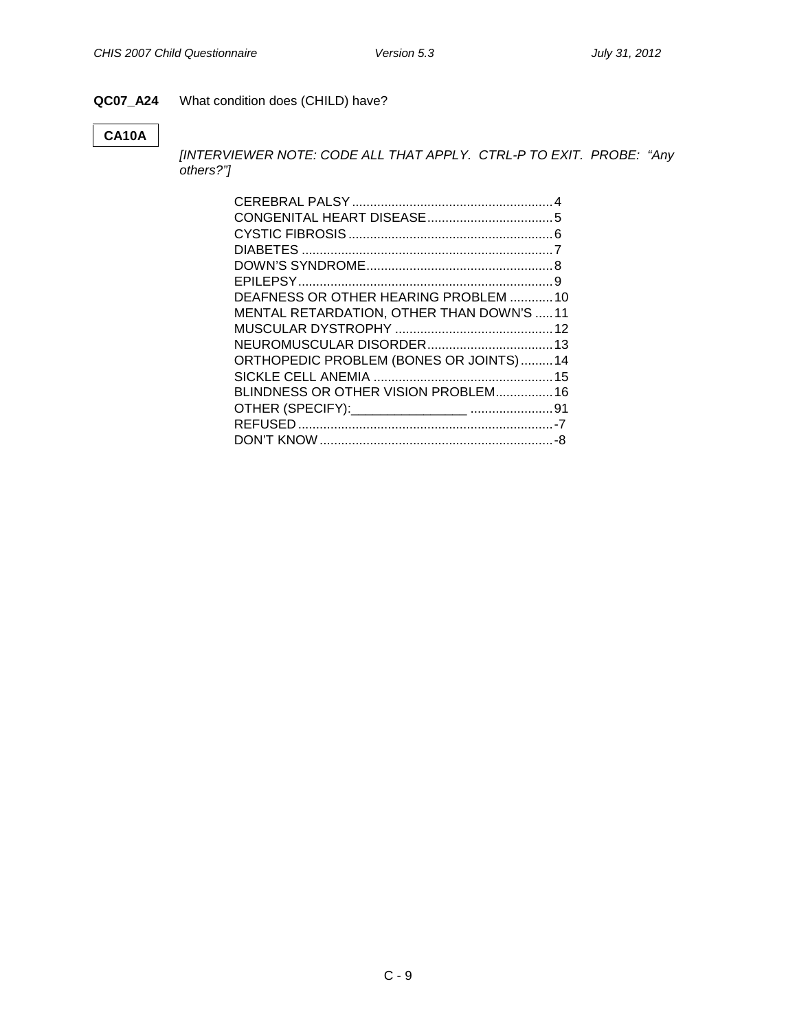**QC07_A24** What condition does (CHILD) have?

**CA10A**

*[INTERVIEWER NOTE: CODE ALL THAT APPLY. CTRL-P TO EXIT. PROBE: "Any others?"]*

| | |
|---|---|
| CEREBRAL PALSY | 4 |
| CONGENITAL HEART DISEASE | 5 |
| CYSTIC FIBROSIS | 6 |
| DIABETES | 7 |
| DOWN'S SYNDROME | 8 |
| EPILEPSY | 9 |
| DEAFNESS OR OTHER HEARING PROBLEM | 10 |
| MENTAL RETARDATION, OTHER THAN DOWN'S | 11 |
| MUSCULAR DYSTROPHY | 12 |
| NEUROMUSCULAR DISORDER | 13 |
| ORTHOPEDIC PROBLEM (BONES OR JOINTS) | 14 |
| SICKLE CELL ANEMIA | 15 |
| BLINDNESS OR OTHER VISION PROBLEM | 16 |
| OTHER (SPECIFY):________________ | 91 |
| REFUSED | -7 |
| DON'T KNOW | -8 |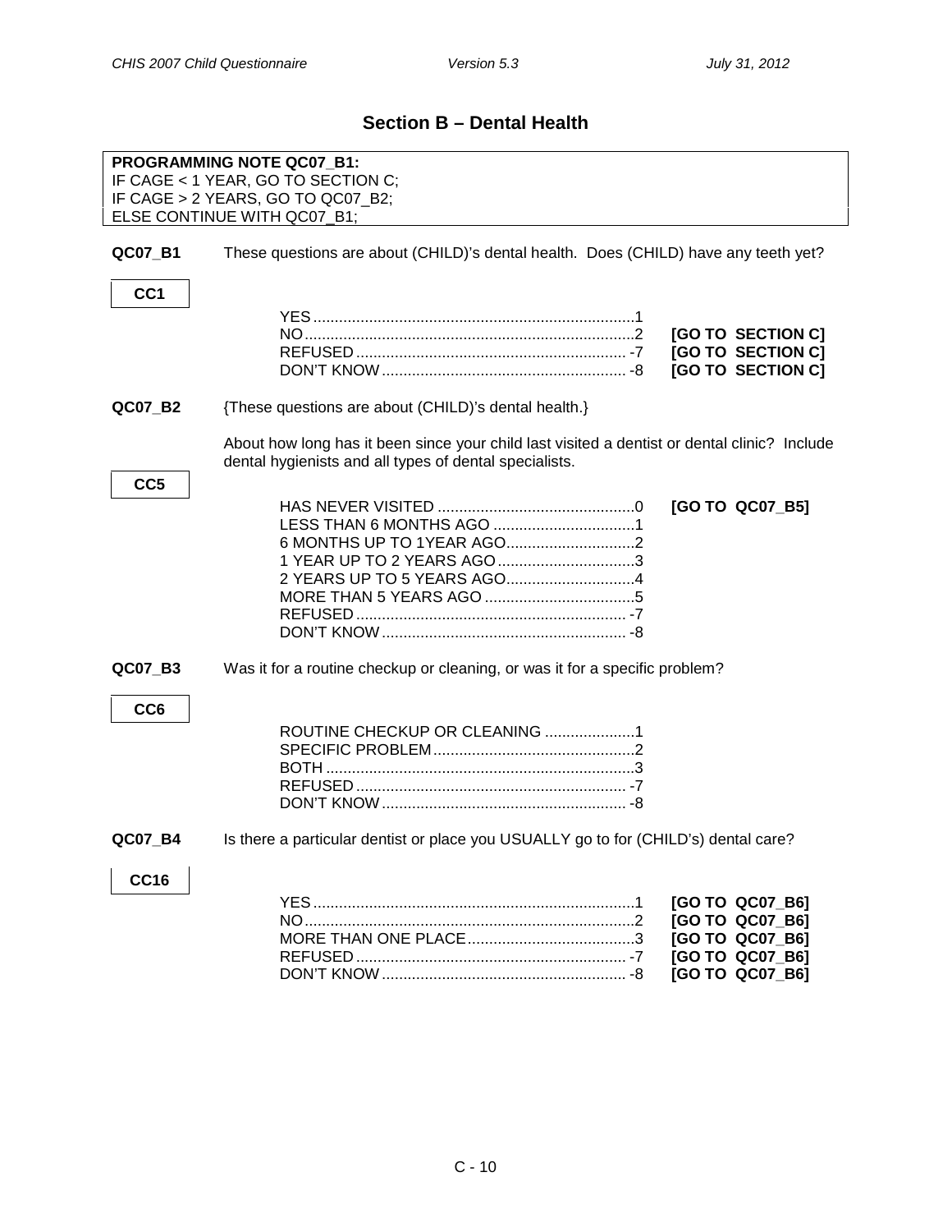## Section B – Dental Health

**PROGRAMMING NOTE QC07_B1:**
IF CAGE < 1 YEAR, GO TO SECTION C;
IF CAGE > 2 YEARS, GO TO QC07_B2;
ELSE CONTINUE WITH QC07_B1;

**QC07_B1** These questions are about (CHILD)'s dental health. Does (CHILD) have any teeth yet?

**CC1**

| | | |
|---|---|---|
| YES | 1 | |
| NO | 2 | **[GO TO SECTION C]** |
| REFUSED | -7 | **[GO TO SECTION C]** |
| DON'T KNOW | -8 | **[GO TO SECTION C]** |

**QC07_B2** {These questions are about (CHILD)'s dental health.}

About how long has it been since your child last visited a dentist or dental clinic? Include dental hygienists and all types of dental specialists.

**CC5**

| | | |
|---|---|---|
| HAS NEVER VISITED | 0 | **[GO TO QC07_B5]** |
| LESS THAN 6 MONTHS AGO | 1 | |
| 6 MONTHS UP TO 1YEAR AGO | 2 | |
| 1 YEAR UP TO 2 YEARS AGO | 3 | |
| 2 YEARS UP TO 5 YEARS AGO | 4 | |
| MORE THAN 5 YEARS AGO | 5 | |
| REFUSED | -7 | |
| DON'T KNOW | -8 | |

**QC07_B3** Was it for a routine checkup or cleaning, or was it for a specific problem?

**CC6**

| | |
|---|---|
| ROUTINE CHECKUP OR CLEANING | 1 |
| SPECIFIC PROBLEM | 2 |
| BOTH | 3 |
| REFUSED | -7 |
| DON'T KNOW | -8 |

**QC07_B4** Is there a particular dentist or place you USUALLY go to for (CHILD's) dental care?

**CC16**

| | | |
|---|---|---|
| YES | 1 | **[GO TO QC07_B6]** |
| NO | 2 | **[GO TO QC07_B6]** |
| MORE THAN ONE PLACE | 3 | **[GO TO QC07_B6]** |
| REFUSED | -7 | **[GO TO QC07_B6]** |
| DON'T KNOW | -8 | **[GO TO QC07_B6]** |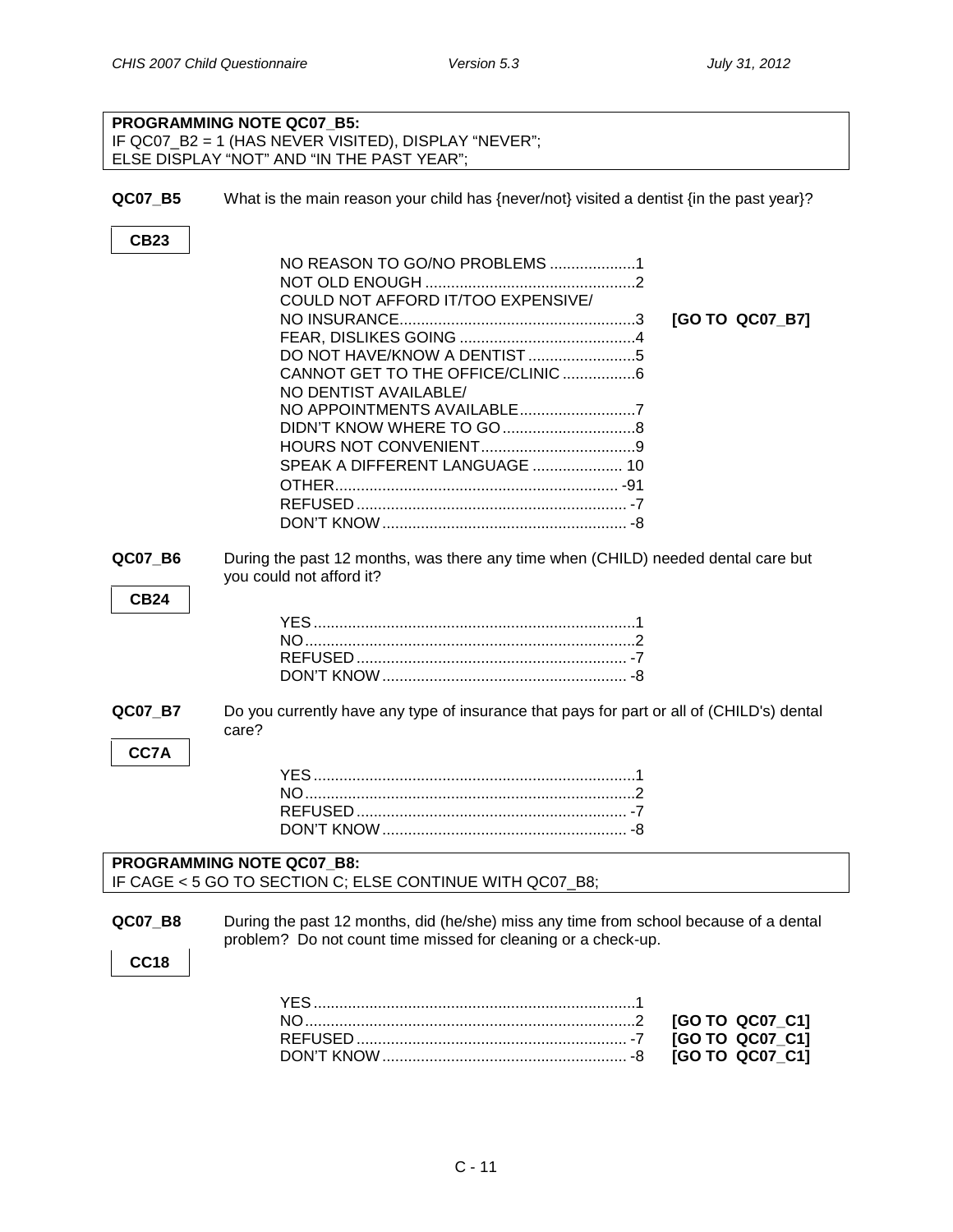**PROGRAMMING NOTE QC07_B5:**
IF QC07_B2 = 1 (HAS NEVER VISITED), DISPLAY "NEVER";
ELSE DISPLAY "NOT" AND "IN THE PAST YEAR";

**QC07_B5** What is the main reason your child has {never/not} visited a dentist {in the past year}?

**CB23**

| | | |
|---|---|---|
| NO REASON TO GO/NO PROBLEMS | 1 | |
| NOT OLD ENOUGH | 2 | |
| COULD NOT AFFORD IT/TOO EXPENSIVE/ NO INSURANCE | 3 | **[GO TO QC07_B7]** |
| FEAR, DISLIKES GOING | 4 | |
| DO NOT HAVE/KNOW A DENTIST | 5 | |
| CANNOT GET TO THE OFFICE/CLINIC | 6 | |
| NO DENTIST AVAILABLE/ NO APPOINTMENTS AVAILABLE | 7 | |
| DIDN'T KNOW WHERE TO GO | 8 | |
| HOURS NOT CONVENIENT | 9 | |
| SPEAK A DIFFERENT LANGUAGE | 10 | |
| OTHER | -91 | |
| REFUSED | -7 | |
| DON'T KNOW | -8 | |

**QC07_B6** During the past 12 months, was there any time when (CHILD) needed dental care but you could not afford it?

**CB24**

| | |
|---|---|
| YES | 1 |
| NO | 2 |
| REFUSED | -7 |
| DON'T KNOW | -8 |

**QC07_B7** Do you currently have any type of insurance that pays for part or all of (CHILD's) dental care?

**CC7A**

| | |
|---|---|
| YES | 1 |
| NO | 2 |
| REFUSED | -7 |
| DON'T KNOW | -8 |

**PROGRAMMING NOTE QC07_B8:**
IF CAGE < 5 GO TO SECTION C; ELSE CONTINUE WITH QC07_B8;

**QC07_B8** During the past 12 months, did (he/she) miss any time from school because of a dental problem? Do not count time missed for cleaning or a check-up.

**CC18**

| | | |
|---|---|---|
| YES | 1 | |
| NO | 2 | **[GO TO QC07_C1]** |
| REFUSED | -7 | **[GO TO QC07_C1]** |
| DON'T KNOW | -8 | **[GO TO QC07_C1]** |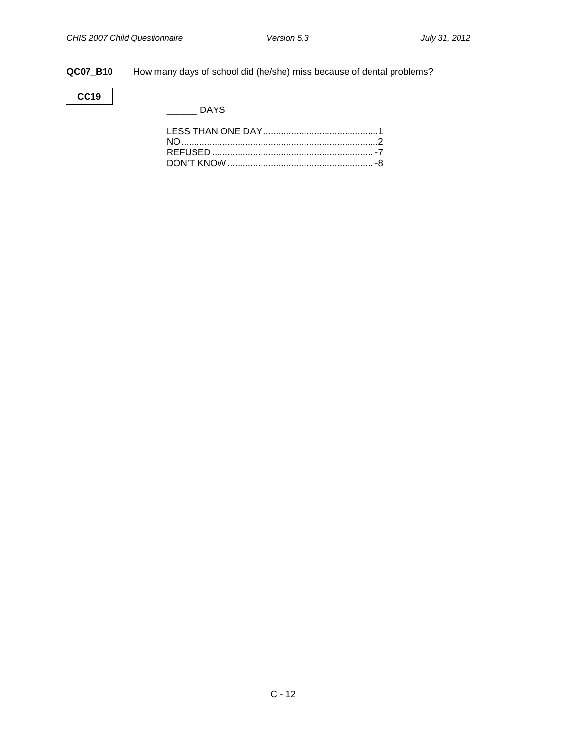**QC07_B10** How many days of school did (he/she) miss because of dental problems?

**CC19**

______ DAYS

LESS THAN ONE DAY............................................1
NO............................................................................2
REFUSED .............................................................. -7
DON'T KNOW ........................................................ -8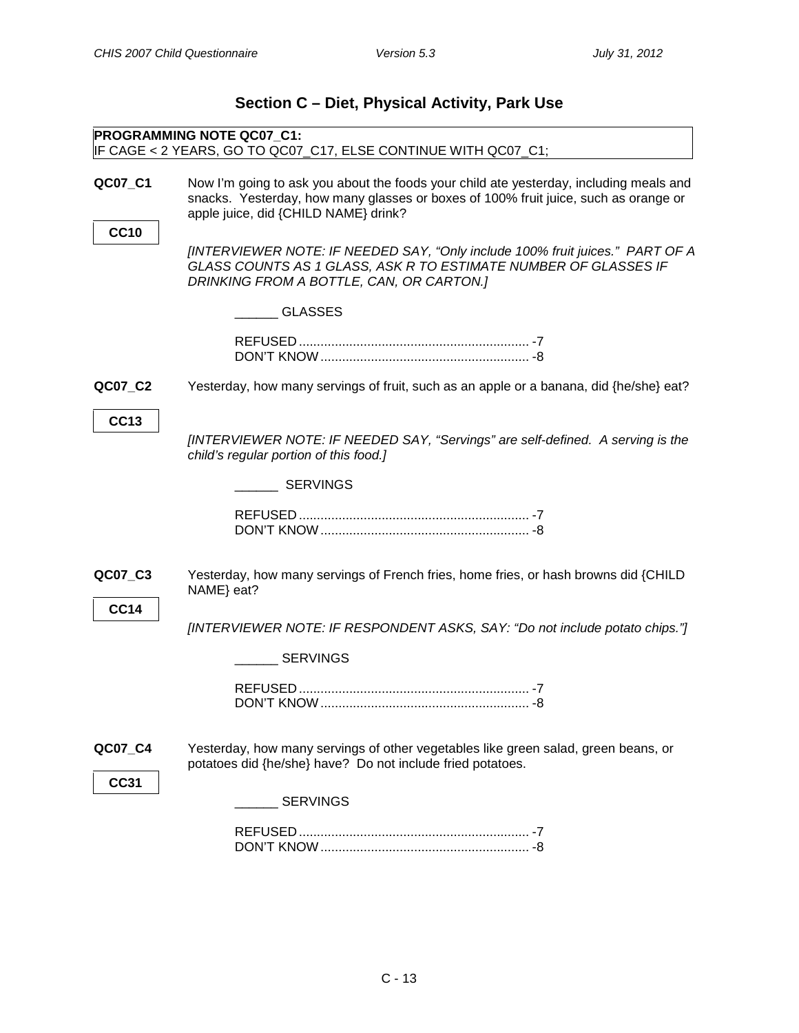## Section C – Diet, Physical Activity, Park Use

**PROGRAMMING NOTE QC07_C1:**
IF CAGE < 2 YEARS, GO TO QC07_C17, ELSE CONTINUE WITH QC07_C1;

**QC07_C1**

**CC10**

Now I'm going to ask you about the foods your child ate yesterday, including meals and snacks. Yesterday, how many glasses or boxes of 100% fruit juice, such as orange or apple juice, did {CHILD NAME} drink?

*[INTERVIEWER NOTE: IF NEEDED SAY, "Only include 100% fruit juices." PART OF A GLASS COUNTS AS 1 GLASS, ASK R TO ESTIMATE NUMBER OF GLASSES IF DRINKING FROM A BOTTLE, CAN, OR CARTON.]*

______ GLASSES

REFUSED ................................................................ -7
DON'T KNOW .......................................................... -8

**QC07_C2**

**CC13**

Yesterday, how many servings of fruit, such as an apple or a banana, did {he/she} eat?

*[INTERVIEWER NOTE: IF NEEDED SAY, "Servings" are self-defined. A serving is the child's regular portion of this food.]*

______ SERVINGS

REFUSED ................................................................ -7
DON'T KNOW .......................................................... -8

**QC07_C3**

**CC14**

Yesterday, how many servings of French fries, home fries, or hash browns did {CHILD NAME} eat?

*[INTERVIEWER NOTE: IF RESPONDENT ASKS, SAY: "Do not include potato chips."]*

______ SERVINGS

REFUSED ................................................................ -7
DON'T KNOW .......................................................... -8

**QC07_C4**

**CC31**

Yesterday, how many servings of other vegetables like green salad, green beans, or potatoes did {he/she} have? Do not include fried potatoes.

______ SERVINGS

REFUSED ................................................................ -7
DON'T KNOW .......................................................... -8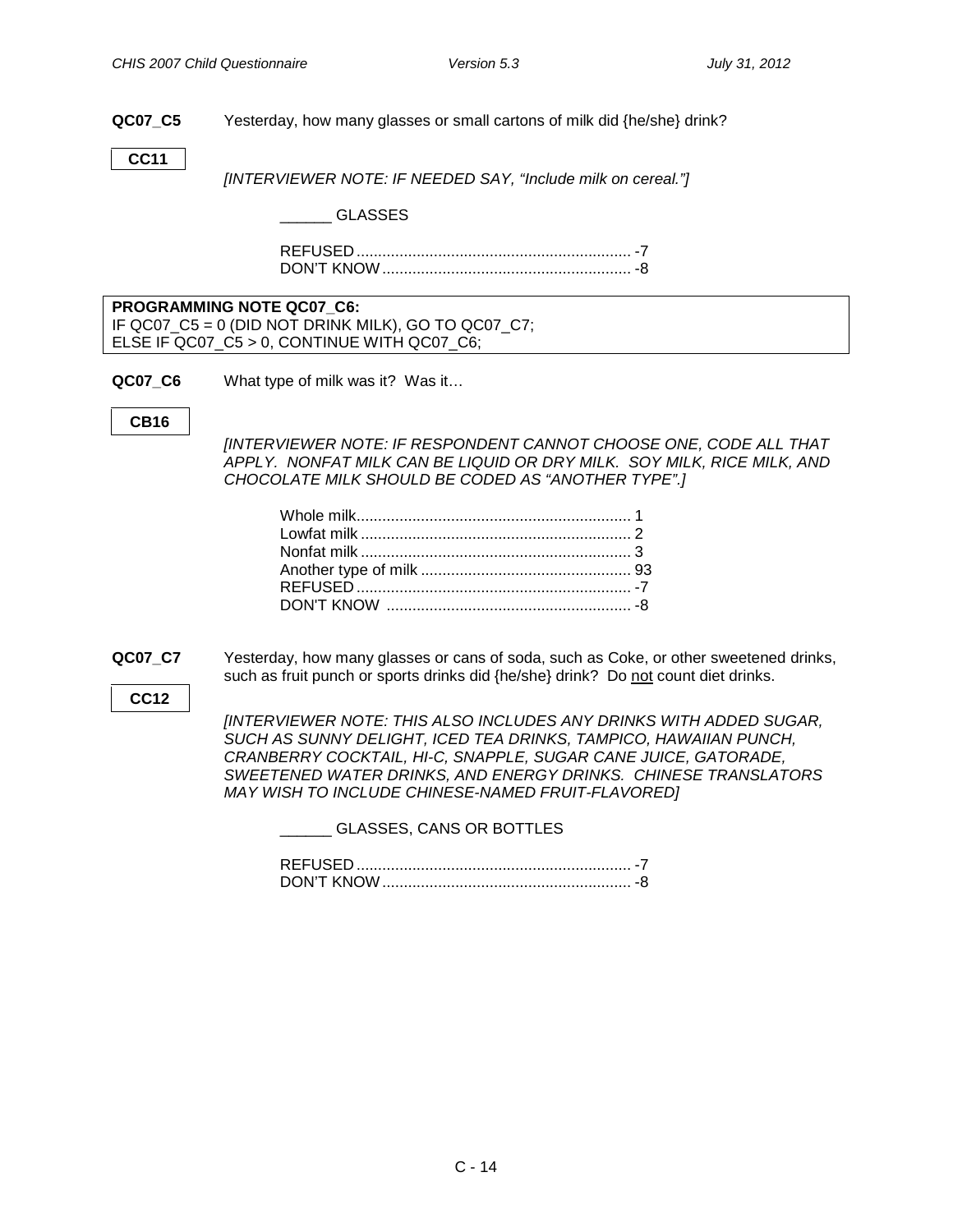**QC07_C5** Yesterday, how many glasses or small cartons of milk did {he/she} drink?

**CC11**

*[INTERVIEWER NOTE: IF NEEDED SAY, "Include milk on cereal."]*

______ GLASSES

REFUSED ................................................................ -7
DON'T KNOW .......................................................... -8

**PROGRAMMING NOTE QC07_C6:**
IF QC07_C5 = 0 (DID NOT DRINK MILK), GO TO QC07_C7;
ELSE IF QC07_C5 > 0, CONTINUE WITH QC07_C6;

**QC07_C6** What type of milk was it? Was it…

**CB16**

*[INTERVIEWER NOTE: IF RESPONDENT CANNOT CHOOSE ONE, CODE ALL THAT APPLY. NONFAT MILK CAN BE LIQUID OR DRY MILK. SOY MILK, RICE MILK, AND CHOCOLATE MILK SHOULD BE CODED AS "ANOTHER TYPE".]*

Whole milk................................................................ 1
Lowfat milk ............................................................... 2
Nonfat milk ............................................................... 3
Another type of milk ................................................. 93
REFUSED ................................................................ -7
DON'T KNOW ......................................................... -8

**QC07_C7** Yesterday, how many glasses or cans of soda, such as Coke, or other sweetened drinks, such as fruit punch or sports drinks did {he/she} drink? Do not count diet drinks.

**CC12**

*[INTERVIEWER NOTE: THIS ALSO INCLUDES ANY DRINKS WITH ADDED SUGAR, SUCH AS SUNNY DELIGHT, ICED TEA DRINKS, TAMPICO, HAWAIIAN PUNCH, CRANBERRY COCKTAIL, HI-C, SNAPPLE, SUGAR CANE JUICE, GATORADE, SWEETENED WATER DRINKS, AND ENERGY DRINKS. CHINESE TRANSLATORS MAY WISH TO INCLUDE CHINESE-NAMED FRUIT-FLAVORED]*

______ GLASSES, CANS OR BOTTLES

REFUSED ................................................................ -7
DON'T KNOW .......................................................... -8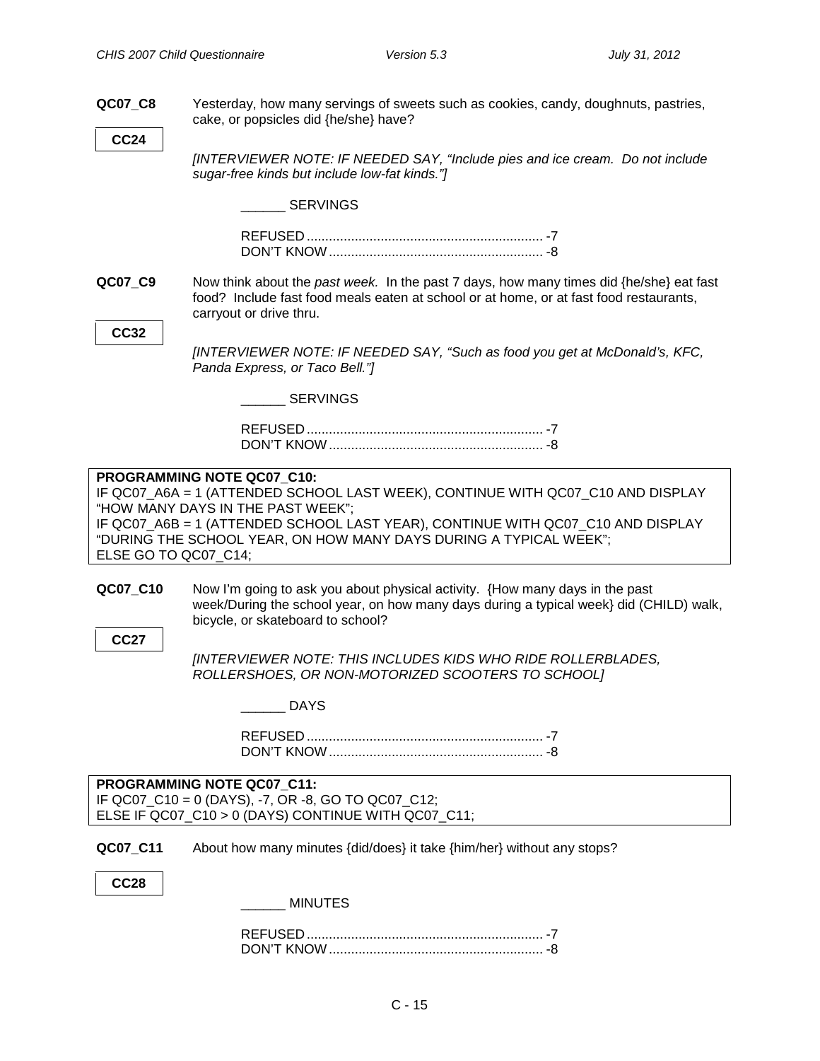**QC07_C8** Yesterday, how many servings of sweets such as cookies, candy, doughnuts, pastries, cake, or popsicles did {he/she} have?

**CC24**

*[INTERVIEWER NOTE: IF NEEDED SAY, "Include pies and ice cream. Do not include sugar-free kinds but include low-fat kinds."]*

______ SERVINGS

REFUSED ................................................................ -7
DON'T KNOW .......................................................... -8

**QC07_C9** Now think about the *past week.* In the past 7 days, how many times did {he/she} eat fast food? Include fast food meals eaten at school or at home, or at fast food restaurants, carryout or drive thru.

**CC32**

*[INTERVIEWER NOTE: IF NEEDED SAY, "Such as food you get at McDonald's, KFC, Panda Express, or Taco Bell."]*

______ SERVINGS

REFUSED ................................................................ -7
DON'T KNOW .......................................................... -8

**PROGRAMMING NOTE QC07_C10:**
IF QC07_A6A = 1 (ATTENDED SCHOOL LAST WEEK), CONTINUE WITH QC07_C10 AND DISPLAY "HOW MANY DAYS IN THE PAST WEEK";
IF QC07_A6B = 1 (ATTENDED SCHOOL LAST YEAR), CONTINUE WITH QC07_C10 AND DISPLAY "DURING THE SCHOOL YEAR, ON HOW MANY DAYS DURING A TYPICAL WEEK";
ELSE GO TO QC07_C14;

**QC07_C10** Now I'm going to ask you about physical activity. {How many days in the past week/During the school year, on how many days during a typical week} did (CHILD) walk, bicycle, or skateboard to school?

**CC27**

*[INTERVIEWER NOTE: THIS INCLUDES KIDS WHO RIDE ROLLERBLADES, ROLLERSHOES, OR NON-MOTORIZED SCOOTERS TO SCHOOL]*

______ DAYS

REFUSED ................................................................ -7
DON'T KNOW .......................................................... -8

**PROGRAMMING NOTE QC07_C11:**
IF QC07_C10 = 0 (DAYS), -7, OR -8, GO TO QC07_C12;
ELSE IF QC07_C10 > 0 (DAYS) CONTINUE WITH QC07_C11;

**QC07_C11** About how many minutes {did/does} it take {him/her} without any stops?

**CC28**

______ MINUTES

REFUSED ................................................................ -7
DON'T KNOW .......................................................... -8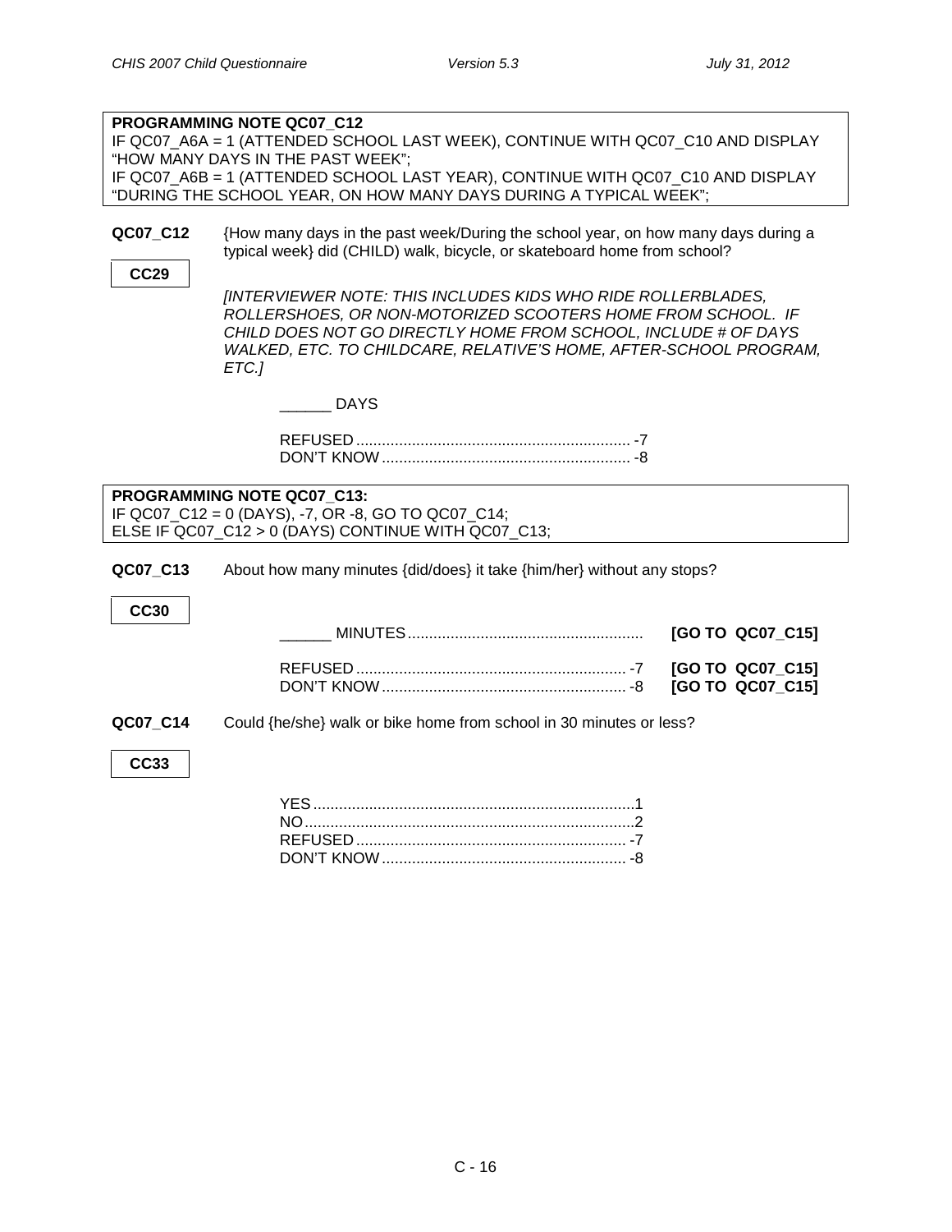**PROGRAMMING NOTE QC07_C12**
IF QC07_A6A = 1 (ATTENDED SCHOOL LAST WEEK), CONTINUE WITH QC07_C10 AND DISPLAY "HOW MANY DAYS IN THE PAST WEEK";
IF QC07_A6B = 1 (ATTENDED SCHOOL LAST YEAR), CONTINUE WITH QC07_C10 AND DISPLAY "DURING THE SCHOOL YEAR, ON HOW MANY DAYS DURING A TYPICAL WEEK";

**QC07_C12** {How many days in the past week/During the school year, on how many days during a typical week} did (CHILD) walk, bicycle, or skateboard home from school?

**CC29**

*[INTERVIEWER NOTE: THIS INCLUDES KIDS WHO RIDE ROLLERBLADES, ROLLERSHOES, OR NON-MOTORIZED SCOOTERS HOME FROM SCHOOL. IF CHILD DOES NOT GO DIRECTLY HOME FROM SCHOOL, INCLUDE # OF DAYS WALKED, ETC. TO CHILDCARE, RELATIVE'S HOME, AFTER-SCHOOL PROGRAM, ETC.]*

______ DAYS

REFUSED ................................................................ -7
DON'T KNOW .......................................................... -8

**PROGRAMMING NOTE QC07_C13:**
IF QC07_C12 = 0 (DAYS), -7, OR -8, GO TO QC07_C14;
ELSE IF QC07_C12 > 0 (DAYS) CONTINUE WITH QC07_C13;

**QC07_C13** About how many minutes {did/does} it take {him/her} without any stops?

**CC30**

______ MINUTES ...................................................... **[GO TO QC07_C15]**

REFUSED ............................................................... -7 **[GO TO QC07_C15]**
DON'T KNOW ......................................................... -8 **[GO TO QC07_C15]**

**QC07_C14** Could {he/she} walk or bike home from school in 30 minutes or less?

**CC33**

YES ..........................................................................1
NO ............................................................................2
REFUSED ............................................................... -7
DON'T KNOW ......................................................... -8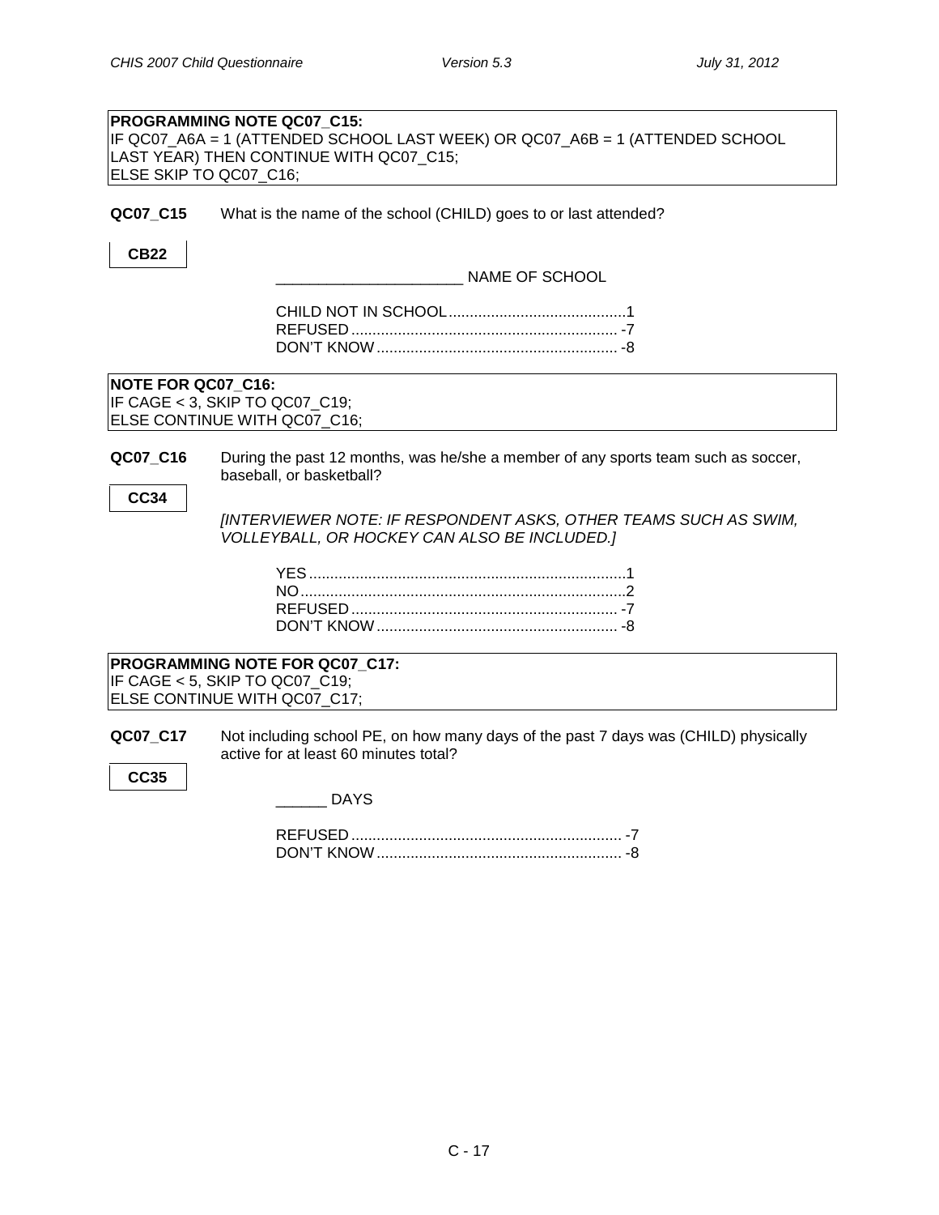**PROGRAMMING NOTE QC07_C15:**
IF QC07_A6A = 1 (ATTENDED SCHOOL LAST WEEK) OR QC07_A6B = 1 (ATTENDED SCHOOL LAST YEAR) THEN CONTINUE WITH QC07_C15;
ELSE SKIP TO QC07_C16;

**QC07_C15** What is the name of the school (CHILD) goes to or last attended?

**CB22**

_____________________ NAME OF SCHOOL

CHILD NOT IN SCHOOL.........................................1
REFUSED.............................................................. -7
DON'T KNOW........................................................ -8

**NOTE FOR QC07_C16:**
IF CAGE < 3, SKIP TO QC07_C19;
ELSE CONTINUE WITH QC07_C16;

**QC07_C16** During the past 12 months, was he/she a member of any sports team such as soccer, baseball, or basketball?

**CC34**

*[INTERVIEWER NOTE: IF RESPONDENT ASKS, OTHER TEAMS SUCH AS SWIM, VOLLEYBALL, OR HOCKEY CAN ALSO BE INCLUDED.]*

YES..........................................................................1
NO............................................................................2
REFUSED.............................................................. -7
DON'T KNOW........................................................ -8

**PROGRAMMING NOTE FOR QC07_C17:**
IF CAGE < 5, SKIP TO QC07_C19;
ELSE CONTINUE WITH QC07_C17;

**QC07_C17** Not including school PE, on how many days of the past 7 days was (CHILD) physically active for at least 60 minutes total?

**CC35**

______ DAYS

REFUSED.............................................................. -7
DON'T KNOW........................................................ -8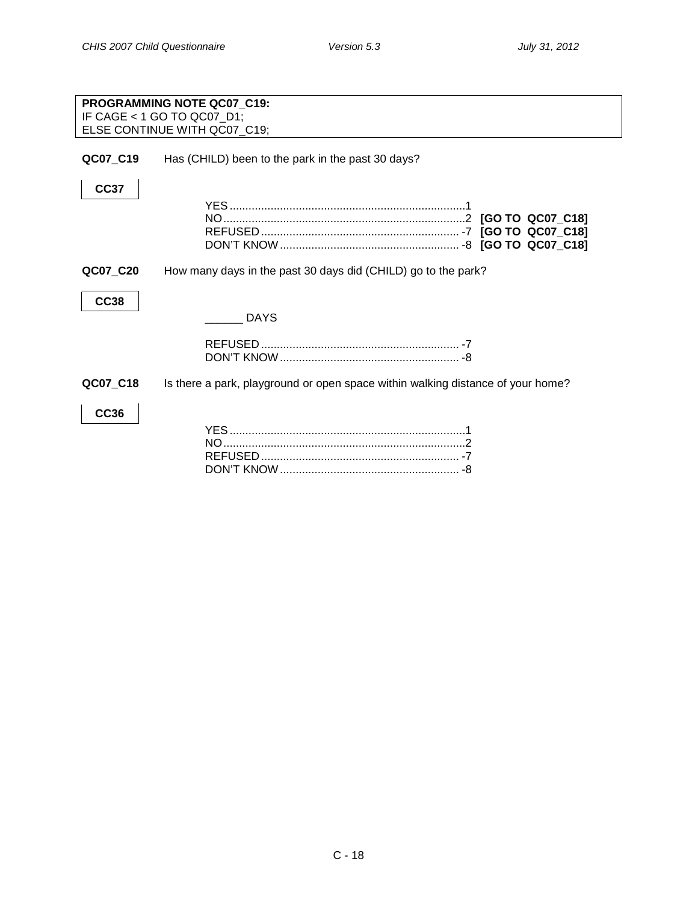**PROGRAMMING NOTE QC07_C19:**
IF CAGE < 1 GO TO QC07_D1;
ELSE CONTINUE WITH QC07_C19;

**QC07_C19** Has (CHILD) been to the park in the past 30 days?

**CC37**

YES ........................................................................ 1
NO .......................................................................... 2 **[GO TO QC07_C18]**
REFUSED ............................................................ -7 **[GO TO QC07_C18]**
DON'T KNOW ...................................................... -8 **[GO TO QC07_C18]**

**QC07_C20** How many days in the past 30 days did (CHILD) go to the park?

**CC38**

______ DAYS

REFUSED ............................................................ -7
DON'T KNOW ...................................................... -8

**QC07_C18** Is there a park, playground or open space within walking distance of your home?

**CC36**

YES ........................................................................ 1
NO .......................................................................... 2
REFUSED ............................................................ -7
DON'T KNOW ...................................................... -8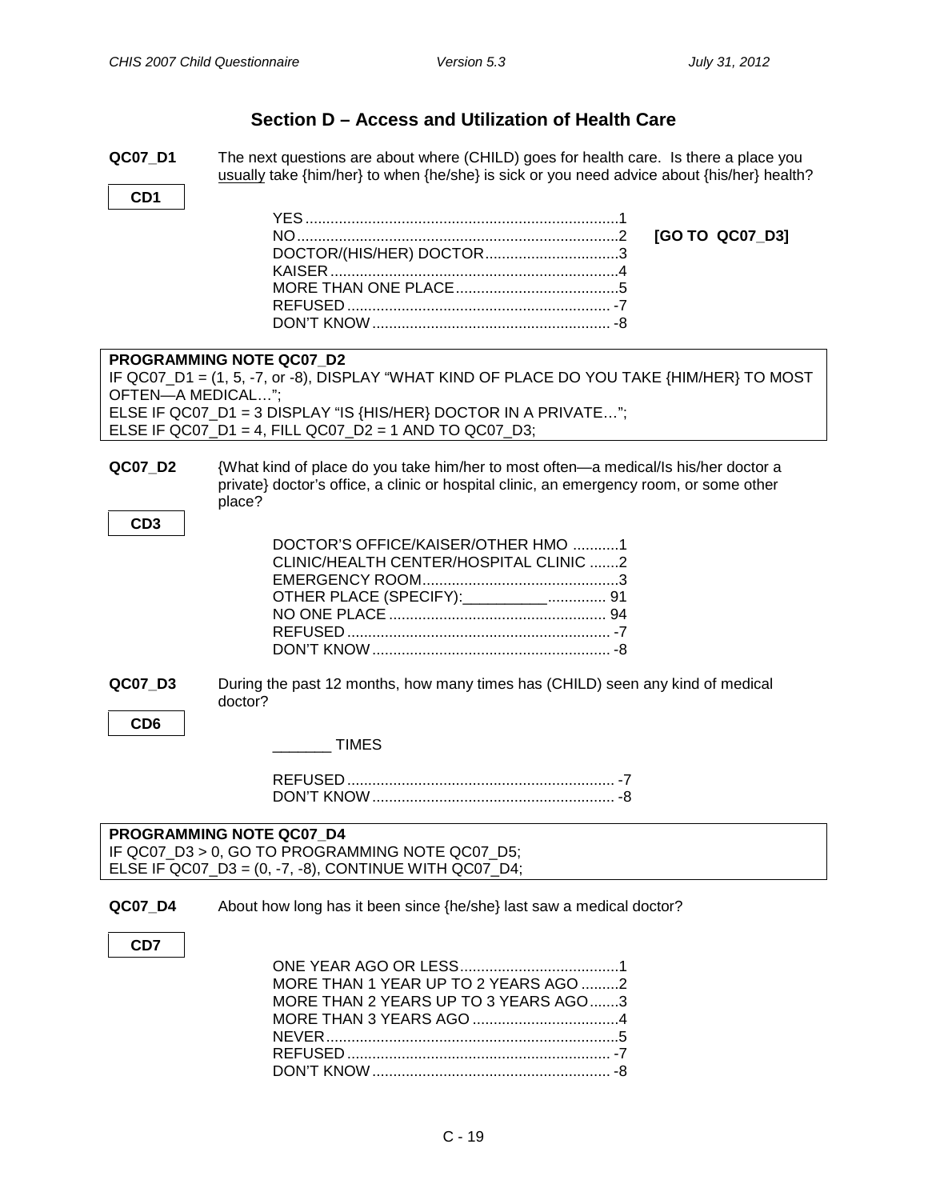## Section D – Access and Utilization of Health Care

**QC07_D1** The next questions are about where (CHILD) goes for health care. Is there a place you usually take {him/her} to when {he/she} is sick or you need advice about {his/her} health?

**CD1**

- YES....................................................................1
- NO......................................................................2 **[GO TO QC07_D3]**
- DOCTOR/(HIS/HER) DOCTOR................................3
- KAISER..............................................................4
- MORE THAN ONE PLACE.......................................5
- REFUSED............................................................-7
- DON'T KNOW.......................................................-8

**PROGRAMMING NOTE QC07_D2**
IF QC07_D1 = (1, 5, -7, or -8), DISPLAY "WHAT KIND OF PLACE DO YOU TAKE {HIM/HER} TO MOST OFTEN—A MEDICAL…";
ELSE IF QC07_D1 = 3 DISPLAY "IS {HIS/HER} DOCTOR IN A PRIVATE…";
ELSE IF QC07_D1 = 4, FILL QC07_D2 = 1 AND TO QC07_D3;

**QC07_D2** {What kind of place do you take him/her to most often—a medical/Is his/her doctor a private} doctor's office, a clinic or hospital clinic, an emergency room, or some other place?

**CD3**

- DOCTOR'S OFFICE/KAISER/OTHER HMO ...........1
- CLINIC/HEALTH CENTER/HOSPITAL CLINIC .......2
- EMERGENCY ROOM..............................................3
- OTHER PLACE (SPECIFY):__________.............. 91
- NO ONE PLACE .................................................... 94
- REFUSED............................................................-7
- DON'T KNOW.......................................................-8

**QC07_D3** During the past 12 months, how many times has (CHILD) seen any kind of medical doctor?

**CD6**

_______ TIMES

- REFUSED............................................................-7
- DON'T KNOW.......................................................-8

**PROGRAMMING NOTE QC07_D4**
IF QC07_D3 > 0, GO TO PROGRAMMING NOTE QC07_D5;
ELSE IF QC07_D3 = (0, -7, -8), CONTINUE WITH QC07_D4;

**QC07_D4** About how long has it been since {he/she} last saw a medical doctor?

**CD7**

- ONE YEAR AGO OR LESS......................................1
- MORE THAN 1 YEAR UP TO 2 YEARS AGO .........2
- MORE THAN 2 YEARS UP TO 3 YEARS AGO.......3
- MORE THAN 3 YEARS AGO ...................................4
- NEVER.................................................................5
- REFUSED............................................................-7
- DON'T KNOW.......................................................-8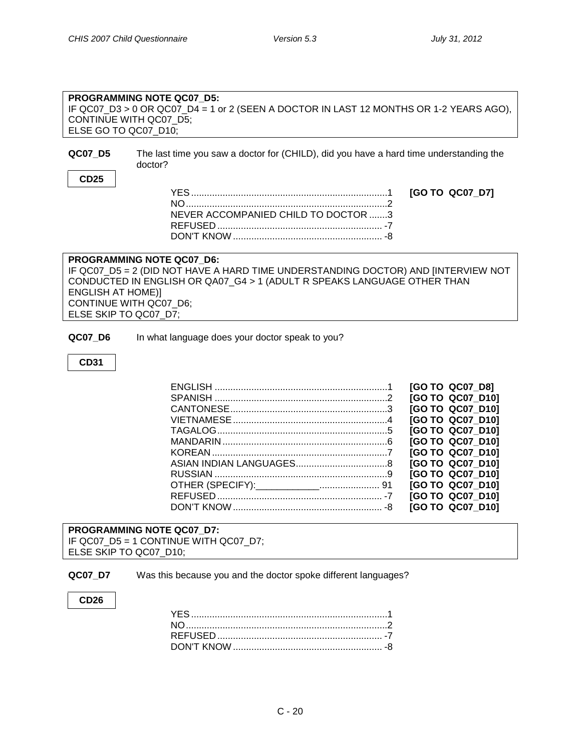**PROGRAMMING NOTE QC07_D5:**
IF QC07_D3 > 0 OR QC07_D4 = 1 or 2 (SEEN A DOCTOR IN LAST 12 MONTHS OR 1-2 YEARS AGO), CONTINUE WITH QC07_D5;
ELSE GO TO QC07_D10;

**QC07_D5** The last time you saw a doctor for (CHILD), did you have a hard time understanding the doctor?

**CD25**

| | | |
|---|---|---|
| YES | 1 | **[GO TO QC07_D7]** |
| NO | 2 | |
| NEVER ACCOMPANIED CHILD TO DOCTOR | 3 | |
| REFUSED | -7 | |
| DON'T KNOW | -8 | |

**PROGRAMMING NOTE QC07_D6:**
IF QC07_D5 = 2 (DID NOT HAVE A HARD TIME UNDERSTANDING DOCTOR) AND [INTERVIEW NOT CONDUCTED IN ENGLISH OR QA07_G4 > 1 (ADULT R SPEAKS LANGUAGE OTHER THAN ENGLISH AT HOME)]
CONTINUE WITH QC07_D6;
ELSE SKIP TO QC07_D7;

**QC07_D6** In what language does your doctor speak to you?

**CD31**

| | | |
|---|---|---|
| ENGLISH | 1 | **[GO TO QC07_D8]** |
| SPANISH | 2 | **[GO TO QC07_D10]** |
| CANTONESE | 3 | **[GO TO QC07_D10]** |
| VIETNAMESE | 4 | **[GO TO QC07_D10]** |
| TAGALOG | 5 | **[GO TO QC07_D10]** |
| MANDARIN | 6 | **[GO TO QC07_D10]** |
| KOREAN | 7 | **[GO TO QC07_D10]** |
| ASIAN INDIAN LANGUAGES | 8 | **[GO TO QC07_D10]** |
| RUSSIAN | 9 | **[GO TO QC07_D10]** |
| OTHER (SPECIFY):____________ | 91 | **[GO TO QC07_D10]** |
| REFUSED | -7 | **[GO TO QC07_D10]** |
| DON'T KNOW | -8 | **[GO TO QC07_D10]** |

**PROGRAMMING NOTE QC07_D7:**
IF QC07_D5 = 1 CONTINUE WITH QC07_D7;
ELSE SKIP TO QC07_D10;

**QC07_D7** Was this because you and the doctor spoke different languages?

**CD26**

| | |
|---|---|
| YES | 1 |
| NO | 2 |
| REFUSED | -7 |
| DON'T KNOW | -8 |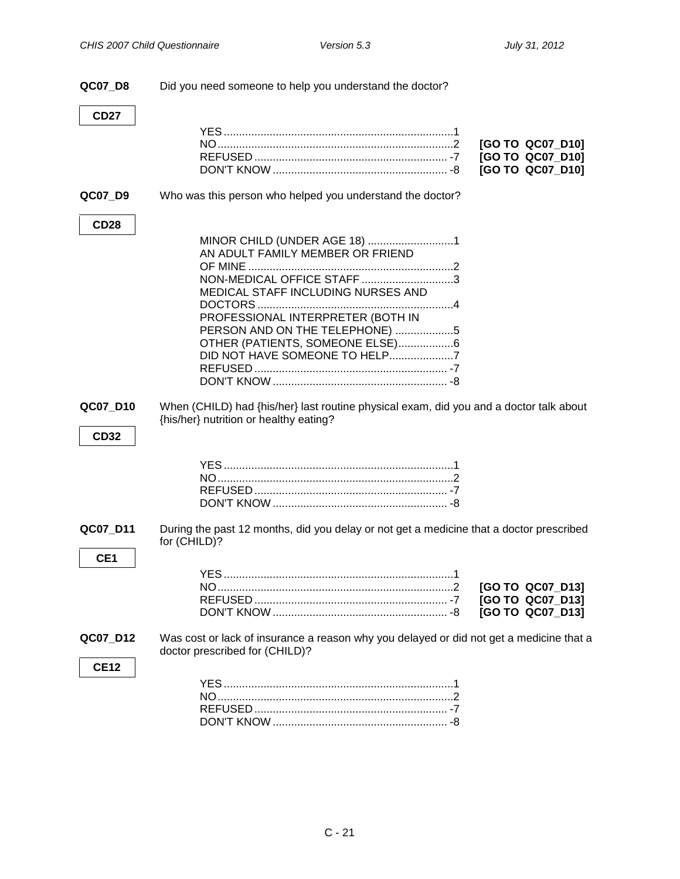**QC07_D8** Did you need someone to help you understand the doctor?

**CD27**

| | | |
|---|---|---|
| YES | 1 | |
| NO | 2 | **[GO TO QC07_D10]** |
| REFUSED | -7 | **[GO TO QC07_D10]** |
| DON'T KNOW | -8 | **[GO TO QC07_D10]** |

**QC07_D9** Who was this person who helped you understand the doctor?

**CD28**

| | |
|---|---|
| MINOR CHILD (UNDER AGE 18) | 1 |
| AN ADULT FAMILY MEMBER OR FRIEND OF MINE | 2 |
| NON-MEDICAL OFFICE STAFF | 3 |
| MEDICAL STAFF INCLUDING NURSES AND DOCTORS | 4 |
| PROFESSIONAL INTERPRETER (BOTH IN PERSON AND ON THE TELEPHONE) | 5 |
| OTHER (PATIENTS, SOMEONE ELSE) | 6 |
| DID NOT HAVE SOMEONE TO HELP | 7 |
| REFUSED | -7 |
| DON'T KNOW | -8 |

**QC07_D10** When (CHILD) had {his/her} last routine physical exam, did you and a doctor talk about {his/her} nutrition or healthy eating?

**CD32**

| | |
|---|---|
| YES | 1 |
| NO | 2 |
| REFUSED | -7 |
| DON'T KNOW | -8 |

**QC07_D11** During the past 12 months, did you delay or not get a medicine that a doctor prescribed for (CHILD)?

**CE1**

| | | |
|---|---|---|
| YES | 1 | |
| NO | 2 | **[GO TO QC07_D13]** |
| REFUSED | -7 | **[GO TO QC07_D13]** |
| DON'T KNOW | -8 | **[GO TO QC07_D13]** |

**QC07_D12** Was cost or lack of insurance a reason why you delayed or did not get a medicine that a doctor prescribed for (CHILD)?

**CE12**

| | |
|---|---|
| YES | 1 |
| NO | 2 |
| REFUSED | -7 |
| DON'T KNOW | -8 |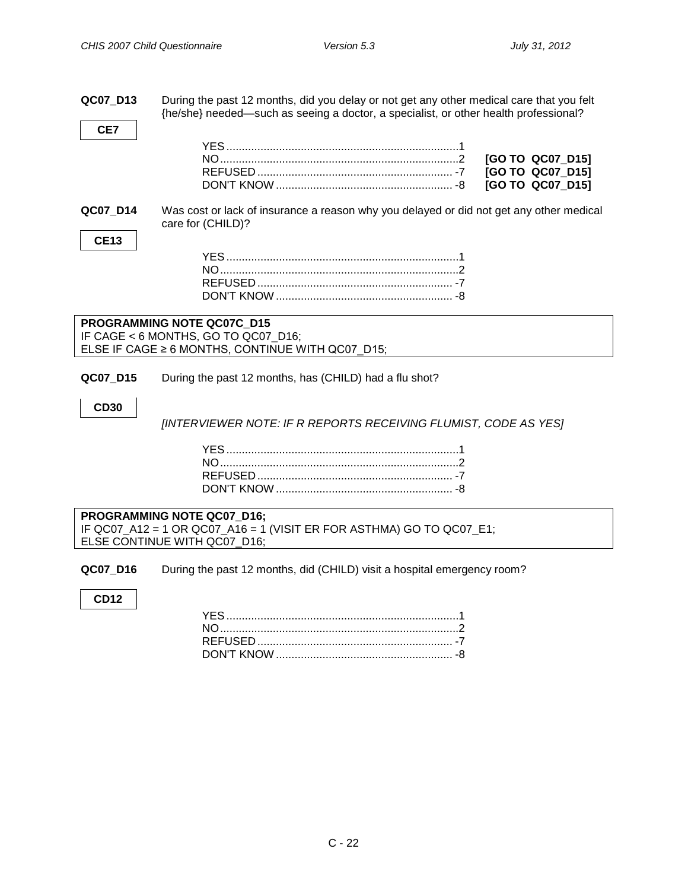**QC07_D13** During the past 12 months, did you delay or not get any other medical care that you felt {he/she} needed—such as seeing a doctor, a specialist, or other health professional?

**CE7**

| | | |
|---|---|---|
| YES | 1 | |
| NO | 2 | **[GO TO QC07_D15]** |
| REFUSED | -7 | **[GO TO QC07_D15]** |
| DON'T KNOW | -8 | **[GO TO QC07_D15]** |

**QC07_D14** Was cost or lack of insurance a reason why you delayed or did not get any other medical care for (CHILD)?

**CE13**

| | |
|---|---|
| YES | 1 |
| NO | 2 |
| REFUSED | -7 |
| DON'T KNOW | -8 |

**PROGRAMMING NOTE QC07C_D15**
IF CAGE < 6 MONTHS, GO TO QC07_D16;
ELSE IF CAGE ≥ 6 MONTHS, CONTINUE WITH QC07_D15;

**QC07_D15** During the past 12 months, has (CHILD) had a flu shot?

**CD30**

*[INTERVIEWER NOTE: IF R REPORTS RECEIVING FLUMIST, CODE AS YES]*

| | |
|---|---|
| YES | 1 |
| NO | 2 |
| REFUSED | -7 |
| DON'T KNOW | -8 |

**PROGRAMMING NOTE QC07_D16;**
IF QC07_A12 = 1 OR QC07_A16 = 1 (VISIT ER FOR ASTHMA) GO TO QC07_E1;
ELSE CONTINUE WITH QC07_D16;

**QC07_D16** During the past 12 months, did (CHILD) visit a hospital emergency room?

**CD12**

| | |
|---|---|
| YES | 1 |
| NO | 2 |
| REFUSED | -7 |
| DON'T KNOW | -8 |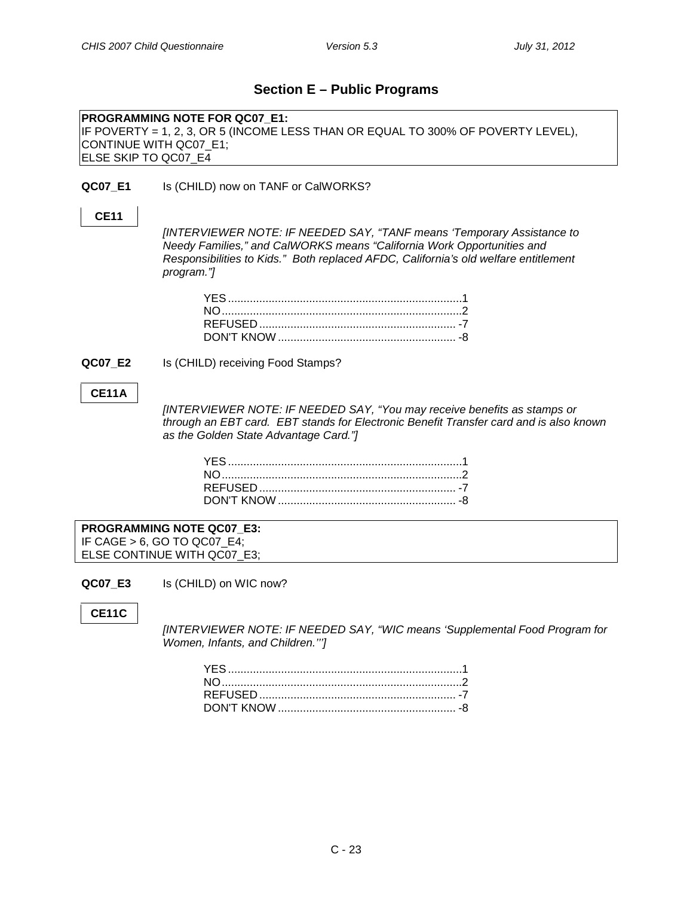## Section E – Public Programs

**PROGRAMMING NOTE FOR QC07_E1:**
IF POVERTY = 1, 2, 3, OR 5 (INCOME LESS THAN OR EQUAL TO 300% OF POVERTY LEVEL), CONTINUE WITH QC07_E1;
ELSE SKIP TO QC07_E4

**QC07_E1** Is (CHILD) now on TANF or CalWORKS?

**CE11**

*[INTERVIEWER NOTE: IF NEEDED SAY, "TANF means 'Temporary Assistance to Needy Families," and CalWORKS means "California Work Opportunities and Responsibilities to Kids." Both replaced AFDC, California's old welfare entitlement program."]*

YES ........................................................................ 1
NO .......................................................................... 2
REFUSED ............................................................... -7
DON'T KNOW ......................................................... -8

**QC07_E2** Is (CHILD) receiving Food Stamps?

**CE11A**

*[INTERVIEWER NOTE: IF NEEDED SAY, "You may receive benefits as stamps or through an EBT card. EBT stands for Electronic Benefit Transfer card and is also known as the Golden State Advantage Card."]*

YES ........................................................................ 1
NO .......................................................................... 2
REFUSED ............................................................... -7
DON'T KNOW ......................................................... -8

**PROGRAMMING NOTE QC07_E3:**
IF CAGE > 6, GO TO QC07_E4;
ELSE CONTINUE WITH QC07_E3;

**QC07_E3** Is (CHILD) on WIC now?

**CE11C**

*[INTERVIEWER NOTE: IF NEEDED SAY, "WIC means 'Supplemental Food Program for Women, Infants, and Children.'"]*

YES ........................................................................ 1
NO .......................................................................... 2
REFUSED ............................................................... -7
DON'T KNOW ......................................................... -8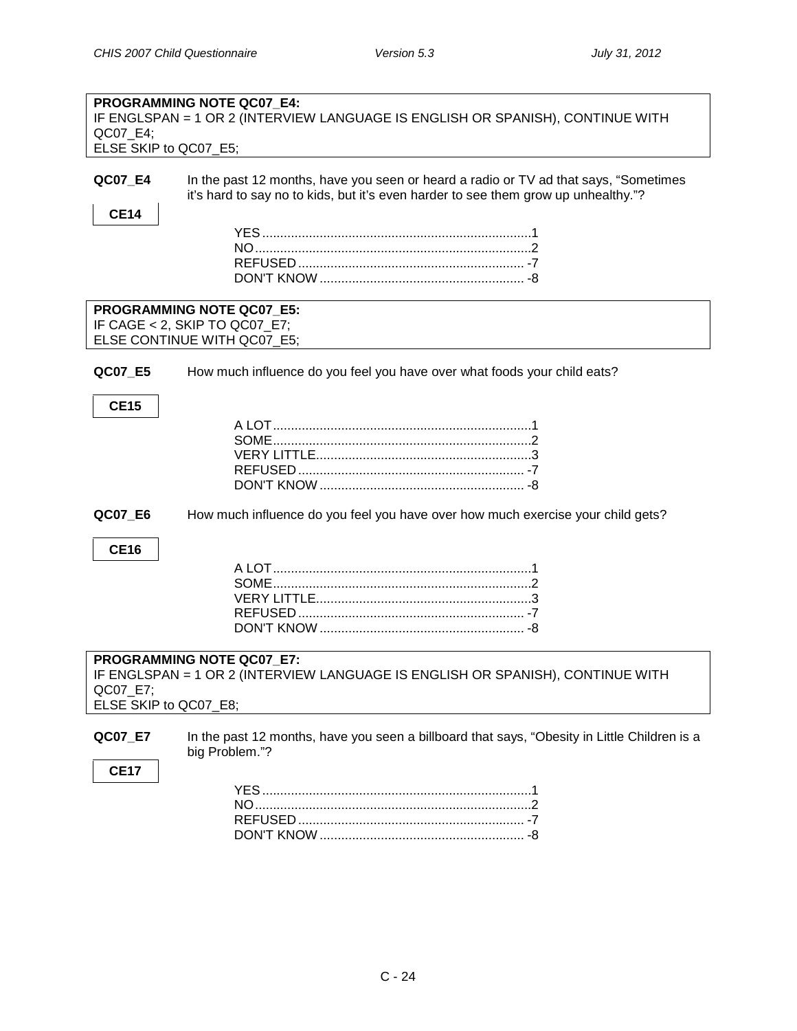**PROGRAMMING NOTE QC07_E4:**
IF ENGLSPAN = 1 OR 2 (INTERVIEW LANGUAGE IS ENGLISH OR SPANISH), CONTINUE WITH QC07_E4;
ELSE SKIP to QC07_E5;

**QC07_E4** In the past 12 months, have you seen or heard a radio or TV ad that says, "Sometimes it's hard to say no to kids, but it's even harder to see them grow up unhealthy."?

**CE14**

YES .......................................................................... 1
NO ............................................................................ 2
REFUSED .................................................................. -7
DON'T KNOW ........................................................... -8

**PROGRAMMING NOTE QC07_E5:**
IF CAGE < 2, SKIP TO QC07_E7;
ELSE CONTINUE WITH QC07_E5;

**QC07_E5** How much influence do you feel you have over what foods your child eats?

**CE15**

A LOT ....................................................................... 1
SOME ....................................................................... 2
VERY LITTLE ............................................................ 3
REFUSED .................................................................. -7
DON'T KNOW ........................................................... -8

**QC07_E6** How much influence do you feel you have over how much exercise your child gets?

**CE16**

A LOT ....................................................................... 1
SOME ....................................................................... 2
VERY LITTLE ............................................................ 3
REFUSED .................................................................. -7
DON'T KNOW ........................................................... -8

**PROGRAMMING NOTE QC07_E7:**
IF ENGLSPAN = 1 OR 2 (INTERVIEW LANGUAGE IS ENGLISH OR SPANISH), CONTINUE WITH QC07_E7;
ELSE SKIP to QC07_E8;

**QC07_E7** In the past 12 months, have you seen a billboard that says, "Obesity in Little Children is a big Problem."?

**CE17**

YES .......................................................................... 1
NO ............................................................................ 2
REFUSED .................................................................. -7
DON'T KNOW ........................................................... -8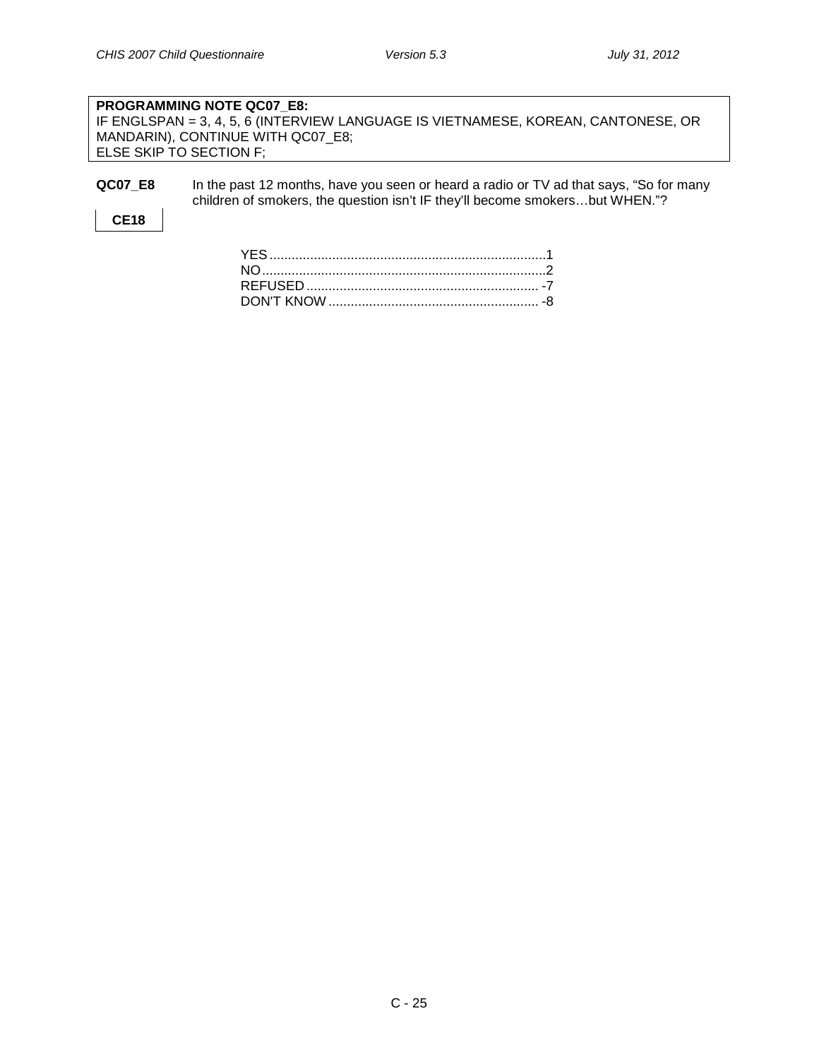**PROGRAMMING NOTE QC07_E8:**
IF ENGLSPAN = 3, 4, 5, 6 (INTERVIEW LANGUAGE IS VIETNAMESE, KOREAN, CANTONESE, OR MANDARIN), CONTINUE WITH QC07_E8;
ELSE SKIP TO SECTION F;

**QC07_E8** In the past 12 months, have you seen or heard a radio or TV ad that says, "So for many children of smokers, the question isn't IF they'll become smokers…but WHEN."?

**CE18**

YES....................................................................1
NO.....................................................................2
REFUSED.............................................................. -7
DON'T KNOW........................................................ -8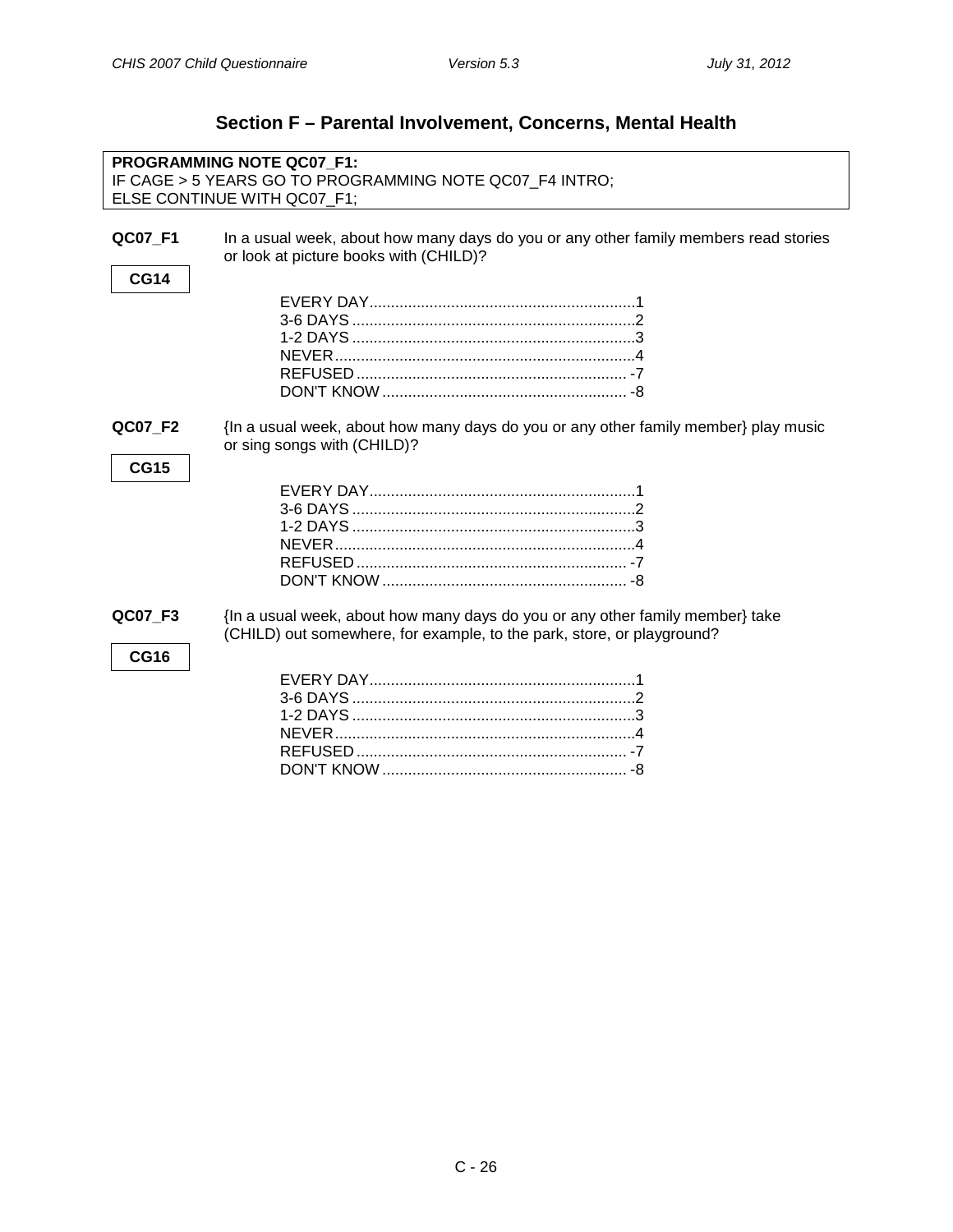## Section F – Parental Involvement, Concerns, Mental Health

**PROGRAMMING NOTE QC07_F1:**
IF CAGE > 5 YEARS GO TO PROGRAMMING NOTE QC07_F4 INTRO;
ELSE CONTINUE WITH QC07_F1;

**QC07_F1** In a usual week, about how many days do you or any other family members read stories or look at picture books with (CHILD)?

**CG14**

| | |
|---|---|
| EVERY DAY | 1 |
| 3-6 DAYS | 2 |
| 1-2 DAYS | 3 |
| NEVER | 4 |
| REFUSED | -7 |
| DON'T KNOW | -8 |

**QC07_F2** {In a usual week, about how many days do you or any other family member} play music or sing songs with (CHILD)?

**CG15**

| | |
|---|---|
| EVERY DAY | 1 |
| 3-6 DAYS | 2 |
| 1-2 DAYS | 3 |
| NEVER | 4 |
| REFUSED | -7 |
| DON'T KNOW | -8 |

**QC07_F3** {In a usual week, about how many days do you or any other family member} take (CHILD) out somewhere, for example, to the park, store, or playground?

**CG16**

| | |
|---|---|
| EVERY DAY | 1 |
| 3-6 DAYS | 2 |
| 1-2 DAYS | 3 |
| NEVER | 4 |
| REFUSED | -7 |
| DON'T KNOW | -8 |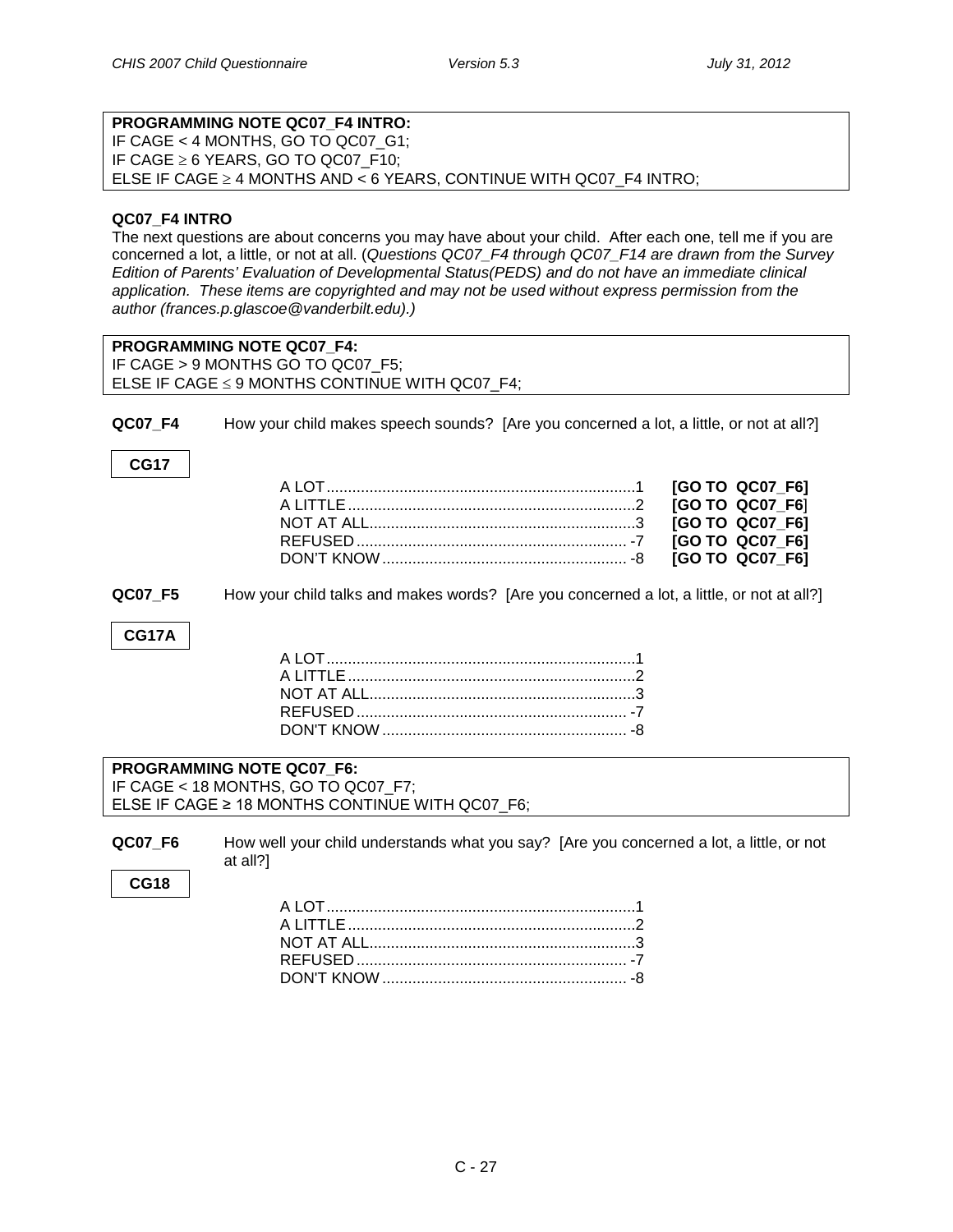**PROGRAMMING NOTE QC07_F4 INTRO:**
IF CAGE < 4 MONTHS, GO TO QC07_G1;
IF CAGE ≥ 6 YEARS, GO TO QC07_F10;
ELSE IF CAGE ≥ 4 MONTHS AND < 6 YEARS, CONTINUE WITH QC07_F4 INTRO;

**QC07_F4 INTRO**

The next questions are about concerns you may have about your child. After each one, tell me if you are concerned a lot, a little, or not at all. (*Questions QC07_F4 through QC07_F14 are drawn from the Survey Edition of Parents' Evaluation of Developmental Status(PEDS) and do not have an immediate clinical application. These items are copyrighted and may not be used without express permission from the author (frances.p.glascoe@vanderbilt.edu).)*

**PROGRAMMING NOTE QC07_F4:**
IF CAGE > 9 MONTHS GO TO QC07_F5;
ELSE IF CAGE ≤ 9 MONTHS CONTINUE WITH QC07_F4;

**QC07_F4** How your child makes speech sounds? [Are you concerned a lot, a little, or not at all?]

**CG17**

- A LOT....1 **[GO TO QC07_F6]**
- A LITTLE....2 **[GO TO QC07_F6]**
- NOT AT ALL....3 **[GO TO QC07_F6]**
- REFUSED.... -7 **[GO TO QC07_F6]**
- DON'T KNOW.... -8 **[GO TO QC07_F6]**

**QC07_F5** How your child talks and makes words? [Are you concerned a lot, a little, or not at all?]

**CG17A**

- A LOT....1
- A LITTLE....2
- NOT AT ALL....3
- REFUSED.... -7
- DON'T KNOW.... -8

**PROGRAMMING NOTE QC07_F6:**
IF CAGE < 18 MONTHS, GO TO QC07_F7;
ELSE IF CAGE ≥ 18 MONTHS CONTINUE WITH QC07_F6;

**QC07_F6** How well your child understands what you say? [Are you concerned a lot, a little, or not at all?]

**CG18**

- A LOT....1
- A LITTLE....2
- NOT AT ALL....3
- REFUSED.... -7
- DON'T KNOW.... -8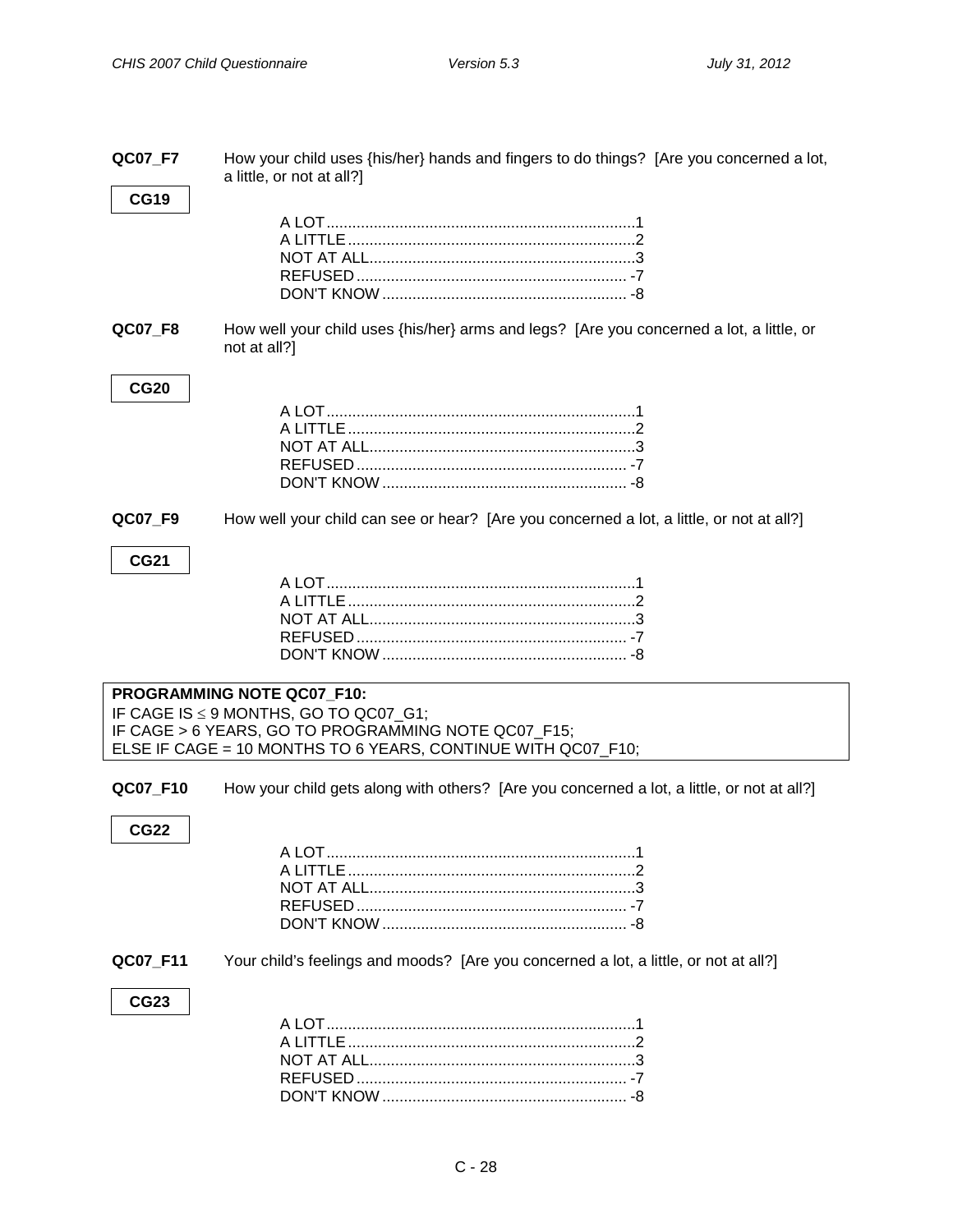**QC07_F7** How your child uses {his/her} hands and fingers to do things? [Are you concerned a lot, a little, or not at all?]

**CG19**

| | |
|---|---|
| A LOT | 1 |
| A LITTLE | 2 |
| NOT AT ALL | 3 |
| REFUSED | -7 |
| DON'T KNOW | -8 |

**QC07_F8** How well your child uses {his/her} arms and legs? [Are you concerned a lot, a little, or not at all?]

**CG20**

| | |
|---|---|
| A LOT | 1 |
| A LITTLE | 2 |
| NOT AT ALL | 3 |
| REFUSED | -7 |
| DON'T KNOW | -8 |

**QC07_F9** How well your child can see or hear? [Are you concerned a lot, a little, or not at all?]

**CG21**

| | |
|---|---|
| A LOT | 1 |
| A LITTLE | 2 |
| NOT AT ALL | 3 |
| REFUSED | -7 |
| DON'T KNOW | -8 |

**PROGRAMMING NOTE QC07_F10:**
IF CAGE IS ≤ 9 MONTHS, GO TO QC07_G1;
IF CAGE > 6 YEARS, GO TO PROGRAMMING NOTE QC07_F15;
ELSE IF CAGE = 10 MONTHS TO 6 YEARS, CONTINUE WITH QC07_F10;

**QC07_F10** How your child gets along with others? [Are you concerned a lot, a little, or not at all?]

**CG22**

| | |
|---|---|
| A LOT | 1 |
| A LITTLE | 2 |
| NOT AT ALL | 3 |
| REFUSED | -7 |
| DON'T KNOW | -8 |

**QC07_F11** Your child's feelings and moods? [Are you concerned a lot, a little, or not at all?]

**CG23**

| | |
|---|---|
| A LOT | 1 |
| A LITTLE | 2 |
| NOT AT ALL | 3 |
| REFUSED | -7 |
| DON'T KNOW | -8 |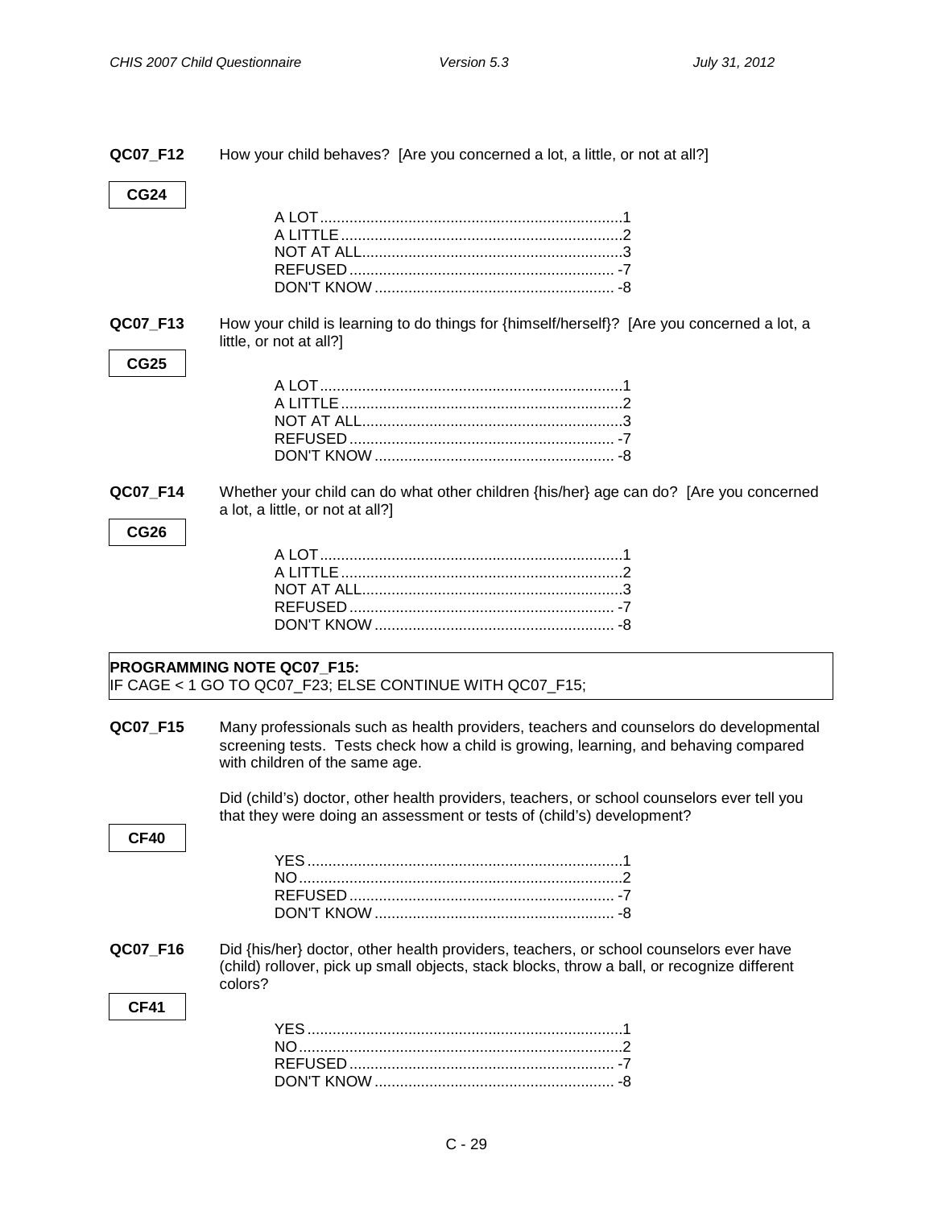**QC07_F12** How your child behaves? [Are you concerned a lot, a little, or not at all?]

**CG24**

A LOT....................................................................1
A LITTLE................................................................2
NOT AT ALL............................................................3
REFUSED.............................................................. -7
DON'T KNOW........................................................ -8

**QC07_F13** How your child is learning to do things for {himself/herself}? [Are you concerned a lot, a little, or not at all?]

**CG25**

A LOT....................................................................1
A LITTLE................................................................2
NOT AT ALL............................................................3
REFUSED.............................................................. -7
DON'T KNOW........................................................ -8

**QC07_F14** Whether your child can do what other children {his/her} age can do? [Are you concerned a lot, a little, or not at all?]

**CG26**

A LOT....................................................................1
A LITTLE................................................................2
NOT AT ALL............................................................3
REFUSED.............................................................. -7
DON'T KNOW........................................................ -8

**PROGRAMMING NOTE QC07_F15:**
IF CAGE < 1 GO TO QC07_F23; ELSE CONTINUE WITH QC07_F15;

**QC07_F15** Many professionals such as health providers, teachers and counselors do developmental screening tests. Tests check how a child is growing, learning, and behaving compared with children of the same age.

Did (child's) doctor, other health providers, teachers, or school counselors ever tell you that they were doing an assessment or tests of (child's) development?

**CF40**

YES.......................................................................1
NO.........................................................................2
REFUSED.............................................................. -7
DON'T KNOW........................................................ -8

**QC07_F16** Did {his/her} doctor, other health providers, teachers, or school counselors ever have (child) rollover, pick up small objects, stack blocks, throw a ball, or recognize different colors?

**CF41**

YES.......................................................................1
NO.........................................................................2
REFUSED.............................................................. -7
DON'T KNOW........................................................ -8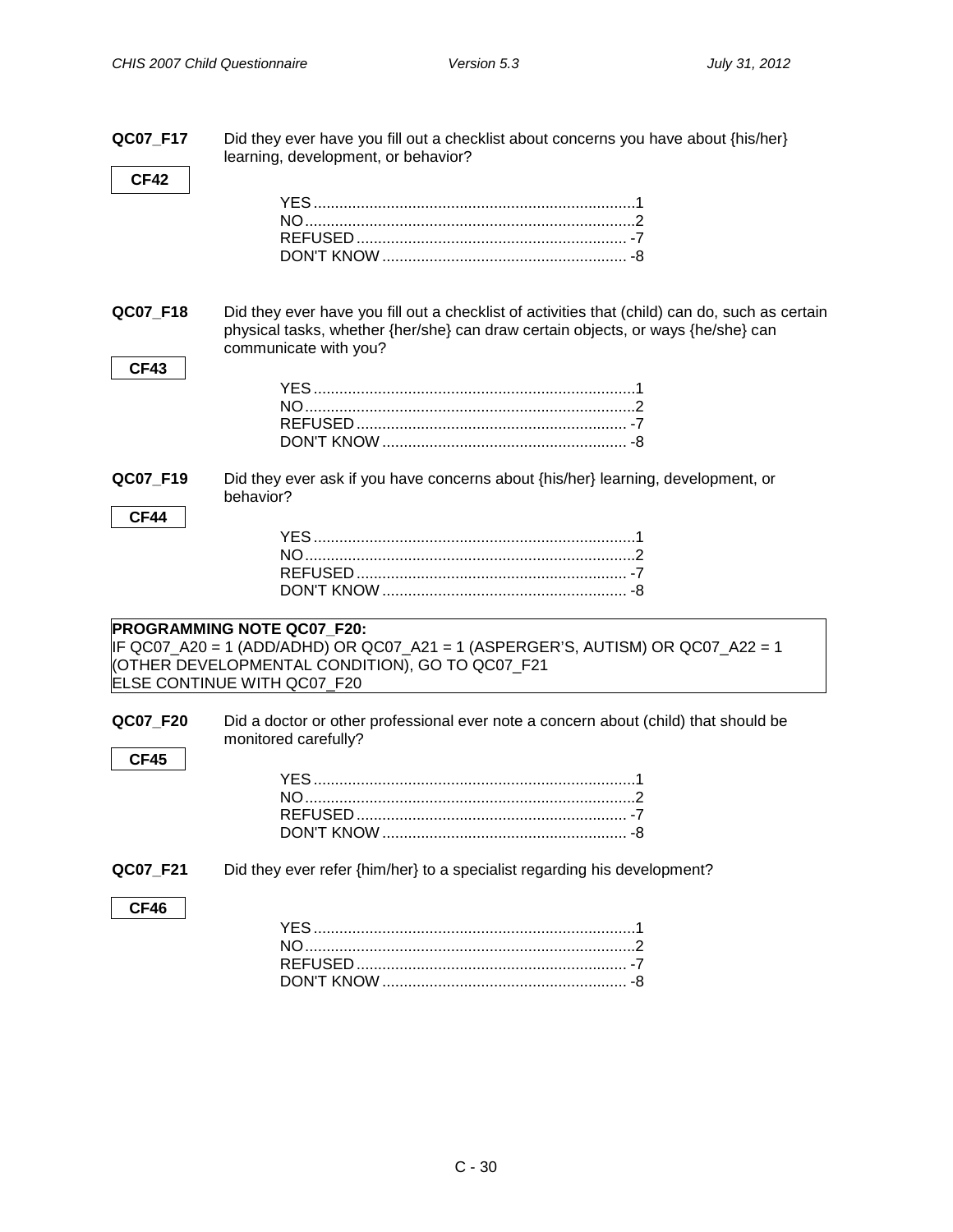**QC07_F17** Did they ever have you fill out a checklist about concerns you have about {his/her} learning, development, or behavior?

**CF42**

YES.......................................................................1
NO.........................................................................2
REFUSED ............................................................ -7
DON'T KNOW ...................................................... -8

**QC07_F18** Did they ever have you fill out a checklist of activities that (child) can do, such as certain physical tasks, whether {her/she} can draw certain objects, or ways {he/she} can communicate with you?

**CF43**

YES.......................................................................1
NO.........................................................................2
REFUSED ............................................................ -7
DON'T KNOW ...................................................... -8

**QC07_F19** Did they ever ask if you have concerns about {his/her} learning, development, or behavior?

**CF44**

YES.......................................................................1
NO.........................................................................2
REFUSED ............................................................ -7
DON'T KNOW ...................................................... -8

**PROGRAMMING NOTE QC07_F20:**
IF QC07_A20 = 1 (ADD/ADHD) OR QC07_A21 = 1 (ASPERGER'S, AUTISM) OR QC07_A22 = 1 (OTHER DEVELOPMENTAL CONDITION), GO TO QC07_F21
ELSE CONTINUE WITH QC07_F20

**QC07_F20** Did a doctor or other professional ever note a concern about (child) that should be monitored carefully?

**CF45**

YES.......................................................................1
NO.........................................................................2
REFUSED ............................................................ -7
DON'T KNOW ...................................................... -8

**QC07_F21** Did they ever refer {him/her} to a specialist regarding his development?

**CF46**

YES.......................................................................1
NO.........................................................................2
REFUSED ............................................................ -7
DON'T KNOW ...................................................... -8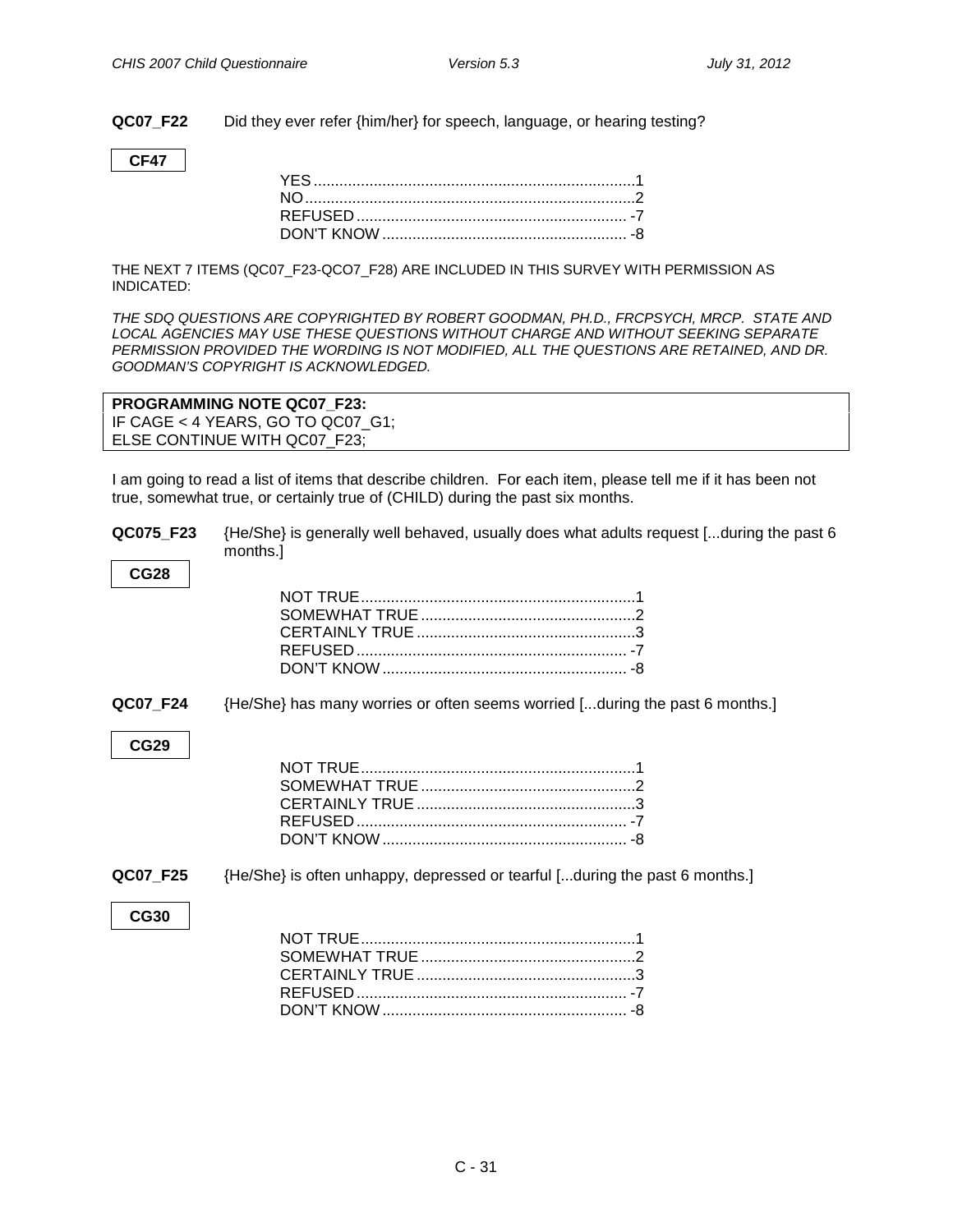**QC07_F22** Did they ever refer {him/her} for speech, language, or hearing testing?

**CF47**

YES .......................................................................... 1
NO ............................................................................ 2
REFUSED .............................................................. -7
DON'T KNOW ........................................................ -8

THE NEXT 7 ITEMS (QC07_F23-QCO7_F28) ARE INCLUDED IN THIS SURVEY WITH PERMISSION AS INDICATED:

*THE SDQ QUESTIONS ARE COPYRIGHTED BY ROBERT GOODMAN, PH.D., FRCPSYCH, MRCP. STATE AND LOCAL AGENCIES MAY USE THESE QUESTIONS WITHOUT CHARGE AND WITHOUT SEEKING SEPARATE PERMISSION PROVIDED THE WORDING IS NOT MODIFIED, ALL THE QUESTIONS ARE RETAINED, AND DR. GOODMAN'S COPYRIGHT IS ACKNOWLEDGED.*

**PROGRAMMING NOTE QC07_F23:**
IF CAGE < 4 YEARS, GO TO QC07_G1;
ELSE CONTINUE WITH QC07_F23;

I am going to read a list of items that describe children. For each item, please tell me if it has been not true, somewhat true, or certainly true of (CHILD) during the past six months.

**QC075_F23** {He/She} is generally well behaved, usually does what adults request [...during the past 6 months.]

**CG28**

NOT TRUE ............................................................... 1
SOMEWHAT TRUE ................................................. 2
CERTAINLY TRUE .................................................. 3
REFUSED .............................................................. -7
DON'T KNOW ........................................................ -8

**QC07_F24** {He/She} has many worries or often seems worried [...during the past 6 months.]

**CG29**

NOT TRUE ............................................................... 1
SOMEWHAT TRUE ................................................. 2
CERTAINLY TRUE .................................................. 3
REFUSED .............................................................. -7
DON'T KNOW ........................................................ -8

**QC07_F25** {He/She} is often unhappy, depressed or tearful [...during the past 6 months.]

**CG30**

NOT TRUE ............................................................... 1
SOMEWHAT TRUE ................................................. 2
CERTAINLY TRUE .................................................. 3
REFUSED .............................................................. -7
DON'T KNOW ........................................................ -8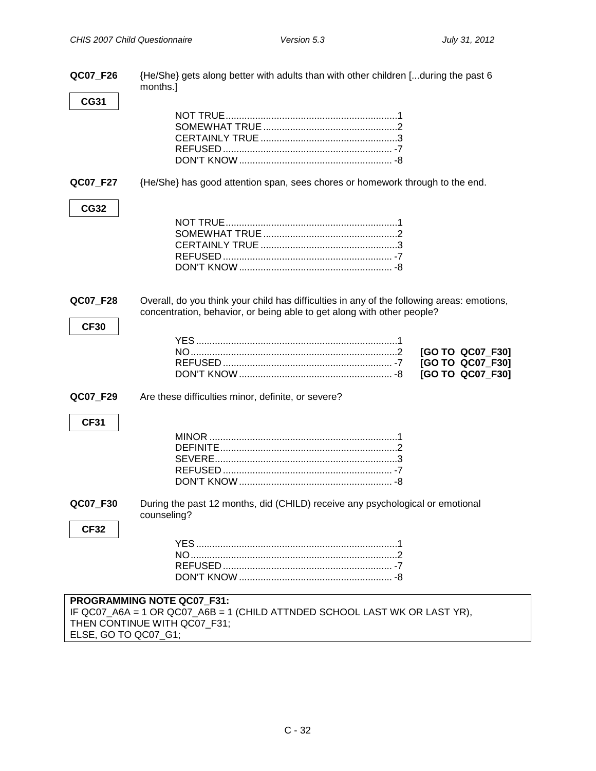**QC07_F26** {He/She} gets along better with adults than with other children [...during the past 6 months.]

**CG31**

NOT TRUE....................................................................1
SOMEWHAT TRUE ......................................................2
CERTAINLY TRUE .......................................................3
REFUSED .................................................................. -7
DON'T KNOW ............................................................ -8

**QC07_F27** {He/She} has good attention span, sees chores or homework through to the end.

**CG32**

NOT TRUE....................................................................1
SOMEWHAT TRUE ......................................................2
CERTAINLY TRUE .......................................................3
REFUSED .................................................................. -7
DON'T KNOW ............................................................ -8

**QC07_F28** Overall, do you think your child has difficulties in any of the following areas: emotions, concentration, behavior, or being able to get along with other people?

**CF30**

YES ............................................................................1
NO..............................................................................2 **[GO TO QC07_F30]**
REFUSED .................................................................. -7 **[GO TO QC07_F30]**
DON'T KNOW ............................................................ -8 **[GO TO QC07_F30]**

**QC07_F29** Are these difficulties minor, definite, or severe?

**CF31**

MINOR ........................................................................1
DEFINITE.....................................................................2
SEVERE.......................................................................3
REFUSED .................................................................. -7
DON'T KNOW ............................................................ -8

**QC07_F30** During the past 12 months, did (CHILD) receive any psychological or emotional counseling?

**CF32**

YES ............................................................................1
NO..............................................................................2
REFUSED .................................................................. -7
DON'T KNOW ............................................................ -8

**PROGRAMMING NOTE QC07_F31:**
IF QC07_A6A = 1 OR QC07_A6B = 1 (CHILD ATTNDED SCHOOL LAST WK OR LAST YR), THEN CONTINUE WITH QC07_F31;
ELSE, GO TO QC07_G1;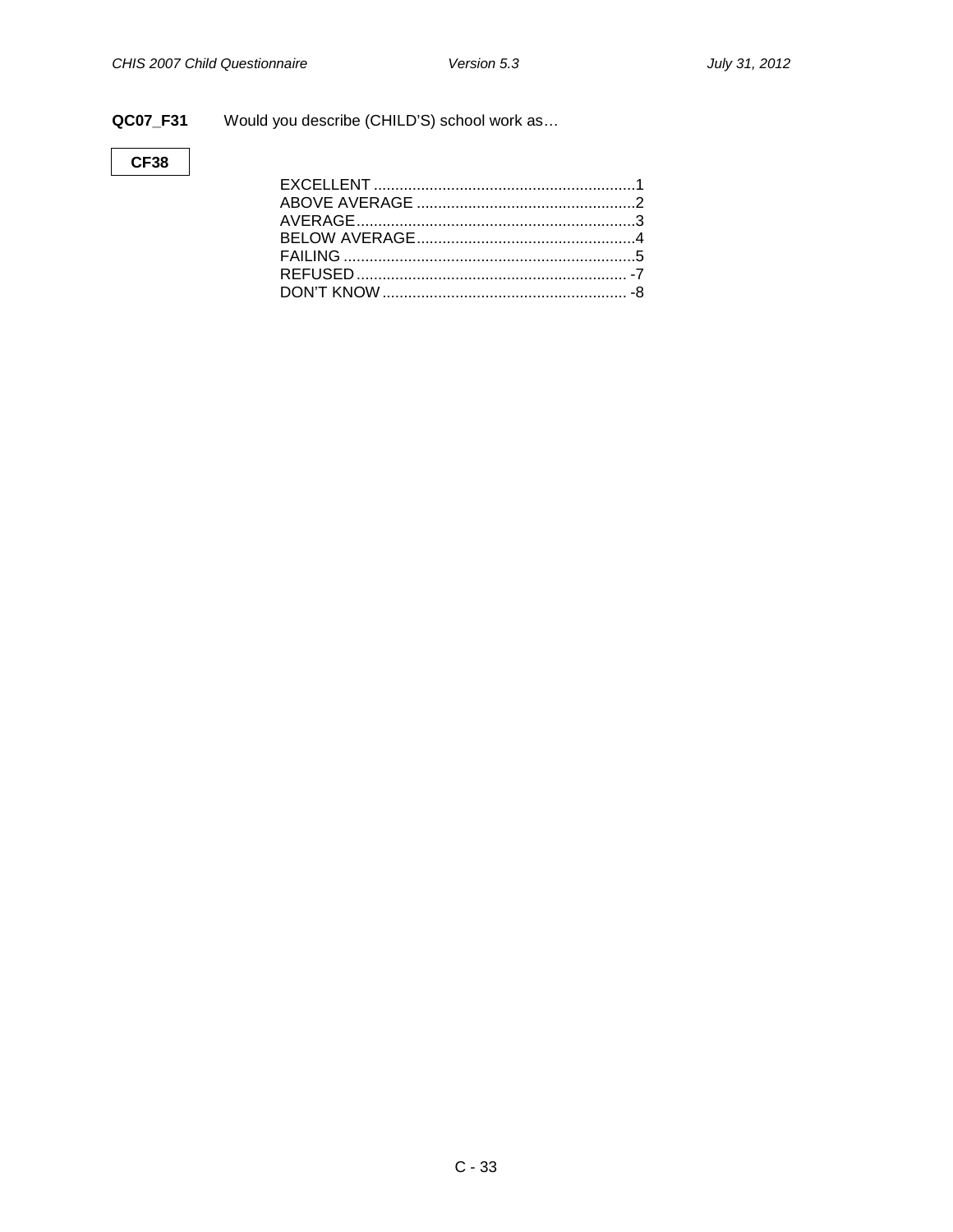**QC07_F31** Would you describe (CHILD'S) school work as…

**CF38**

EXCELLENT ............................................................1
ABOVE AVERAGE ..................................................2
AVERAGE................................................................3
BELOW AVERAGE..................................................4
FAILING ..................................................................5
REFUSED .............................................................. -7
DON'T KNOW ........................................................ -8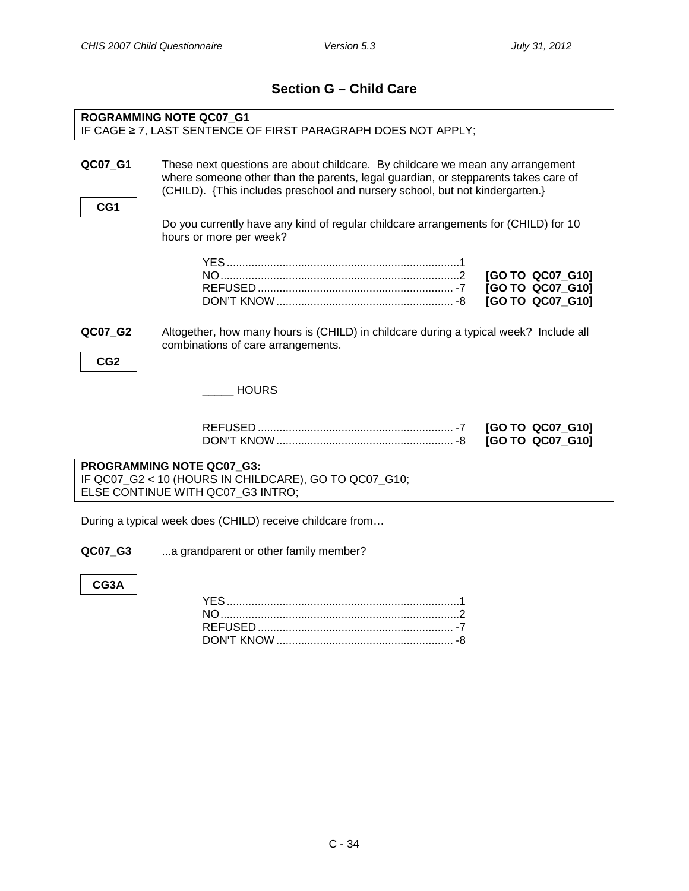## Section G – Child Care

**ROGRAMMING NOTE QC07_G1**
IF CAGE ≥ 7, LAST SENTENCE OF FIRST PARAGRAPH DOES NOT APPLY;

**QC07_G1** These next questions are about childcare. By childcare we mean any arrangement where someone other than the parents, legal guardian, or stepparents takes care of (CHILD). {This includes preschool and nursery school, but not kindergarten.}

**CG1**

Do you currently have any kind of regular childcare arrangements for (CHILD) for 10 hours or more per week?

| | | |
|---|---|---|
| YES | 1 | |
| NO | 2 | **[GO TO QC07_G10]** |
| REFUSED | -7 | **[GO TO QC07_G10]** |
| DON'T KNOW | -8 | **[GO TO QC07_G10]** |

**QC07_G2** Altogether, how many hours is (CHILD) in childcare during a typical week? Include all combinations of care arrangements.

**CG2**

_____ HOURS

| | | |
|---|---|---|
| REFUSED | -7 | **[GO TO QC07_G10]** |
| DON'T KNOW | -8 | **[GO TO QC07_G10]** |

**PROGRAMMING NOTE QC07_G3:**
IF QC07_G2 < 10 (HOURS IN CHILDCARE), GO TO QC07_G10;
ELSE CONTINUE WITH QC07_G3 INTRO;

During a typical week does (CHILD) receive childcare from…

**QC07_G3** ...a grandparent or other family member?

**CG3A**

| | |
|---|---|
| YES | 1 |
| NO | 2 |
| REFUSED | -7 |
| DON'T KNOW | -8 |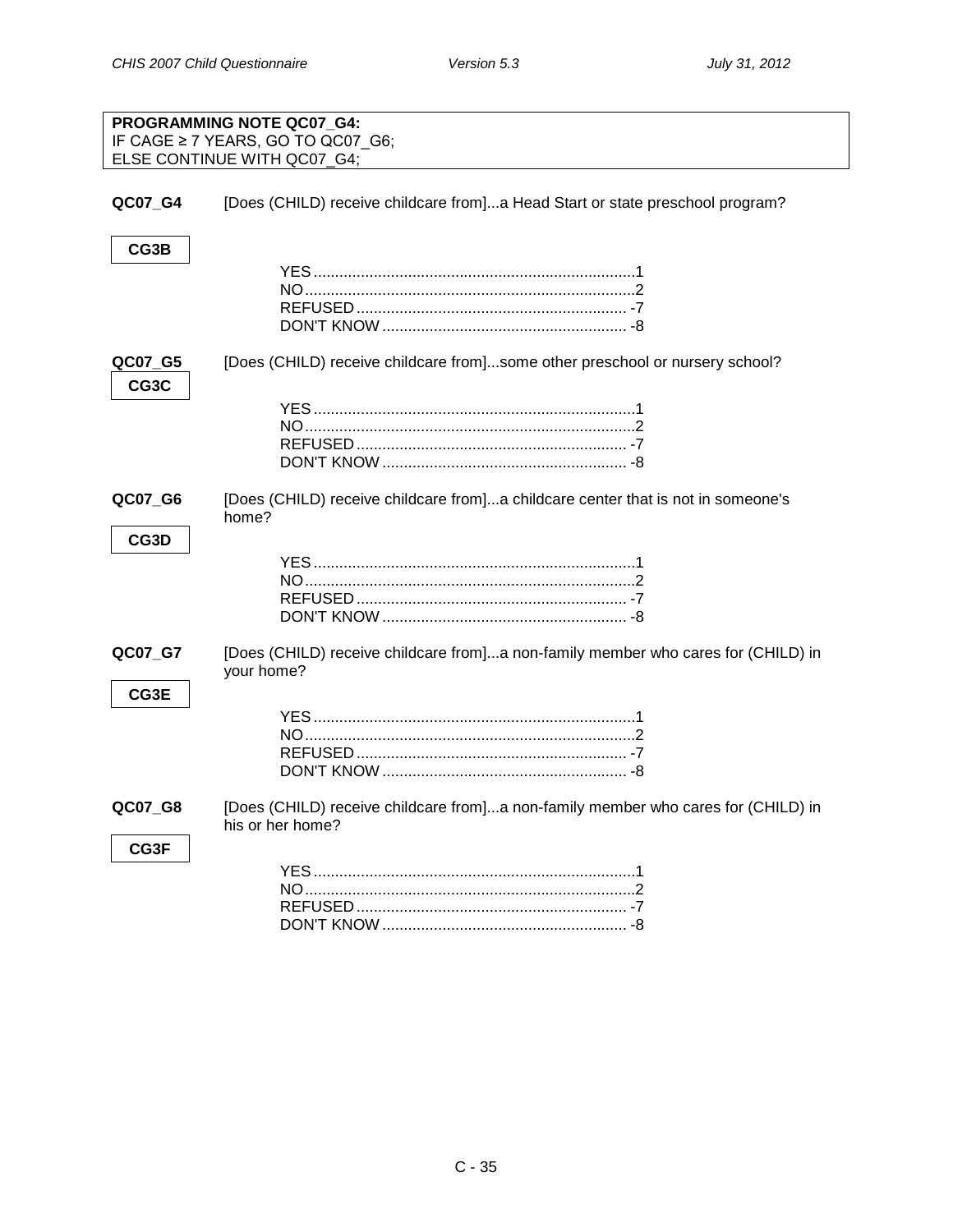**PROGRAMMING NOTE QC07_G4:**
IF CAGE ≥ 7 YEARS, GO TO QC07_G6;
ELSE CONTINUE WITH QC07_G4;

**QC07_G4** [Does (CHILD) receive childcare from]...a Head Start or state preschool program?

**CG3B**

YES........................................................................1
NO..........................................................................2
REFUSED............................................................. -7
DON'T KNOW....................................................... -8

**QC07_G5** [Does (CHILD) receive childcare from]...some other preschool or nursery school?

**CG3C**

YES........................................................................1
NO..........................................................................2
REFUSED............................................................. -7
DON'T KNOW....................................................... -8

**QC07_G6** [Does (CHILD) receive childcare from]...a childcare center that is not in someone's home?

**CG3D**

YES........................................................................1
NO..........................................................................2
REFUSED............................................................. -7
DON'T KNOW....................................................... -8

**QC07_G7** [Does (CHILD) receive childcare from]...a non-family member who cares for (CHILD) in your home?

**CG3E**

YES........................................................................1
NO..........................................................................2
REFUSED............................................................. -7
DON'T KNOW....................................................... -8

**QC07_G8** [Does (CHILD) receive childcare from]...a non-family member who cares for (CHILD) in his or her home?

**CG3F**

YES........................................................................1
NO..........................................................................2
REFUSED............................................................. -7
DON'T KNOW....................................................... -8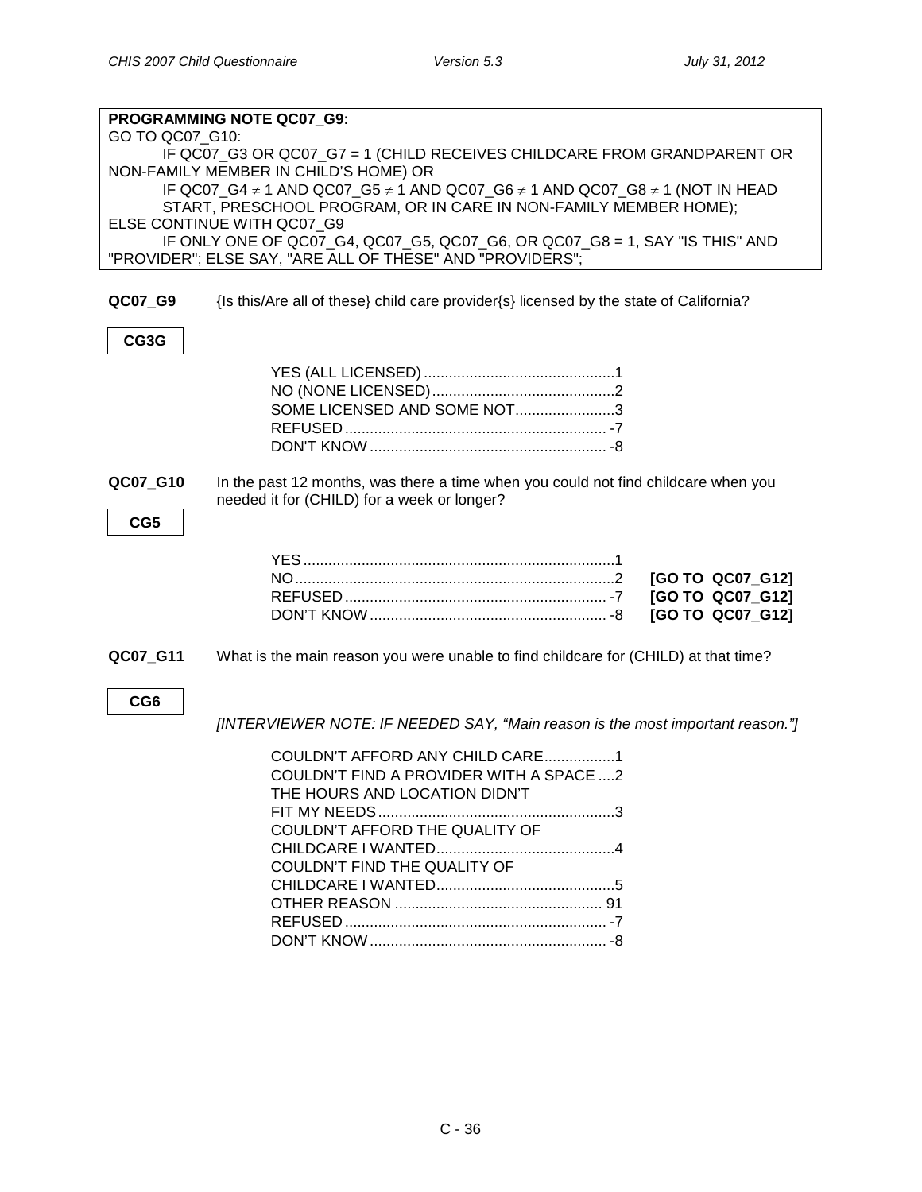**PROGRAMMING NOTE QC07_G9:**
GO TO QC07_G10:
IF QC07_G3 OR QC07_G7 = 1 (CHILD RECEIVES CHILDCARE FROM GRANDPARENT OR NON-FAMILY MEMBER IN CHILD'S HOME) OR
IF QC07_G4 ≠ 1 AND QC07_G5 ≠ 1 AND QC07_G6 ≠ 1 AND QC07_G8 ≠ 1 (NOT IN HEAD START, PRESCHOOL PROGRAM, OR IN CARE IN NON-FAMILY MEMBER HOME);
ELSE CONTINUE WITH QC07_G9
IF ONLY ONE OF QC07_G4, QC07_G5, QC07_G6, OR QC07_G8 = 1, SAY "IS THIS" AND "PROVIDER"; ELSE SAY, "ARE ALL OF THESE" AND "PROVIDERS";

**QC07_G9** {Is this/Are all of these} child care provider{s} licensed by the state of California?

**CG3G**

YES (ALL LICENSED) .............................................1
NO (NONE LICENSED) ...........................................2
SOME LICENSED AND SOME NOT.......................3
REFUSED ............................................................. -7
DON'T KNOW ....................................................... -8

**QC07_G10** In the past 12 months, was there a time when you could not find childcare when you needed it for (CHILD) for a week or longer?

**CG5**

YES .........................................................................1
NO ..........................................................................2 **[GO TO QC07_G12]**
REFUSED ............................................................. -7 **[GO TO QC07_G12]**
DON'T KNOW ....................................................... -8 **[GO TO QC07_G12]**

**QC07_G11** What is the main reason you were unable to find childcare for (CHILD) at that time?

**CG6**

*[INTERVIEWER NOTE: IF NEEDED SAY, "Main reason is the most important reason."]*

COULDN'T AFFORD ANY CHILD CARE.................1
COULDN'T FIND A PROVIDER WITH A SPACE ....2
THE HOURS AND LOCATION DIDN'T FIT MY NEEDS.........................................................3
COULDN'T AFFORD THE QUALITY OF CHILDCARE I WANTED..........................................4
COULDN'T FIND THE QUALITY OF CHILDCARE I WANTED..........................................5
OTHER REASON ................................................. 91
REFUSED ............................................................. -7
DON'T KNOW ....................................................... -8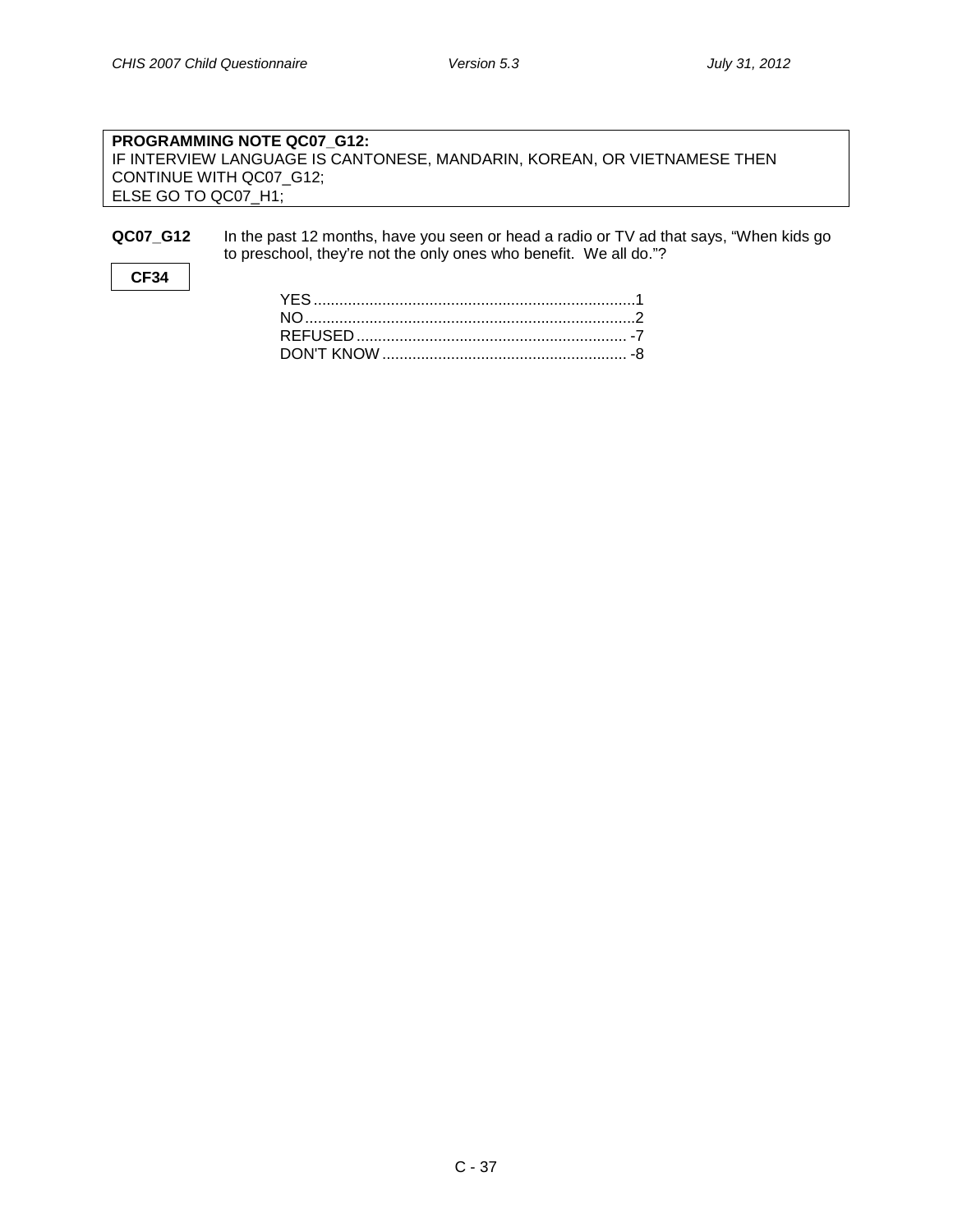**PROGRAMMING NOTE QC07_G12:**
IF INTERVIEW LANGUAGE IS CANTONESE, MANDARIN, KOREAN, OR VIETNAMESE THEN CONTINUE WITH QC07_G12;
ELSE GO TO QC07_H1;

**QC07_G12** In the past 12 months, have you seen or head a radio or TV ad that says, "When kids go to preschool, they're not the only ones who benefit. We all do."?

**CF34**

YES........................................................................1
NO..........................................................................2
REFUSED............................................................. -7
DON'T KNOW....................................................... -8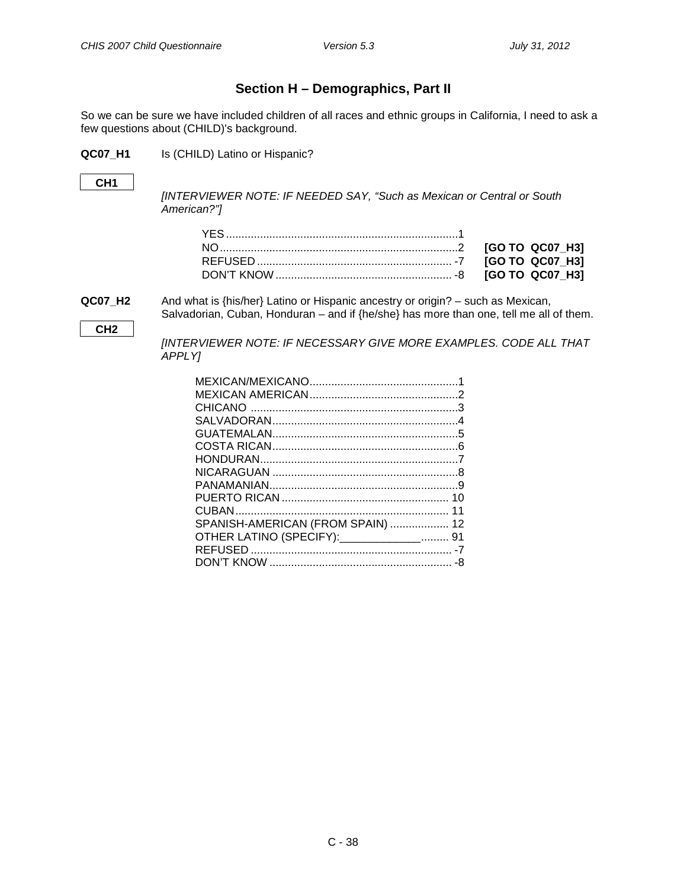## Section H – Demographics, Part II

So we can be sure we have included children of all races and ethnic groups in California, I need to ask a few questions about (CHILD)'s background.

**QC07_H1** Is (CHILD) Latino or Hispanic?

**CH1**

*[INTERVIEWER NOTE: IF NEEDED SAY, "Such as Mexican or Central or South American?"]*

| | | |
|---|---|---|
| YES | 1 | |
| NO | 2 | **[GO TO QC07_H3]** |
| REFUSED | -7 | **[GO TO QC07_H3]** |
| DON'T KNOW | -8 | **[GO TO QC07_H3]** |

**QC07_H2** And what is {his/her} Latino or Hispanic ancestry or origin? – such as Mexican, Salvadorian, Cuban, Honduran – and if {he/she} has more than one, tell me all of them.

**CH2**

*[INTERVIEWER NOTE: IF NECESSARY GIVE MORE EXAMPLES. CODE ALL THAT APPLY]*

| | |
|---|---|
| MEXICAN/MEXICANO | 1 |
| MEXICAN AMERICAN | 2 |
| CHICANO | 3 |
| SALVADORAN | 4 |
| GUATEMALAN | 5 |
| COSTA RICAN | 6 |
| HONDURAN | 7 |
| NICARAGUAN | 8 |
| PANAMANIAN | 9 |
| PUERTO RICAN | 10 |
| CUBAN | 11 |
| SPANISH-AMERICAN (FROM SPAIN) | 12 |
| OTHER LATINO (SPECIFY):_____________ | 91 |
| REFUSED | -7 |
| DON'T KNOW | -8 |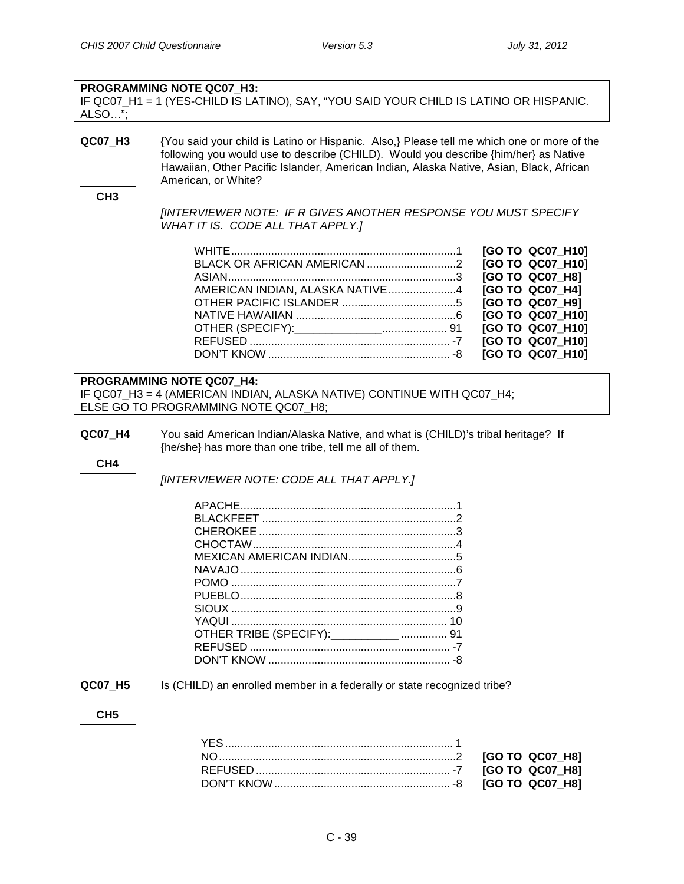**PROGRAMMING NOTE QC07_H3:**
IF QC07_H1 = 1 (YES-CHILD IS LATINO), SAY, "YOU SAID YOUR CHILD IS LATINO OR HISPANIC. ALSO…";

**QC07_H3** {You said your child is Latino or Hispanic. Also,} Please tell me which one or more of the following you would use to describe (CHILD). Would you describe {him/her} as Native Hawaiian, Other Pacific Islander, American Indian, Alaska Native, Asian, Black, African American, or White?

**CH3**

*[INTERVIEWER NOTE: IF R GIVES ANOTHER RESPONSE YOU MUST SPECIFY WHAT IT IS. CODE ALL THAT APPLY.]*

| | | |
|---|---|---|
| WHITE | 1 | **[GO TO QC07_H10]** |
| BLACK OR AFRICAN AMERICAN | 2 | **[GO TO QC07_H10]** |
| ASIAN | 3 | **[GO TO QC07_H8]** |
| AMERICAN INDIAN, ALASKA NATIVE | 4 | **[GO TO QC07_H4]** |
| OTHER PACIFIC ISLANDER | 5 | **[GO TO QC07_H9]** |
| NATIVE HAWAIIAN | 6 | **[GO TO QC07_H10]** |
| OTHER (SPECIFY):______________ | 91 | **[GO TO QC07_H10]** |
| REFUSED | -7 | **[GO TO QC07_H10]** |
| DON'T KNOW | -8 | **[GO TO QC07_H10]** |

**PROGRAMMING NOTE QC07_H4:**
IF QC07_H3 = 4 (AMERICAN INDIAN, ALASKA NATIVE) CONTINUE WITH QC07_H4;
ELSE GO TO PROGRAMMING NOTE QC07_H8;

**QC07_H4** You said American Indian/Alaska Native, and what is (CHILD)'s tribal heritage? If {he/she} has more than one tribe, tell me all of them.

**CH4**

*[INTERVIEWER NOTE: CODE ALL THAT APPLY.]*

| | |
|---|---|
| APACHE | 1 |
| BLACKFEET | 2 |
| CHEROKEE | 3 |
| CHOCTAW | 4 |
| MEXICAN AMERICAN INDIAN | 5 |
| NAVAJO | 6 |
| POMO | 7 |
| PUEBLO | 8 |
| SIOUX | 9 |
| YAQUI | 10 |
| OTHER TRIBE (SPECIFY):___________ | 91 |
| REFUSED | -7 |
| DON'T KNOW | -8 |

**QC07_H5** Is (CHILD) an enrolled member in a federally or state recognized tribe?

**CH5**

| | | |
|---|---|---|
| YES | 1 | |
| NO | 2 | **[GO TO QC07_H8]** |
| REFUSED | -7 | **[GO TO QC07_H8]** |
| DON'T KNOW | -8 | **[GO TO QC07_H8]** |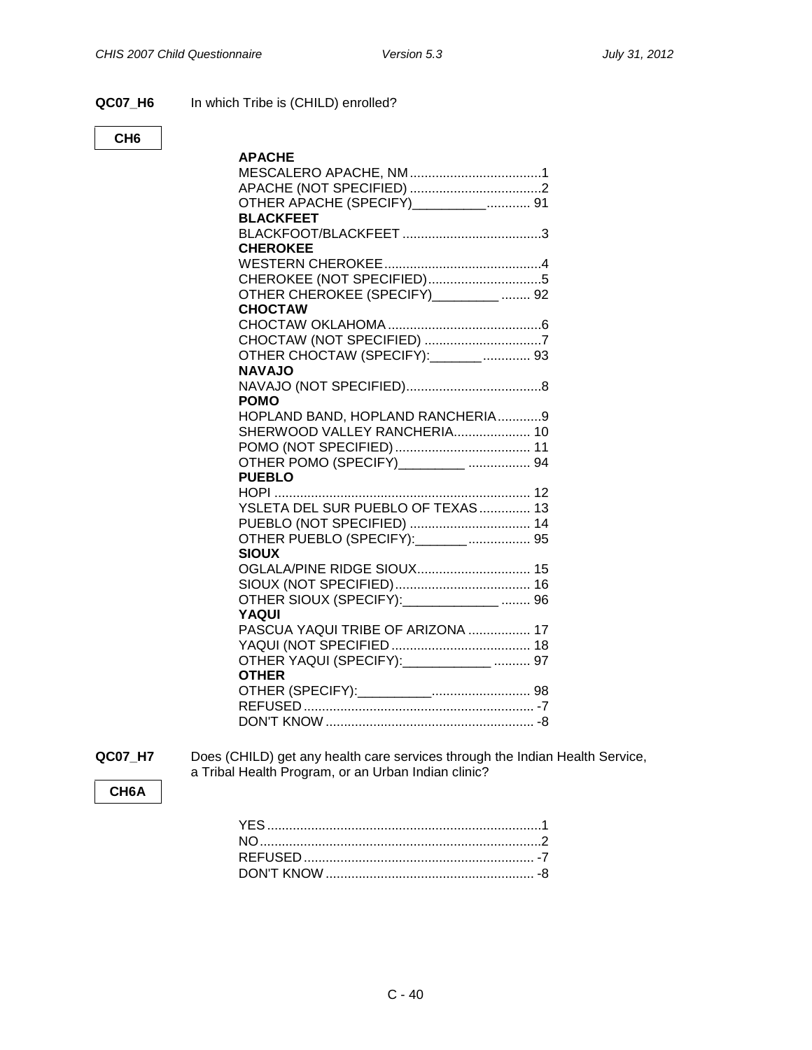**QC07_H6** In which Tribe is (CHILD) enrolled?

**CH6**

**APACHE**
MESCALERO APACHE, NM....................................1
APACHE (NOT SPECIFIED) ....................................2
OTHER APACHE (SPECIFY)__________............ 91
**BLACKFEET**
BLACKFOOT/BLACKFEET ......................................3
**CHEROKEE**
WESTERN CHEROKEE...........................................4
CHEROKEE (NOT SPECIFIED)...............................5
OTHER CHEROKEE (SPECIFY)_________ ........ 92
**CHOCTAW**
CHOCTAW OKLAHOMA ..........................................6
CHOCTAW (NOT SPECIFIED) ................................7
OTHER CHOCTAW (SPECIFY):_______............. 93
**NAVAJO**
NAVAJO (NOT SPECIFIED).....................................8
**POMO**
HOPLAND BAND, HOPLAND RANCHERIA............9
SHERWOOD VALLEY RANCHERIA..................... 10
POMO (NOT SPECIFIED)..................................... 11
OTHER POMO (SPECIFY)_________ ................. 94
**PUEBLO**
HOPI ...................................................................... 12
YSLETA DEL SUR PUEBLO OF TEXAS.............. 13
PUEBLO (NOT SPECIFIED) ................................. 14
OTHER PUEBLO (SPECIFY):_______................. 95
**SIOUX**
OGLALA/PINE RIDGE SIOUX............................... 15
SIOUX (NOT SPECIFIED)..................................... 16
OTHER SIOUX (SPECIFY):_____________ ........ 96
**YAQUI**
PASCUA YAQUI TRIBE OF ARIZONA ................. 17
YAQUI (NOT SPECIFIED...................................... 18
OTHER YAQUI (SPECIFY):____________ .......... 97
**OTHER**
OTHER (SPECIFY):__________........................... 98
REFUSED ............................................................... -7
DON'T KNOW ......................................................... -8

**QC07_H7** Does (CHILD) get any health care services through the Indian Health Service, a Tribal Health Program, or an Urban Indian clinic?

**CH6A**

YES ..........................................................................1
NO............................................................................2
REFUSED ............................................................... -7
DON'T KNOW ......................................................... -8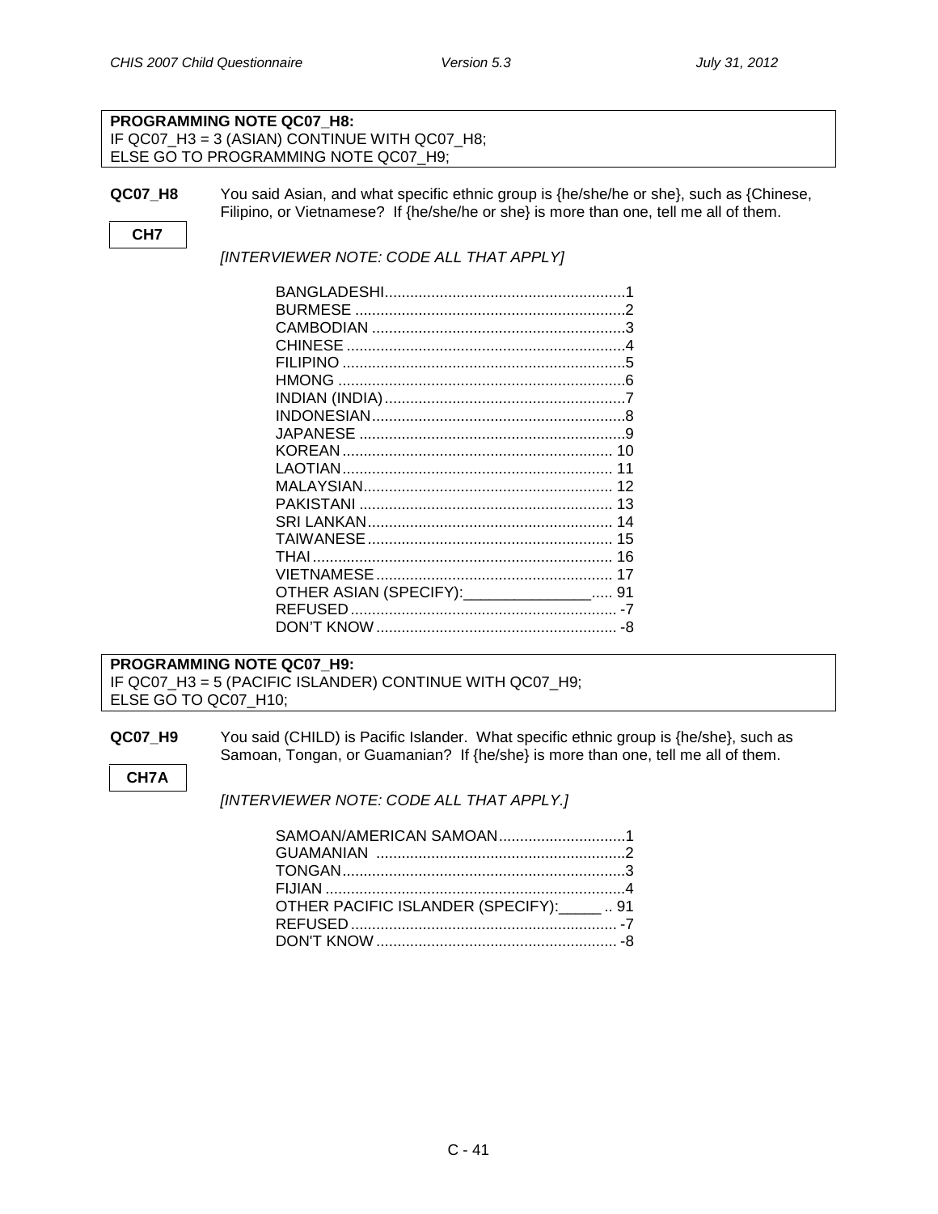**PROGRAMMING NOTE QC07_H8:**
IF QC07_H3 = 3 (ASIAN) CONTINUE WITH QC07_H8;
ELSE GO TO PROGRAMMING NOTE QC07_H9;

**QC07_H8** You said Asian, and what specific ethnic group is {he/she/he or she}, such as {Chinese, Filipino, or Vietnamese? If {he/she/he or she} is more than one, tell me all of them.

**CH7**

*[INTERVIEWER NOTE: CODE ALL THAT APPLY]*

| | |
|---|---|
| BANGLADESHI | 1 |
| BURMESE | 2 |
| CAMBODIAN | 3 |
| CHINESE | 4 |
| FILIPINO | 5 |
| HMONG | 6 |
| INDIAN (INDIA) | 7 |
| INDONESIAN | 8 |
| JAPANESE | 9 |
| KOREAN | 10 |
| LAOTIAN | 11 |
| MALAYSIAN | 12 |
| PAKISTANI | 13 |
| SRI LANKAN | 14 |
| TAIWANESE | 15 |
| THAI | 16 |
| VIETNAMESE | 17 |
| OTHER ASIAN (SPECIFY):_______________ | 91 |
| REFUSED | -7 |
| DON'T KNOW | -8 |

**PROGRAMMING NOTE QC07_H9:**
IF QC07_H3 = 5 (PACIFIC ISLANDER) CONTINUE WITH QC07_H9;
ELSE GO TO QC07_H10;

**QC07_H9** You said (CHILD) is Pacific Islander. What specific ethnic group is {he/she}, such as Samoan, Tongan, or Guamanian? If {he/she} is more than one, tell me all of them.

**CH7A**

*[INTERVIEWER NOTE: CODE ALL THAT APPLY.]*

| | |
|---|---|
| SAMOAN/AMERICAN SAMOAN | 1 |
| GUAMANIAN | 2 |
| TONGAN | 3 |
| FIJIAN | 4 |
| OTHER PACIFIC ISLANDER (SPECIFY):_____ | 91 |
| REFUSED | -7 |
| DON'T KNOW | -8 |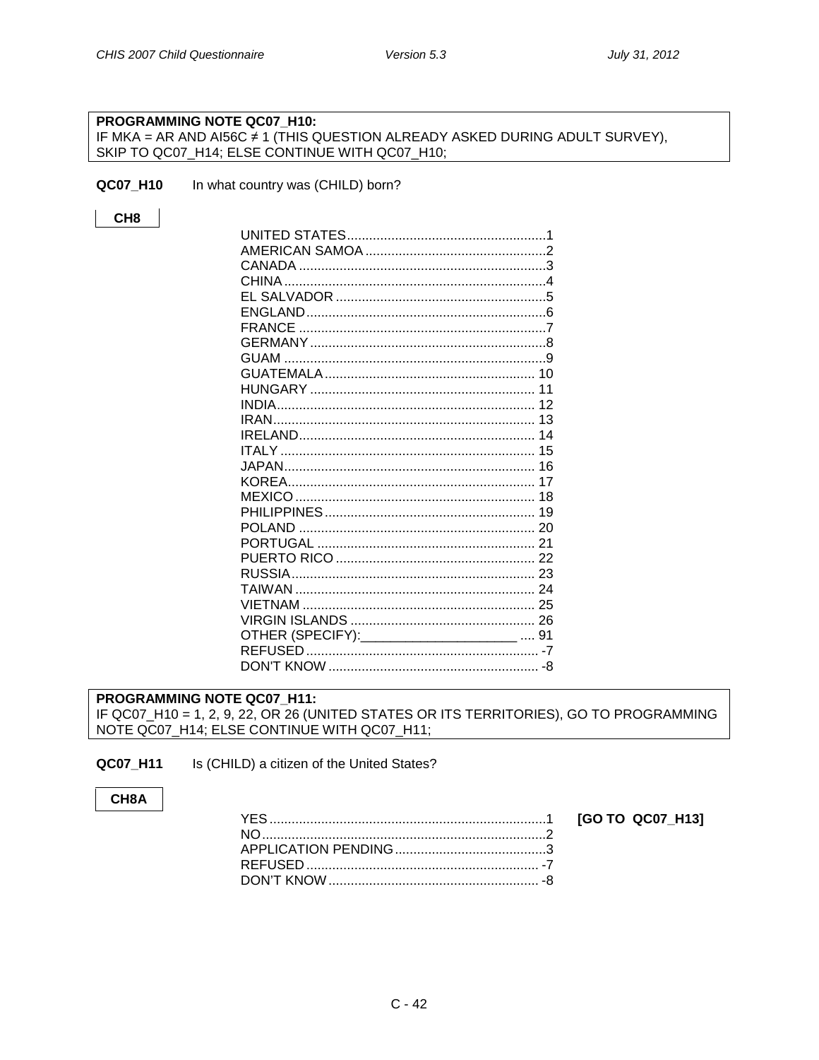**PROGRAMMING NOTE QC07_H10:**
IF MKA = AR AND AI56C ≠ 1 (THIS QUESTION ALREADY ASKED DURING ADULT SURVEY), SKIP TO QC07_H14; ELSE CONTINUE WITH QC07_H10;

**QC07_H10** In what country was (CHILD) born?

**CH8**

| | |
|---|---|
| UNITED STATES | 1 |
| AMERICAN SAMOA | 2 |
| CANADA | 3 |
| CHINA | 4 |
| EL SALVADOR | 5 |
| ENGLAND | 6 |
| FRANCE | 7 |
| GERMANY | 8 |
| GUAM | 9 |
| GUATEMALA | 10 |
| HUNGARY | 11 |
| INDIA | 12 |
| IRAN | 13 |
| IRELAND | 14 |
| ITALY | 15 |
| JAPAN | 16 |
| KOREA | 17 |
| MEXICO | 18 |
| PHILIPPINES | 19 |
| POLAND | 20 |
| PORTUGAL | 21 |
| PUERTO RICO | 22 |
| RUSSIA | 23 |
| TAIWAN | 24 |
| VIETNAM | 25 |
| VIRGIN ISLANDS | 26 |
| OTHER (SPECIFY):____________________ | 91 |
| REFUSED | -7 |
| DON'T KNOW | -8 |

**PROGRAMMING NOTE QC07_H11:**
IF QC07_H10 = 1, 2, 9, 22, OR 26 (UNITED STATES OR ITS TERRITORIES), GO TO PROGRAMMING NOTE QC07_H14; ELSE CONTINUE WITH QC07_H11;

**QC07_H11** Is (CHILD) a citizen of the United States?

**CH8A**

| | | |
|---|---|---|
| YES | 1 | **[GO TO QC07_H13]** |
| NO | 2 | |
| APPLICATION PENDING | 3 | |
| REFUSED | -7 | |
| DON'T KNOW | -8 | |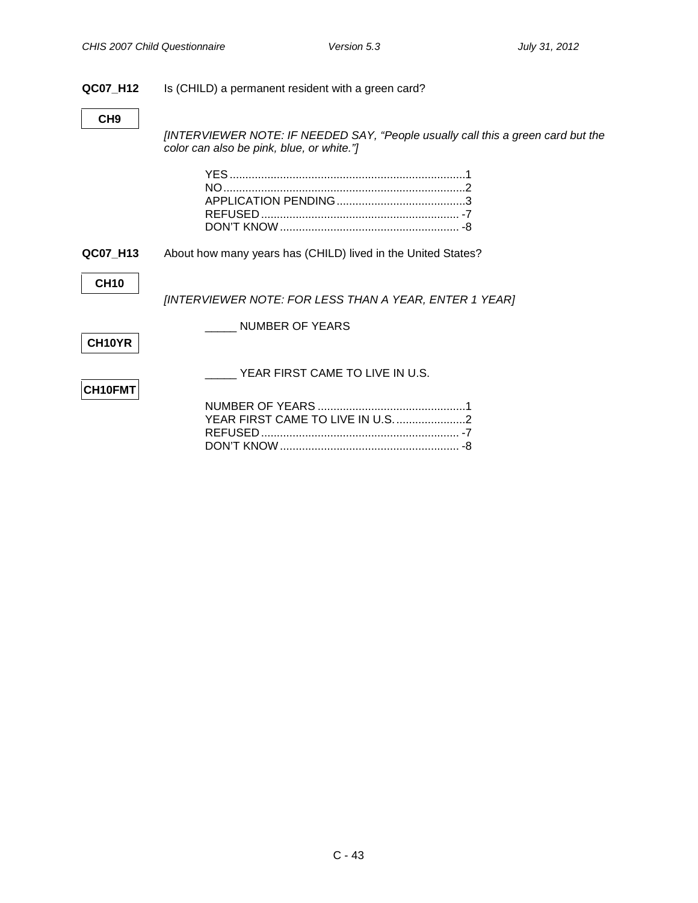**QC07_H12** Is (CHILD) a permanent resident with a green card?

**CH9**

*[INTERVIEWER NOTE: IF NEEDED SAY, "People usually call this a green card but the color can also be pink, blue, or white."]*

YES ........................................................................... 1
NO ............................................................................. 2
APPLICATION PENDING ......................................... 3
REFUSED ............................................................... -7
DON'T KNOW ......................................................... -8

**QC07_H13** About how many years has (CHILD) lived in the United States?

**CH10**

*[INTERVIEWER NOTE: FOR LESS THAN A YEAR, ENTER 1 YEAR]*

_____ NUMBER OF YEARS

**CH10YR**

_____ YEAR FIRST CAME TO LIVE IN U.S.

**CH10FMT**

NUMBER OF YEARS ............................................... 1
YEAR FIRST CAME TO LIVE IN U.S. ...................... 2
REFUSED ............................................................... -7
DON'T KNOW ......................................................... -8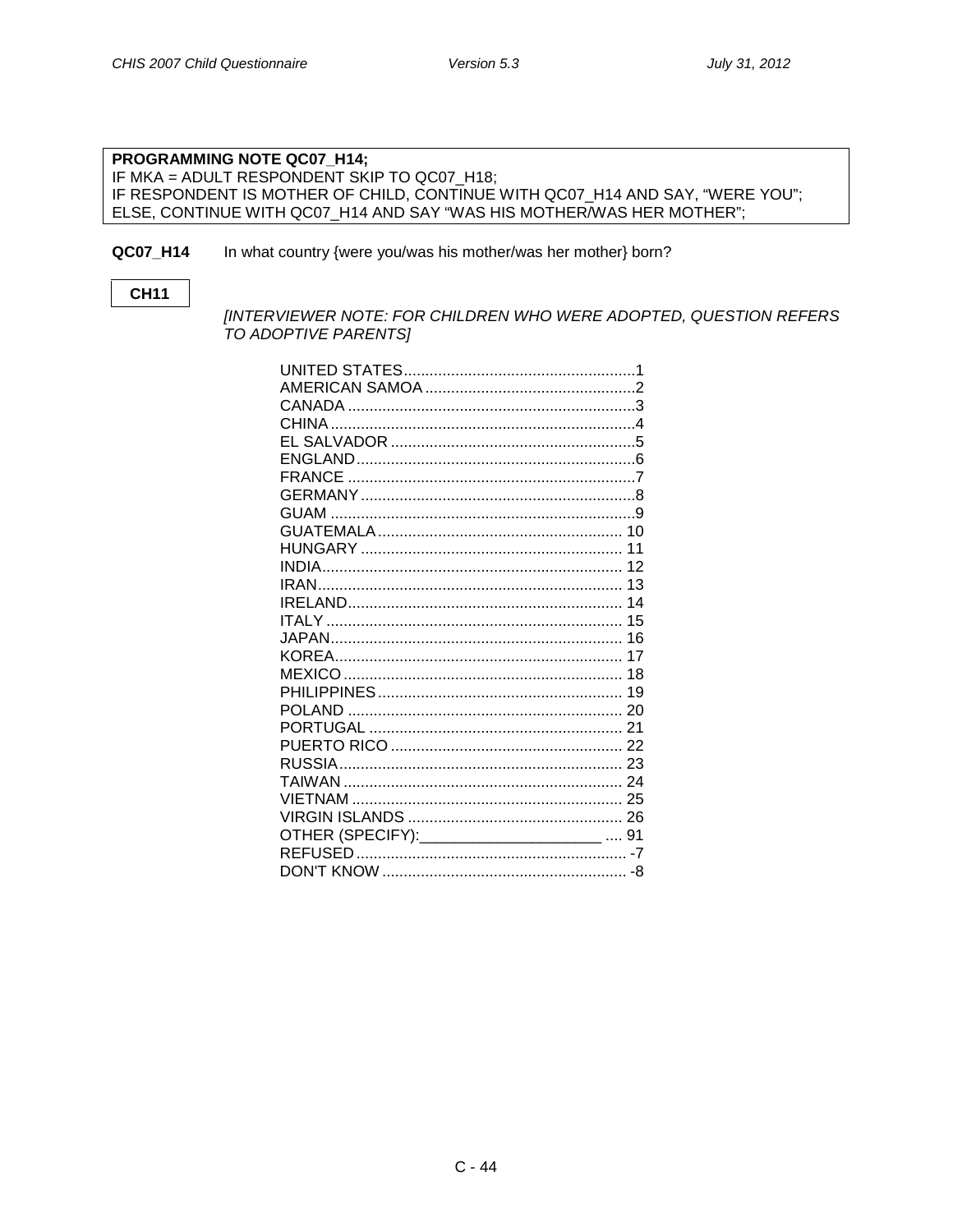**PROGRAMMING NOTE QC07_H14;**
IF MKA = ADULT RESPONDENT SKIP TO QC07_H18;
IF RESPONDENT IS MOTHER OF CHILD, CONTINUE WITH QC07_H14 AND SAY, "WERE YOU";
ELSE, CONTINUE WITH QC07_H14 AND SAY "WAS HIS MOTHER/WAS HER MOTHER";

**QC07_H14** In what country {were you/was his mother/was her mother} born?

**CH11**

*[INTERVIEWER NOTE: FOR CHILDREN WHO WERE ADOPTED, QUESTION REFERS TO ADOPTIVE PARENTS]*

UNITED STATES......................................................1
AMERICAN SAMOA .................................................2
CANADA ...................................................................3
CHINA ......................................................................4
EL SALVADOR .........................................................5
ENGLAND.................................................................6
FRANCE ...................................................................7
GERMANY................................................................8
GUAM .......................................................................9
GUATEMALA......................................................... 10
HUNGARY ............................................................. 11
INDIA...................................................................... 12
IRAN....................................................................... 13
IRELAND................................................................ 14
ITALY ..................................................................... 15
JAPAN.................................................................... 16
KOREA................................................................... 17
MEXICO ................................................................. 18
PHILIPPINES......................................................... 19
POLAND ................................................................ 20
PORTUGAL ........................................................... 21
PUERTO RICO ...................................................... 22
RUSSIA.................................................................. 23
TAIWAN ................................................................. 24
VIETNAM ............................................................... 25
VIRGIN ISLANDS .................................................. 26
OTHER (SPECIFY):_____________________ .... 91
REFUSED ............................................................... -7
DON'T KNOW ......................................................... -8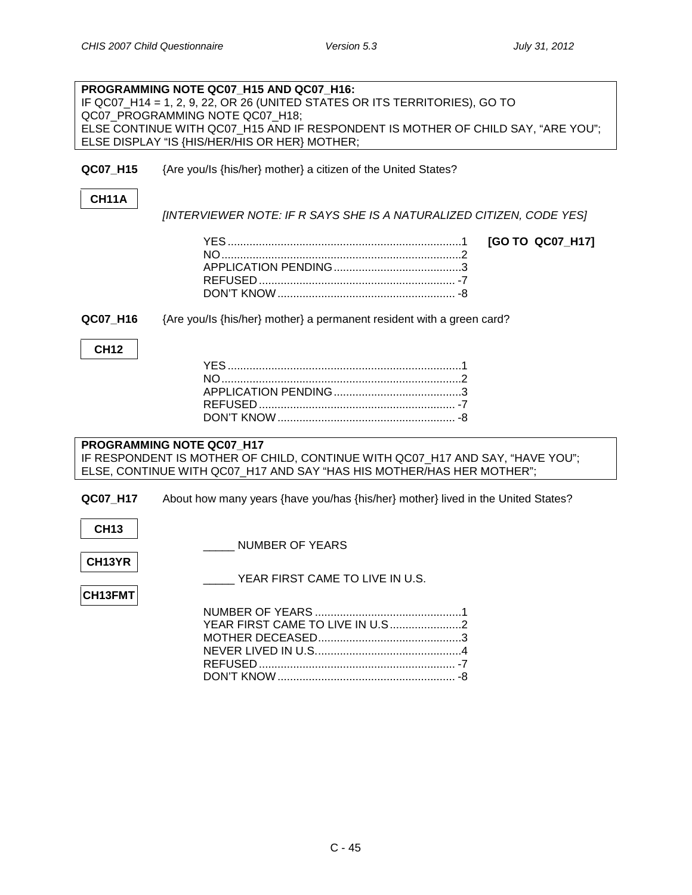**PROGRAMMING NOTE QC07_H15 AND QC07_H16:**
IF QC07_H14 = 1, 2, 9, 22, OR 26 (UNITED STATES OR ITS TERRITORIES), GO TO QC07_PROGRAMMING NOTE QC07_H18;
ELSE CONTINUE WITH QC07_H15 AND IF RESPONDENT IS MOTHER OF CHILD SAY, "ARE YOU";
ELSE DISPLAY "IS {HIS/HER/HIS OR HER} MOTHER;

**QC07_H15** {Are you/Is {his/her} mother} a citizen of the United States?

**CH11A**

*[INTERVIEWER NOTE: IF R SAYS SHE IS A NATURALIZED CITIZEN, CODE YES]*

YES ............................................................1 **[GO TO QC07_H17]**
NO ............................................................2
APPLICATION PENDING ............................................................3
REFUSED ............................................................-7
DON'T KNOW ............................................................-8

**QC07_H16** {Are you/Is {his/her} mother} a permanent resident with a green card?

**CH12**

YES ............................................................1
NO ............................................................2
APPLICATION PENDING ............................................................3
REFUSED ............................................................-7
DON'T KNOW ............................................................-8

**PROGRAMMING NOTE QC07_H17**
IF RESPONDENT IS MOTHER OF CHILD, CONTINUE WITH QC07_H17 AND SAY, "HAVE YOU";
ELSE, CONTINUE WITH QC07_H17 AND SAY "HAS HIS MOTHER/HAS HER MOTHER";

**QC07_H17** About how many years {have you/has {his/her} mother} lived in the United States?

**CH13**

_____ NUMBER OF YEARS

**CH13YR**

_____ YEAR FIRST CAME TO LIVE IN U.S.

**CH13FMT**

NUMBER OF YEARS ............................................................1
YEAR FIRST CAME TO LIVE IN U.S ............................................................2
MOTHER DECEASED ............................................................3
NEVER LIVED IN U.S. ............................................................4
REFUSED ............................................................-7
DON'T KNOW ............................................................-8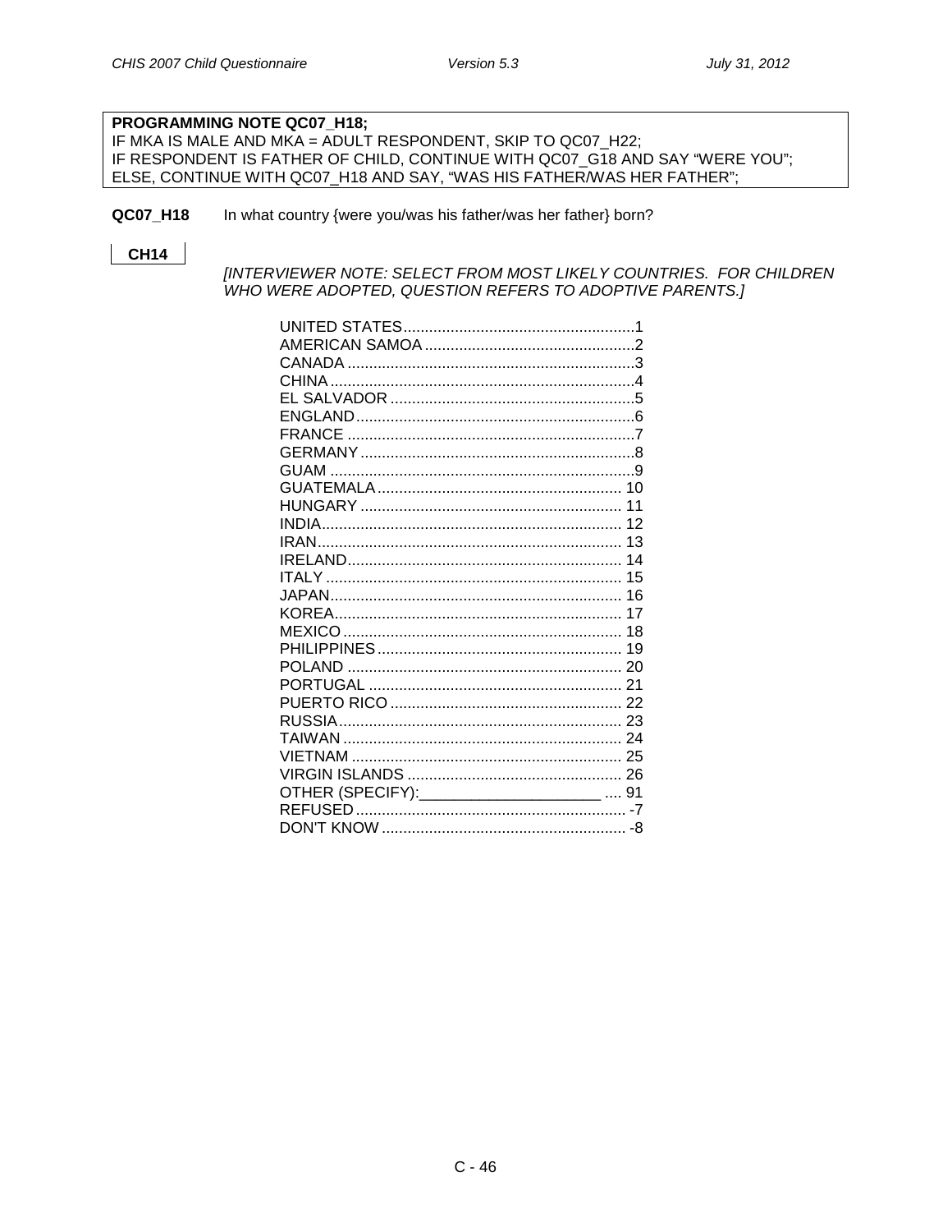**PROGRAMMING NOTE QC07_H18;**
IF MKA IS MALE AND MKA = ADULT RESPONDENT, SKIP TO QC07_H22;
IF RESPONDENT IS FATHER OF CHILD, CONTINUE WITH QC07_G18 AND SAY "WERE YOU";
ELSE, CONTINUE WITH QC07_H18 AND SAY, "WAS HIS FATHER/WAS HER FATHER";

**QC07_H18** In what country {were you/was his father/was her father} born?

**CH14**

*[INTERVIEWER NOTE: SELECT FROM MOST LIKELY COUNTRIES. FOR CHILDREN WHO WERE ADOPTED, QUESTION REFERS TO ADOPTIVE PARENTS.]*

| | |
|---|---|
| UNITED STATES | 1 |
| AMERICAN SAMOA | 2 |
| CANADA | 3 |
| CHINA | 4 |
| EL SALVADOR | 5 |
| ENGLAND | 6 |
| FRANCE | 7 |
| GERMANY | 8 |
| GUAM | 9 |
| GUATEMALA | 10 |
| HUNGARY | 11 |
| INDIA | 12 |
| IRAN | 13 |
| IRELAND | 14 |
| ITALY | 15 |
| JAPAN | 16 |
| KOREA | 17 |
| MEXICO | 18 |
| PHILIPPINES | 19 |
| POLAND | 20 |
| PORTUGAL | 21 |
| PUERTO RICO | 22 |
| RUSSIA | 23 |
| TAIWAN | 24 |
| VIETNAM | 25 |
| VIRGIN ISLANDS | 26 |
| OTHER (SPECIFY):_____________________ | 91 |
| REFUSED | -7 |
| DON'T KNOW | -8 |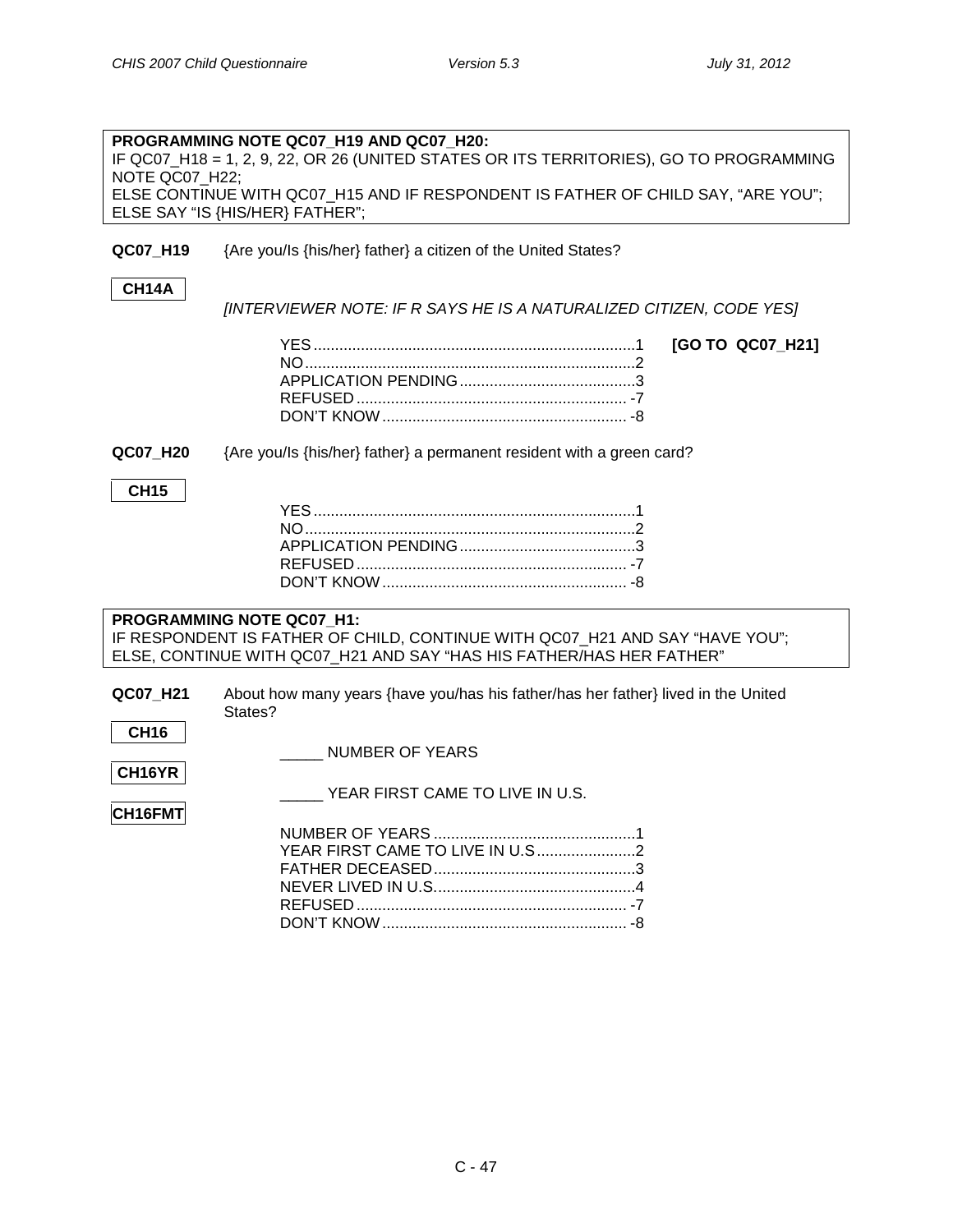**PROGRAMMING NOTE QC07_H19 AND QC07_H20:**
IF QC07_H18 = 1, 2, 9, 22, OR 26 (UNITED STATES OR ITS TERRITORIES), GO TO PROGRAMMING NOTE QC07_H22;
ELSE CONTINUE WITH QC07_H15 AND IF RESPONDENT IS FATHER OF CHILD SAY, "ARE YOU";
ELSE SAY "IS {HIS/HER} FATHER";

**QC07_H19** {Are you/Is {his/her} father} a citizen of the United States?

**CH14A**

*[INTERVIEWER NOTE: IF R SAYS HE IS A NATURALIZED CITIZEN, CODE YES]*

YES ........................................ 1 **[GO TO QC07_H21]**
NO ........................................ 2
APPLICATION PENDING ........................................ 3
REFUSED ........................................ -7
DON'T KNOW ........................................ -8

**QC07_H20** {Are you/Is {his/her} father} a permanent resident with a green card?

**CH15**

YES ........................................ 1
NO ........................................ 2
APPLICATION PENDING ........................................ 3
REFUSED ........................................ -7
DON'T KNOW ........................................ -8

**PROGRAMMING NOTE QC07_H1:**
IF RESPONDENT IS FATHER OF CHILD, CONTINUE WITH QC07_H21 AND SAY "HAVE YOU";
ELSE, CONTINUE WITH QC07_H21 AND SAY "HAS HIS FATHER/HAS HER FATHER"

**QC07_H21** About how many years {have you/has his father/has her father} lived in the United States?

**CH16**

_____ NUMBER OF YEARS

**CH16YR**

_____ YEAR FIRST CAME TO LIVE IN U.S.

**CH16FMT**

NUMBER OF YEARS ........................................ 1
YEAR FIRST CAME TO LIVE IN U.S ........................................ 2
FATHER DECEASED ........................................ 3
NEVER LIVED IN U.S. ........................................ 4
REFUSED ........................................ -7
DON'T KNOW ........................................ -8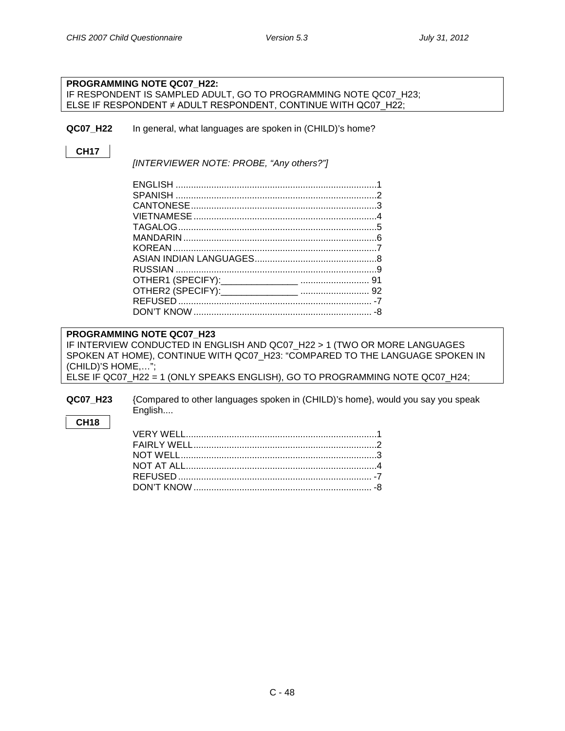**PROGRAMMING NOTE QC07_H22:**
IF RESPONDENT IS SAMPLED ADULT, GO TO PROGRAMMING NOTE QC07_H23;
ELSE IF RESPONDENT ≠ ADULT RESPONDENT, CONTINUE WITH QC07_H22;

**QC07_H22** In general, what languages are spoken in (CHILD)'s home?

**CH17**

*[INTERVIEWER NOTE: PROBE, "Any others?"]*

ENGLISH ....................................................................................1
SPANISH ....................................................................................2
CANTONESE ...............................................................................3
VIETNAMESE ..............................................................................4
TAGALOG ....................................................................................5
MANDARIN ..................................................................................6
KOREAN ......................................................................................7
ASIAN INDIAN LANGUAGES .......................................................8
RUSSIAN .....................................................................................9
OTHER1 (SPECIFY):_______________ ........................... 91
OTHER2 (SPECIFY):_______________ ........................... 92
REFUSED ................................................................................... -7
DON'T KNOW ............................................................................. -8

**PROGRAMMING NOTE QC07_H23**
IF INTERVIEW CONDUCTED IN ENGLISH AND QC07_H22 > 1 (TWO OR MORE LANGUAGES SPOKEN AT HOME), CONTINUE WITH QC07_H23: "COMPARED TO THE LANGUAGE SPOKEN IN (CHILD)'S HOME,…";
ELSE IF QC07_H22 = 1 (ONLY SPEAKS ENGLISH), GO TO PROGRAMMING NOTE QC07_H24;

**QC07_H23** {Compared to other languages spoken in (CHILD)'s home}, would you say you speak English....

**CH18**

VERY WELL...................................................................................1
FAIRLY WELL................................................................................2
NOT WELL.....................................................................................3
NOT AT ALL...................................................................................4
REFUSED ................................................................................... -7
DON'T KNOW ............................................................................. -8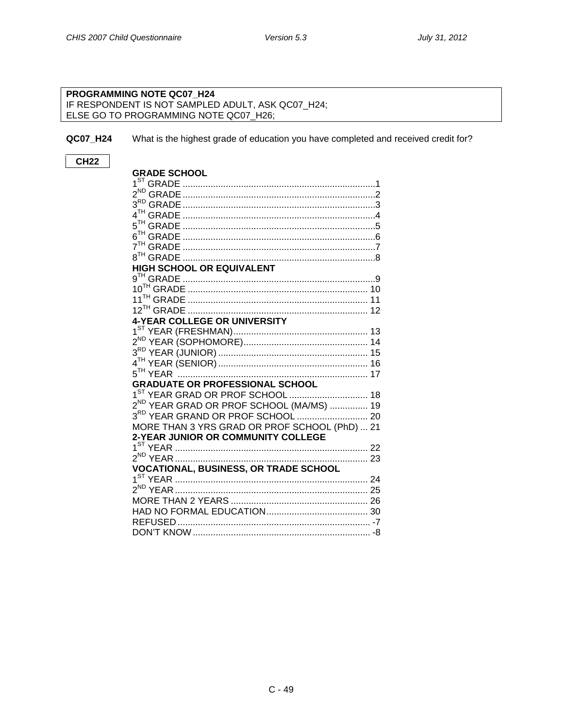**PROGRAMMING NOTE QC07_H24**
IF RESPONDENT IS NOT SAMPLED ADULT, ASK QC07_H24;
ELSE GO TO PROGRAMMING NOTE QC07_H26;

**QC07_H24** What is the highest grade of education you have completed and received credit for?

**CH22**

**GRADE SCHOOL**

1ST GRADE ..... 1
2ND GRADE ..... 2
3RD GRADE ..... 3
4TH GRADE ..... 4
5TH GRADE ..... 5
6TH GRADE ..... 6
7TH GRADE ..... 7
8TH GRADE ..... 8

**HIGH SCHOOL OR EQUIVALENT**

9TH GRADE ..... 9
10TH GRADE ..... 10
11TH GRADE ..... 11
12TH GRADE ..... 12

**4-YEAR COLLEGE OR UNIVERSITY**

1ST YEAR (FRESHMAN) ..... 13
2ND YEAR (SOPHOMORE) ..... 14
3RD YEAR (JUNIOR) ..... 15
4TH YEAR (SENIOR) ..... 16
5TH YEAR ..... 17

**GRADUATE OR PROFESSIONAL SCHOOL**

1ST YEAR GRAD OR PROF SCHOOL ..... 18
2ND YEAR GRAD OR PROF SCHOOL (MA/MS) ..... 19
3RD YEAR GRAND OR PROF SCHOOL ..... 20
MORE THAN 3 YRS GRAD OR PROF SCHOOL (PhD) ... 21

**2-YEAR JUNIOR OR COMMUNITY COLLEGE**

1ST YEAR ..... 22
2ND YEAR ..... 23

**VOCATIONAL, BUSINESS, OR TRADE SCHOOL**

1ST YEAR ..... 24
2ND YEAR ..... 25
MORE THAN 2 YEARS ..... 26
HAD NO FORMAL EDUCATION ..... 30
REFUSED ..... -7
DON'T KNOW ..... -8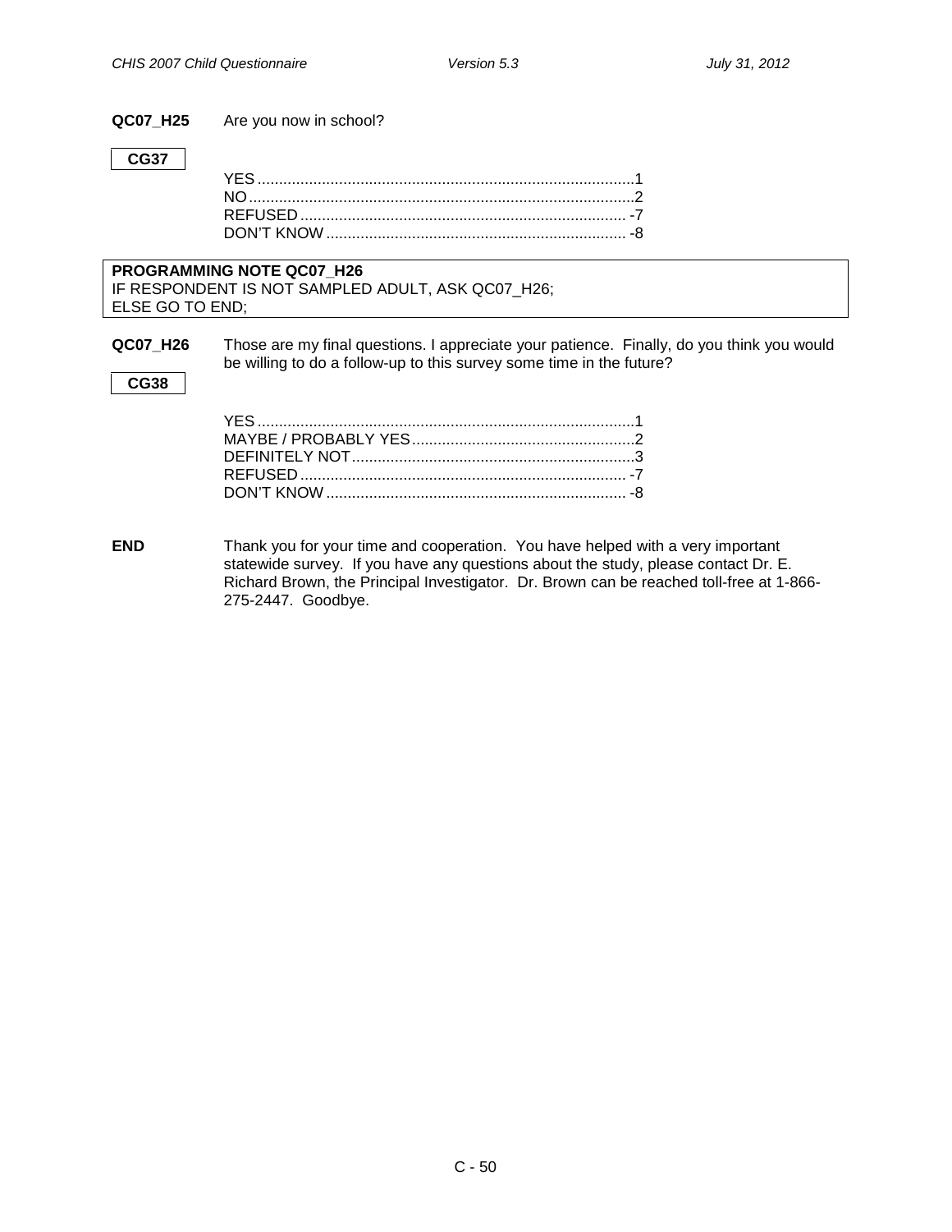**QC07_H25** Are you now in school?

CG37

| | |
|---|---|
| YES | 1 |
| NO | 2 |
| REFUSED | -7 |
| DON'T KNOW | -8 |

**PROGRAMMING NOTE QC07_H26**
IF RESPONDENT IS NOT SAMPLED ADULT, ASK QC07_H26;
ELSE GO TO END;

**QC07_H26** Those are my final questions. I appreciate your patience. Finally, do you think you would be willing to do a follow-up to this survey some time in the future?

CG38

| | |
|---|---|
| YES | 1 |
| MAYBE / PROBABLY YES | 2 |
| DEFINITELY NOT | 3 |
| REFUSED | -7 |
| DON'T KNOW | -8 |

**END** Thank you for your time and cooperation. You have helped with a very important statewide survey. If you have any questions about the study, please contact Dr. E. Richard Brown, the Principal Investigator. Dr. Brown can be reached toll-free at 1-866-275-2447. Goodbye.